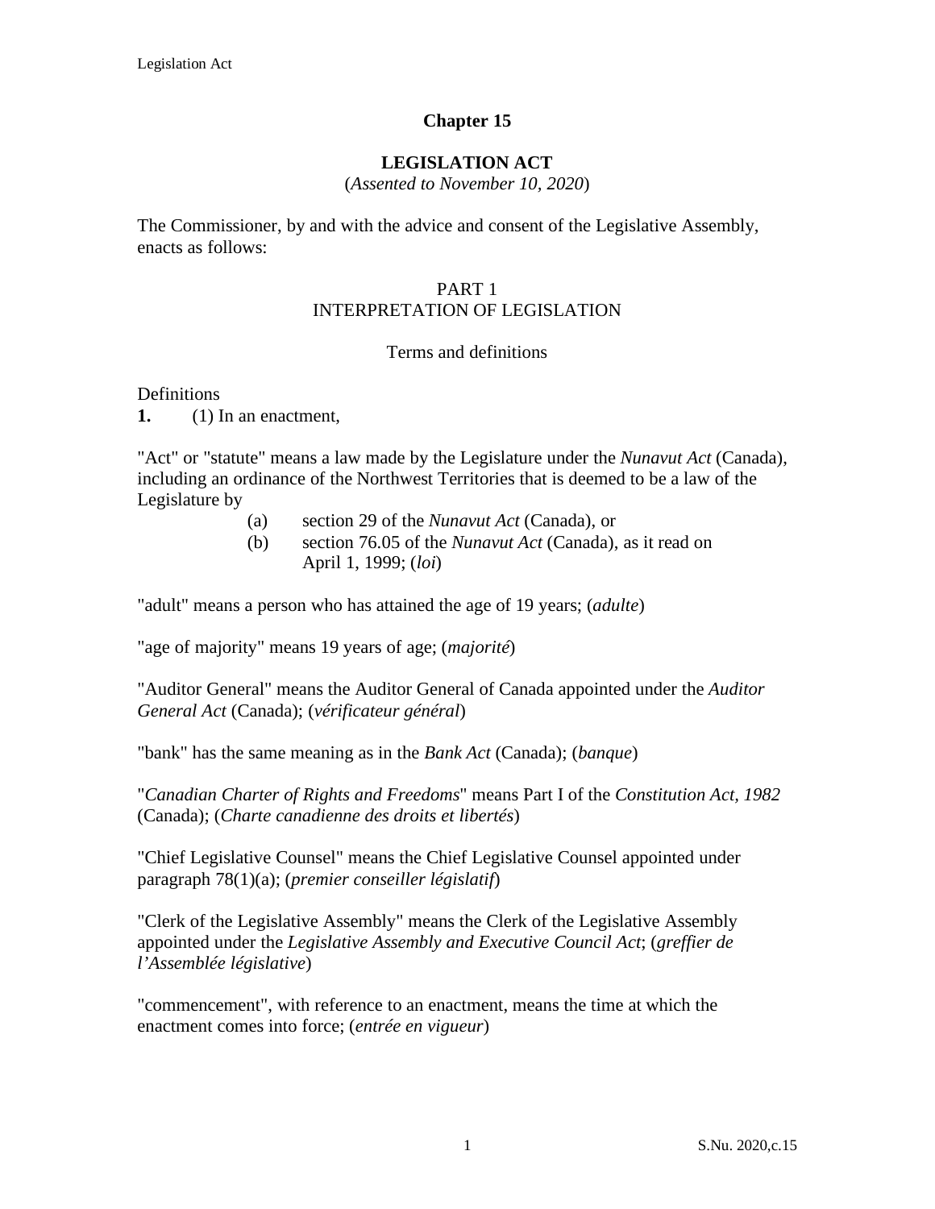# Chapter 15

## LEGISLATION ACT

(*Assented to November 10, 2020*)

The Commissioner, by and with the advice and consent of the Legislative Assembly, enacts as follows:

## PART 1
## INTERPRETATION OF LEGISLATION

### Terms and definitions

Definitions

**1.** (1) In an enactment,

"Act" or "statute" means a law made by the Legislature under the *Nunavut Act* (Canada), including an ordinance of the Northwest Territories that is deemed to be a law of the Legislature by

- (a) section 29 of the *Nunavut Act* (Canada), or
- (b) section 76.05 of the *Nunavut Act* (Canada), as it read on April 1, 1999; (*loi*)

"adult" means a person who has attained the age of 19 years; (*adulte*)

"age of majority" means 19 years of age; (*majorité*)

"Auditor General" means the Auditor General of Canada appointed under the *Auditor General Act* (Canada); (*vérificateur général*)

"bank" has the same meaning as in the *Bank Act* (Canada); (*banque*)

"*Canadian Charter of Rights and Freedoms*" means Part I of the *Constitution Act, 1982* (Canada); (*Charte canadienne des droits et libertés*)

"Chief Legislative Counsel" means the Chief Legislative Counsel appointed under paragraph 78(1)(a); (*premier conseiller législatif*)

"Clerk of the Legislative Assembly" means the Clerk of the Legislative Assembly appointed under the *Legislative Assembly and Executive Council Act*; (*greffier de l'Assemblée législative*)

"commencement", with reference to an enactment, means the time at which the enactment comes into force; (*entrée en vigueur*)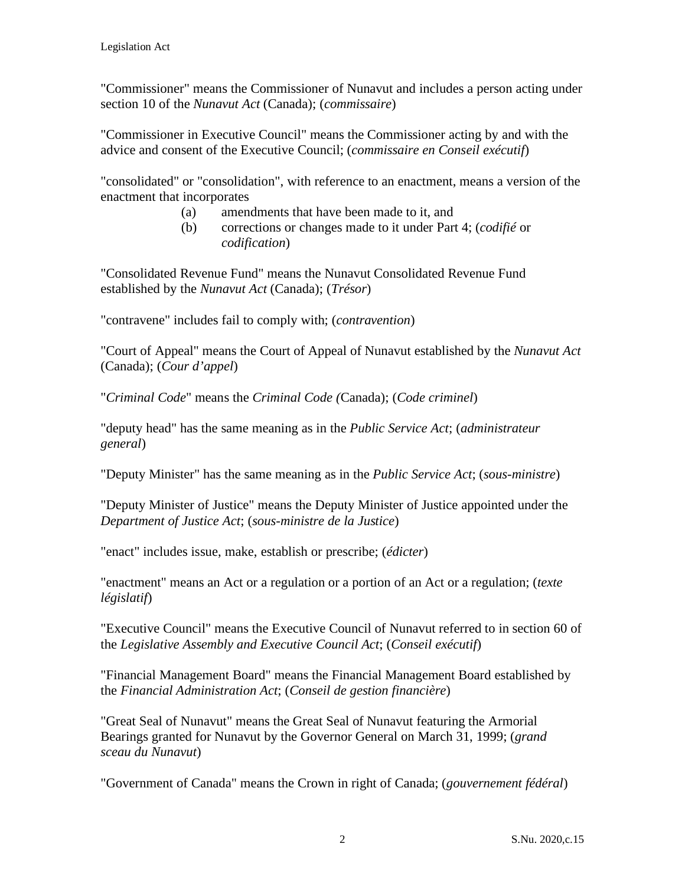"Commissioner" means the Commissioner of Nunavut and includes a person acting under section 10 of the *Nunavut Act* (Canada); (*commissaire*)

"Commissioner in Executive Council" means the Commissioner acting by and with the advice and consent of the Executive Council; (*commissaire en Conseil exécutif*)

"consolidated" or "consolidation", with reference to an enactment, means a version of the enactment that incorporates

(a) amendments that have been made to it, and

(b) corrections or changes made to it under Part 4; (*codifié* or *codification*)

"Consolidated Revenue Fund" means the Nunavut Consolidated Revenue Fund established by the *Nunavut Act* (Canada); (*Trésor*)

"contravene" includes fail to comply with; (*contravention*)

"Court of Appeal" means the Court of Appeal of Nunavut established by the *Nunavut Act* (Canada); (*Cour d'appel*)

"*Criminal Code*" means the *Criminal Code (*Canada); (*Code criminel*)

"deputy head" has the same meaning as in the *Public Service Act*; (*administrateur general*)

"Deputy Minister" has the same meaning as in the *Public Service Act*; (*sous-ministre*)

"Deputy Minister of Justice" means the Deputy Minister of Justice appointed under the *Department of Justice Act*; (*sous-ministre de la Justice*)

"enact" includes issue, make, establish or prescribe; (*édicter*)

"enactment" means an Act or a regulation or a portion of an Act or a regulation; (*texte législatif*)

"Executive Council" means the Executive Council of Nunavut referred to in section 60 of the *Legislative Assembly and Executive Council Act*; (*Conseil exécutif*)

"Financial Management Board" means the Financial Management Board established by the *Financial Administration Act*; (*Conseil de gestion financière*)

"Great Seal of Nunavut" means the Great Seal of Nunavut featuring the Armorial Bearings granted for Nunavut by the Governor General on March 31, 1999; (*grand sceau du Nunavut*)

"Government of Canada" means the Crown in right of Canada; (*gouvernement fédéral*)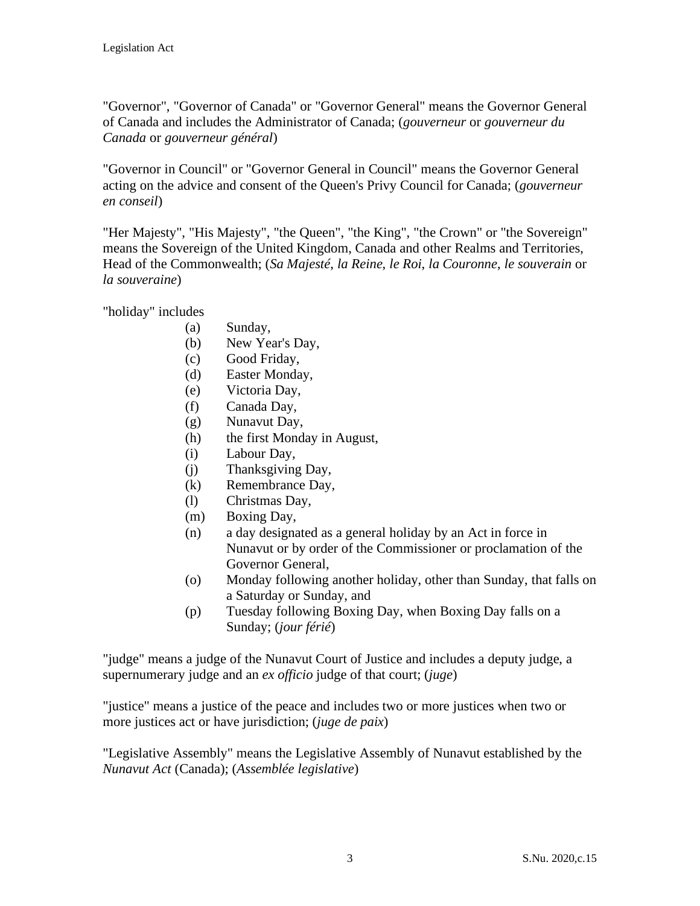"Governor", "Governor of Canada" or "Governor General" means the Governor General of Canada and includes the Administrator of Canada; (*gouverneur* or *gouverneur du Canada* or *gouverneur général*)

"Governor in Council" or "Governor General in Council" means the Governor General acting on the advice and consent of the Queen's Privy Council for Canada; (*gouverneur en conseil*)

"Her Majesty", "His Majesty", "the Queen", "the King", "the Crown" or "the Sovereign" means the Sovereign of the United Kingdom, Canada and other Realms and Territories, Head of the Commonwealth; (*Sa Majesté*, *la Reine*, *le Roi*, *la Couronne*, *le souverain* or *la souveraine*)

"holiday" includes

- (a) Sunday,
- (b) New Year's Day,
- (c) Good Friday,
- (d) Easter Monday,
- (e) Victoria Day,
- (f) Canada Day,
- (g) Nunavut Day,
- (h) the first Monday in August,
- (i) Labour Day,
- (j) Thanksgiving Day,
- (k) Remembrance Day,
- (l) Christmas Day,
- (m) Boxing Day,
- (n) a day designated as a general holiday by an Act in force in Nunavut or by order of the Commissioner or proclamation of the Governor General,
- (o) Monday following another holiday, other than Sunday, that falls on a Saturday or Sunday, and
- (p) Tuesday following Boxing Day, when Boxing Day falls on a Sunday; (*jour férié*)

"judge" means a judge of the Nunavut Court of Justice and includes a deputy judge, a supernumerary judge and an *ex officio* judge of that court; (*juge*)

"justice" means a justice of the peace and includes two or more justices when two or more justices act or have jurisdiction; (*juge de paix*)

"Legislative Assembly" means the Legislative Assembly of Nunavut established by the *Nunavut Act* (Canada); (*Assemblée legislative*)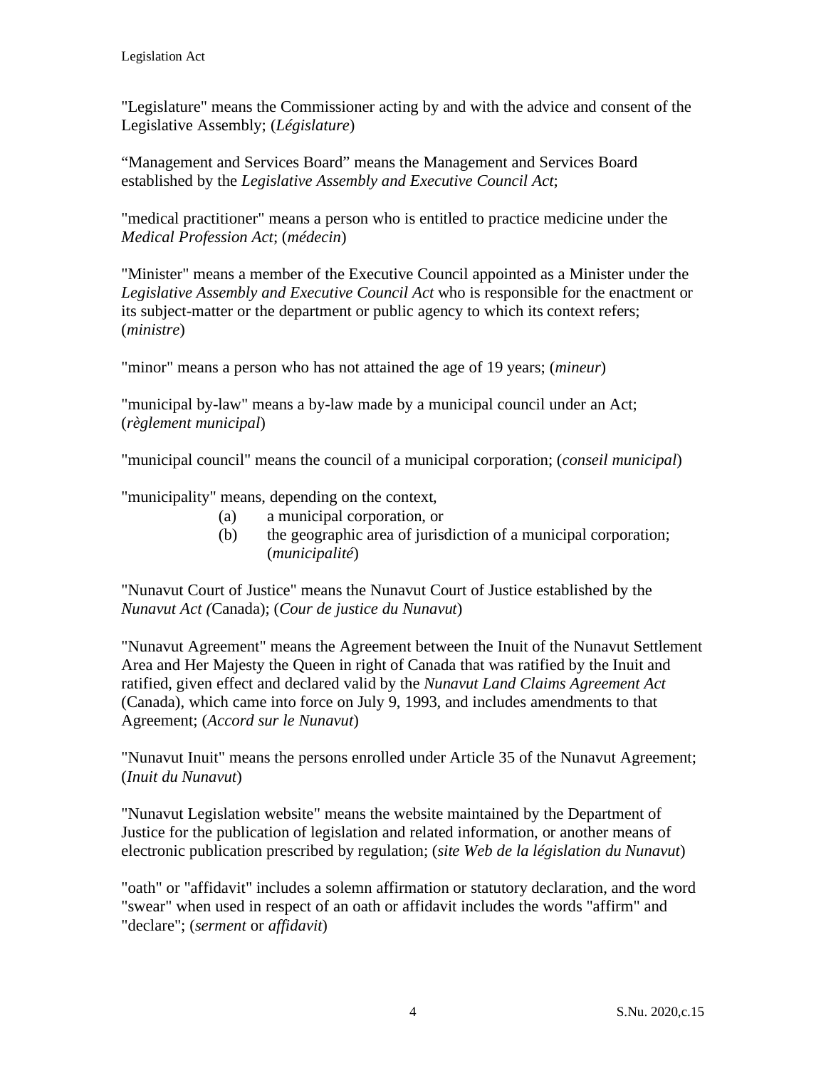"Legislature" means the Commissioner acting by and with the advice and consent of the Legislative Assembly; (*Législature*)

“Management and Services Board” means the Management and Services Board established by the *Legislative Assembly and Executive Council Act*;

"medical practitioner" means a person who is entitled to practice medicine under the *Medical Profession Act*; (*médecin*)

"Minister" means a member of the Executive Council appointed as a Minister under the *Legislative Assembly and Executive Council Act* who is responsible for the enactment or its subject-matter or the department or public agency to which its context refers; (*ministre*)

"minor" means a person who has not attained the age of 19 years; (*mineur*)

"municipal by-law" means a by-law made by a municipal council under an Act; (*règlement municipal*)

"municipal council" means the council of a municipal corporation; (*conseil municipal*)

"municipality" means, depending on the context,

- (a) a municipal corporation, or
- (b) the geographic area of jurisdiction of a municipal corporation; (*municipalité*)

"Nunavut Court of Justice" means the Nunavut Court of Justice established by the *Nunavut Act (*Canada); (*Cour de justice du Nunavut*)

"Nunavut Agreement" means the Agreement between the Inuit of the Nunavut Settlement Area and Her Majesty the Queen in right of Canada that was ratified by the Inuit and ratified, given effect and declared valid by the *Nunavut Land Claims Agreement Act* (Canada), which came into force on July 9, 1993, and includes amendments to that Agreement; (*Accord sur le Nunavut*)

"Nunavut Inuit" means the persons enrolled under Article 35 of the Nunavut Agreement; (*Inuit du Nunavut*)

"Nunavut Legislation website" means the website maintained by the Department of Justice for the publication of legislation and related information, or another means of electronic publication prescribed by regulation; (*site Web de la législation du Nunavut*)

"oath" or "affidavit" includes a solemn affirmation or statutory declaration, and the word "swear" when used in respect of an oath or affidavit includes the words "affirm" and "declare"; (*serment* or *affidavit*)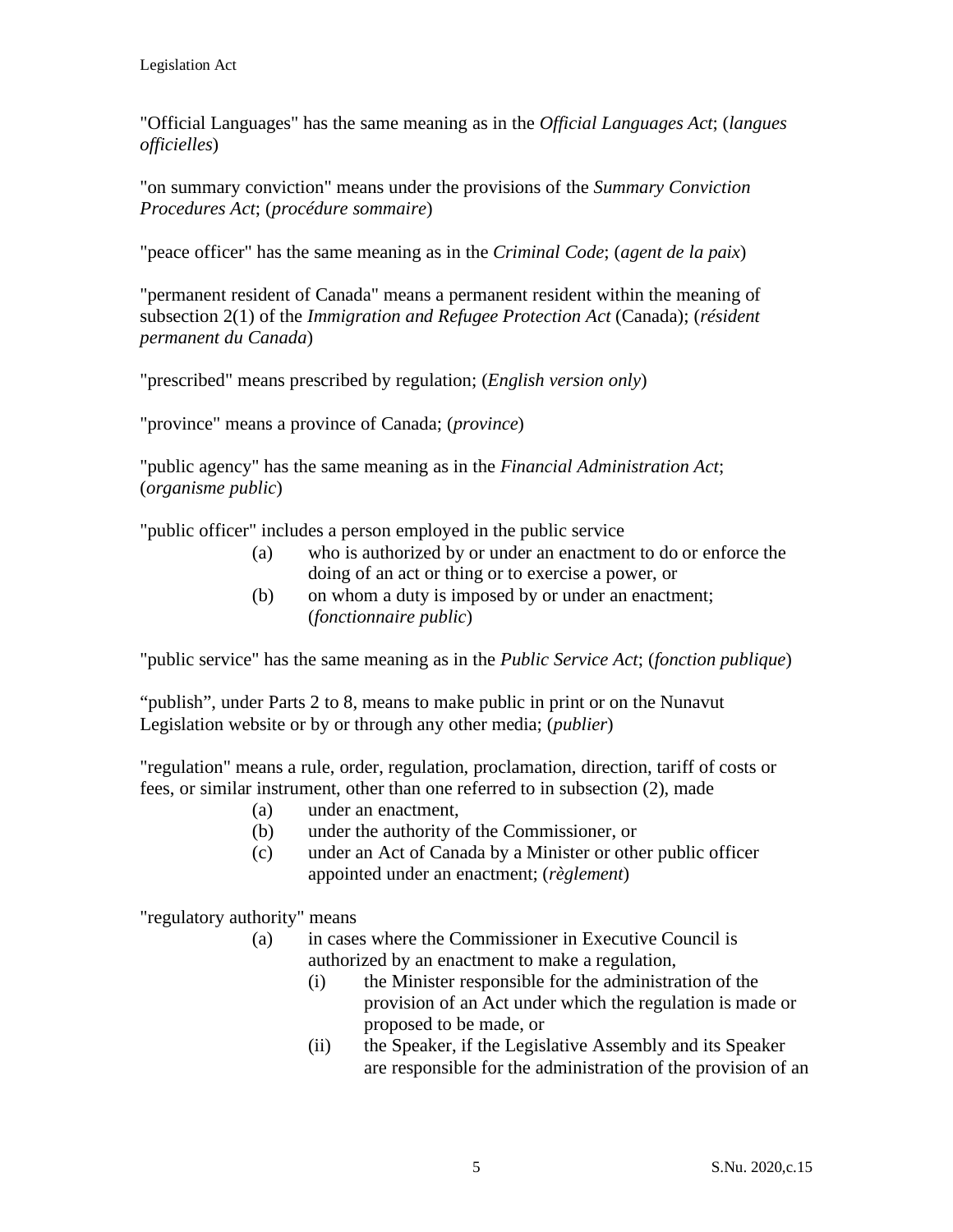"Official Languages" has the same meaning as in the *Official Languages Act*; (*langues officielles*)

"on summary conviction" means under the provisions of the *Summary Conviction Procedures Act*; (*procédure sommaire*)

"peace officer" has the same meaning as in the *Criminal Code*; (*agent de la paix*)

"permanent resident of Canada" means a permanent resident within the meaning of subsection 2(1) of the *Immigration and Refugee Protection Act* (Canada); (*résident permanent du Canada*)

"prescribed" means prescribed by regulation; (*English version only*)

"province" means a province of Canada; (*province*)

"public agency" has the same meaning as in the *Financial Administration Act*; (*organisme public*)

"public officer" includes a person employed in the public service

- (a) who is authorized by or under an enactment to do or enforce the doing of an act or thing or to exercise a power, or
- (b) on whom a duty is imposed by or under an enactment; (*fonctionnaire public*)

"public service" has the same meaning as in the *Public Service Act*; (*fonction publique*)

"publish", under Parts 2 to 8, means to make public in print or on the Nunavut Legislation website or by or through any other media; (*publier*)

"regulation" means a rule, order, regulation, proclamation, direction, tariff of costs or fees, or similar instrument, other than one referred to in subsection (2), made

- (a) under an enactment,
- (b) under the authority of the Commissioner, or
- (c) under an Act of Canada by a Minister or other public officer appointed under an enactment; (*règlement*)

"regulatory authority" means

- (a) in cases where the Commissioner in Executive Council is authorized by an enactment to make a regulation,
  - (i) the Minister responsible for the administration of the provision of an Act under which the regulation is made or proposed to be made, or
  - (ii) the Speaker, if the Legislative Assembly and its Speaker are responsible for the administration of the provision of an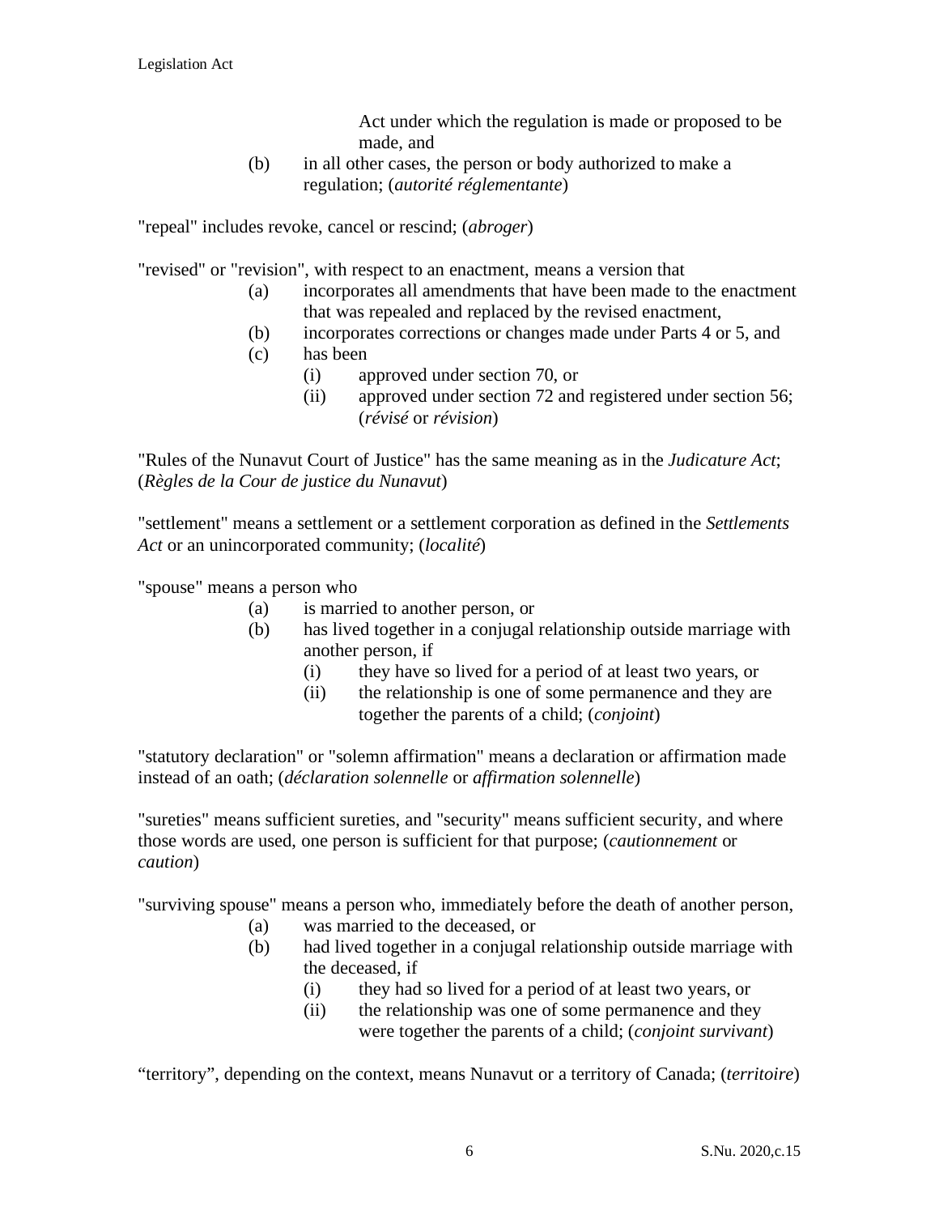Act under which the regulation is made or proposed to be made, and

(b) in all other cases, the person or body authorized to make a regulation; (*autorité réglementante*)

"repeal" includes revoke, cancel or rescind; (*abroger*)

"revised" or "revision", with respect to an enactment, means a version that

- (a) incorporates all amendments that have been made to the enactment that was repealed and replaced by the revised enactment,
- (b) incorporates corrections or changes made under Parts 4 or 5, and
- (c) has been
  - (i) approved under section 70, or
  - (ii) approved under section 72 and registered under section 56; (*révisé* or *révision*)

"Rules of the Nunavut Court of Justice" has the same meaning as in the *Judicature Act*; (*Règles de la Cour de justice du Nunavut*)

"settlement" means a settlement or a settlement corporation as defined in the *Settlements Act* or an unincorporated community; (*localité*)

"spouse" means a person who

- (a) is married to another person, or
- (b) has lived together in a conjugal relationship outside marriage with another person, if
  - (i) they have so lived for a period of at least two years, or
  - (ii) the relationship is one of some permanence and they are together the parents of a child; (*conjoint*)

"statutory declaration" or "solemn affirmation" means a declaration or affirmation made instead of an oath; (*déclaration solennelle* or *affirmation solennelle*)

"sureties" means sufficient sureties, and "security" means sufficient security, and where those words are used, one person is sufficient for that purpose; (*cautionnement* or *caution*)

"surviving spouse" means a person who, immediately before the death of another person,

- (a) was married to the deceased, or
- (b) had lived together in a conjugal relationship outside marriage with the deceased, if
  - (i) they had so lived for a period of at least two years, or
  - (ii) the relationship was one of some permanence and they were together the parents of a child; (*conjoint survivant*)

"territory", depending on the context, means Nunavut or a territory of Canada; (*territoire*)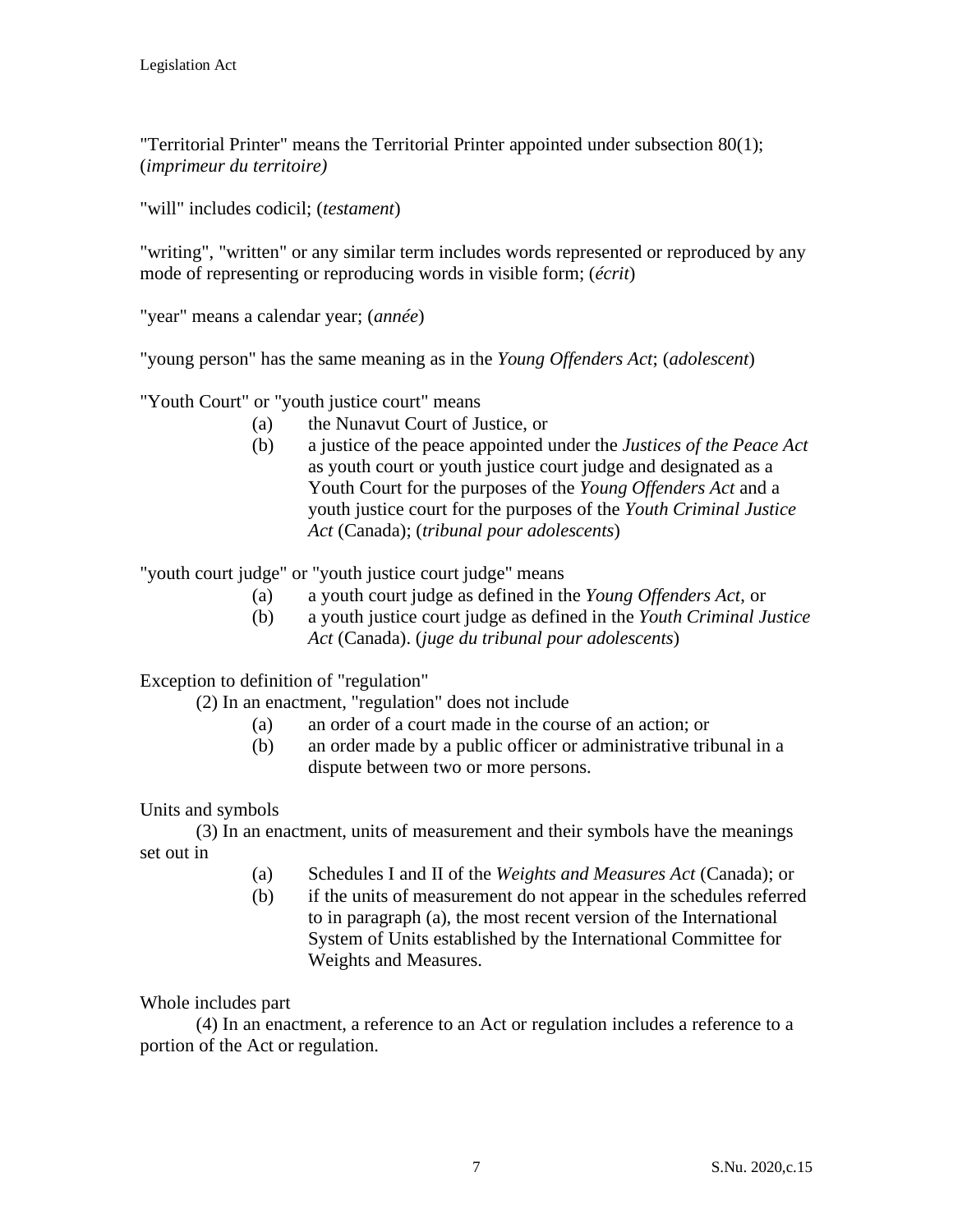"Territorial Printer" means the Territorial Printer appointed under subsection 80(1); (*imprimeur du territoire)*

"will" includes codicil; (*testament*)

"writing", "written" or any similar term includes words represented or reproduced by any mode of representing or reproducing words in visible form; (*écrit*)

"year" means a calendar year; (*année*)

"young person" has the same meaning as in the *Young Offenders Act*; (*adolescent*)

"Youth Court" or "youth justice court" means

(a) the Nunavut Court of Justice, or

(b) a justice of the peace appointed under the *Justices of the Peace Act* as youth court or youth justice court judge and designated as a Youth Court for the purposes of the *Young Offenders Act* and a youth justice court for the purposes of the *Youth Criminal Justice Act* (Canada); (*tribunal pour adolescents*)

"youth court judge" or "youth justice court judge" means

(a) a youth court judge as defined in the *Young Offenders Act*, or

(b) a youth justice court judge as defined in the *Youth Criminal Justice Act* (Canada). (*juge du tribunal pour adolescents*)

Exception to definition of "regulation"

(2) In an enactment, "regulation" does not include

(a) an order of a court made in the course of an action; or

(b) an order made by a public officer or administrative tribunal in a dispute between two or more persons.

Units and symbols

(3) In an enactment, units of measurement and their symbols have the meanings set out in

(a) Schedules I and II of the *Weights and Measures Act* (Canada); or

(b) if the units of measurement do not appear in the schedules referred to in paragraph (a), the most recent version of the International System of Units established by the International Committee for Weights and Measures.

Whole includes part

(4) In an enactment, a reference to an Act or regulation includes a reference to a portion of the Act or regulation.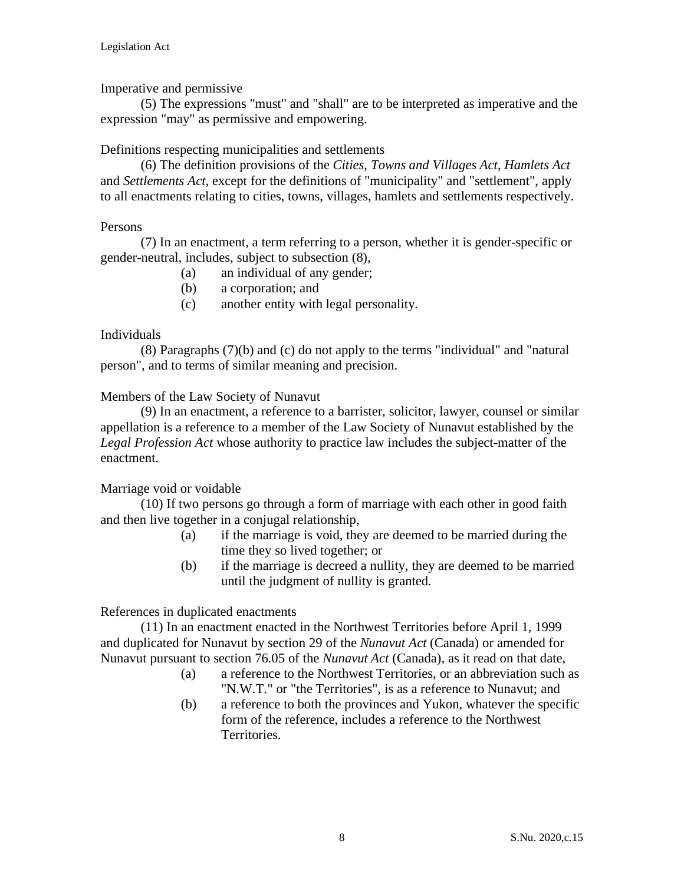Imperative and permissive

(5) The expressions "must" and "shall" are to be interpreted as imperative and the expression "may" as permissive and empowering.

Definitions respecting municipalities and settlements

(6) The definition provisions of the *Cities, Towns and Villages Act*, *Hamlets Act* and *Settlements Act*, except for the definitions of "municipality" and "settlement", apply to all enactments relating to cities, towns, villages, hamlets and settlements respectively.

Persons

(7) In an enactment, a term referring to a person, whether it is gender-specific or gender-neutral, includes, subject to subsection (8),

- (a) an individual of any gender;
- (b) a corporation; and
- (c) another entity with legal personality.

Individuals

(8) Paragraphs (7)(b) and (c) do not apply to the terms "individual" and "natural person", and to terms of similar meaning and precision.

Members of the Law Society of Nunavut

(9) In an enactment, a reference to a barrister, solicitor, lawyer, counsel or similar appellation is a reference to a member of the Law Society of Nunavut established by the *Legal Profession Act* whose authority to practice law includes the subject-matter of the enactment.

Marriage void or voidable

(10) If two persons go through a form of marriage with each other in good faith and then live together in a conjugal relationship,

- (a) if the marriage is void, they are deemed to be married during the time they so lived together; or
- (b) if the marriage is decreed a nullity, they are deemed to be married until the judgment of nullity is granted.

References in duplicated enactments

(11) In an enactment enacted in the Northwest Territories before April 1, 1999 and duplicated for Nunavut by section 29 of the *Nunavut Act* (Canada) or amended for Nunavut pursuant to section 76.05 of the *Nunavut Act* (Canada), as it read on that date,

- (a) a reference to the Northwest Territories, or an abbreviation such as "N.W.T." or "the Territories", is as a reference to Nunavut; and
- (b) a reference to both the provinces and Yukon, whatever the specific form of the reference, includes a reference to the Northwest Territories.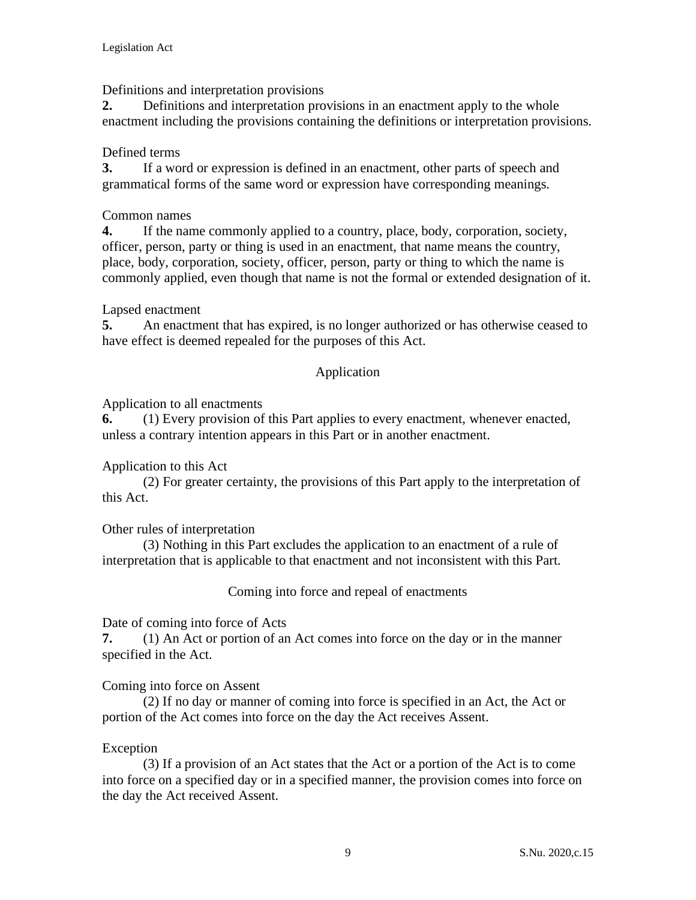Definitions and interpretation provisions

**2.** Definitions and interpretation provisions in an enactment apply to the whole enactment including the provisions containing the definitions or interpretation provisions.

Defined terms

**3.** If a word or expression is defined in an enactment, other parts of speech and grammatical forms of the same word or expression have corresponding meanings.

Common names

**4.** If the name commonly applied to a country, place, body, corporation, society, officer, person, party or thing is used in an enactment, that name means the country, place, body, corporation, society, officer, person, party or thing to which the name is commonly applied, even though that name is not the formal or extended designation of it.

Lapsed enactment

**5.** An enactment that has expired, is no longer authorized or has otherwise ceased to have effect is deemed repealed for the purposes of this Act.

## Application

Application to all enactments

**6.** (1) Every provision of this Part applies to every enactment, whenever enacted, unless a contrary intention appears in this Part or in another enactment.

Application to this Act

(2) For greater certainty, the provisions of this Part apply to the interpretation of this Act.

Other rules of interpretation

(3) Nothing in this Part excludes the application to an enactment of a rule of interpretation that is applicable to that enactment and not inconsistent with this Part.

## Coming into force and repeal of enactments

Date of coming into force of Acts

**7.** (1) An Act or portion of an Act comes into force on the day or in the manner specified in the Act.

Coming into force on Assent

(2) If no day or manner of coming into force is specified in an Act, the Act or portion of the Act comes into force on the day the Act receives Assent.

Exception

(3) If a provision of an Act states that the Act or a portion of the Act is to come into force on a specified day or in a specified manner, the provision comes into force on the day the Act received Assent.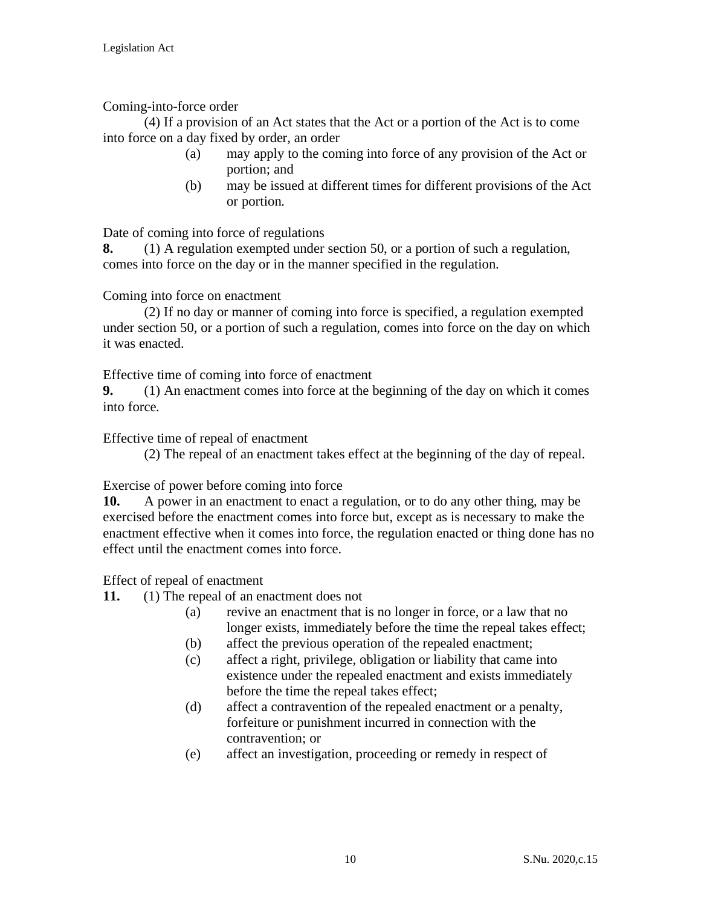Coming-into-force order

(4) If a provision of an Act states that the Act or a portion of the Act is to come into force on a day fixed by order, an order

- (a) may apply to the coming into force of any provision of the Act or portion; and
- (b) may be issued at different times for different provisions of the Act or portion.

Date of coming into force of regulations

**8.** (1) A regulation exempted under section 50, or a portion of such a regulation, comes into force on the day or in the manner specified in the regulation.

Coming into force on enactment

(2) If no day or manner of coming into force is specified, a regulation exempted under section 50, or a portion of such a regulation, comes into force on the day on which it was enacted.

Effective time of coming into force of enactment

**9.** (1) An enactment comes into force at the beginning of the day on which it comes into force.

Effective time of repeal of enactment

(2) The repeal of an enactment takes effect at the beginning of the day of repeal.

Exercise of power before coming into force

**10.** A power in an enactment to enact a regulation, or to do any other thing, may be exercised before the enactment comes into force but, except as is necessary to make the enactment effective when it comes into force, the regulation enacted or thing done has no effect until the enactment comes into force.

Effect of repeal of enactment

**11.** (1) The repeal of an enactment does not

- (a) revive an enactment that is no longer in force, or a law that no longer exists, immediately before the time the repeal takes effect;
- (b) affect the previous operation of the repealed enactment;
- (c) affect a right, privilege, obligation or liability that came into existence under the repealed enactment and exists immediately before the time the repeal takes effect;
- (d) affect a contravention of the repealed enactment or a penalty, forfeiture or punishment incurred in connection with the contravention; or
- (e) affect an investigation, proceeding or remedy in respect of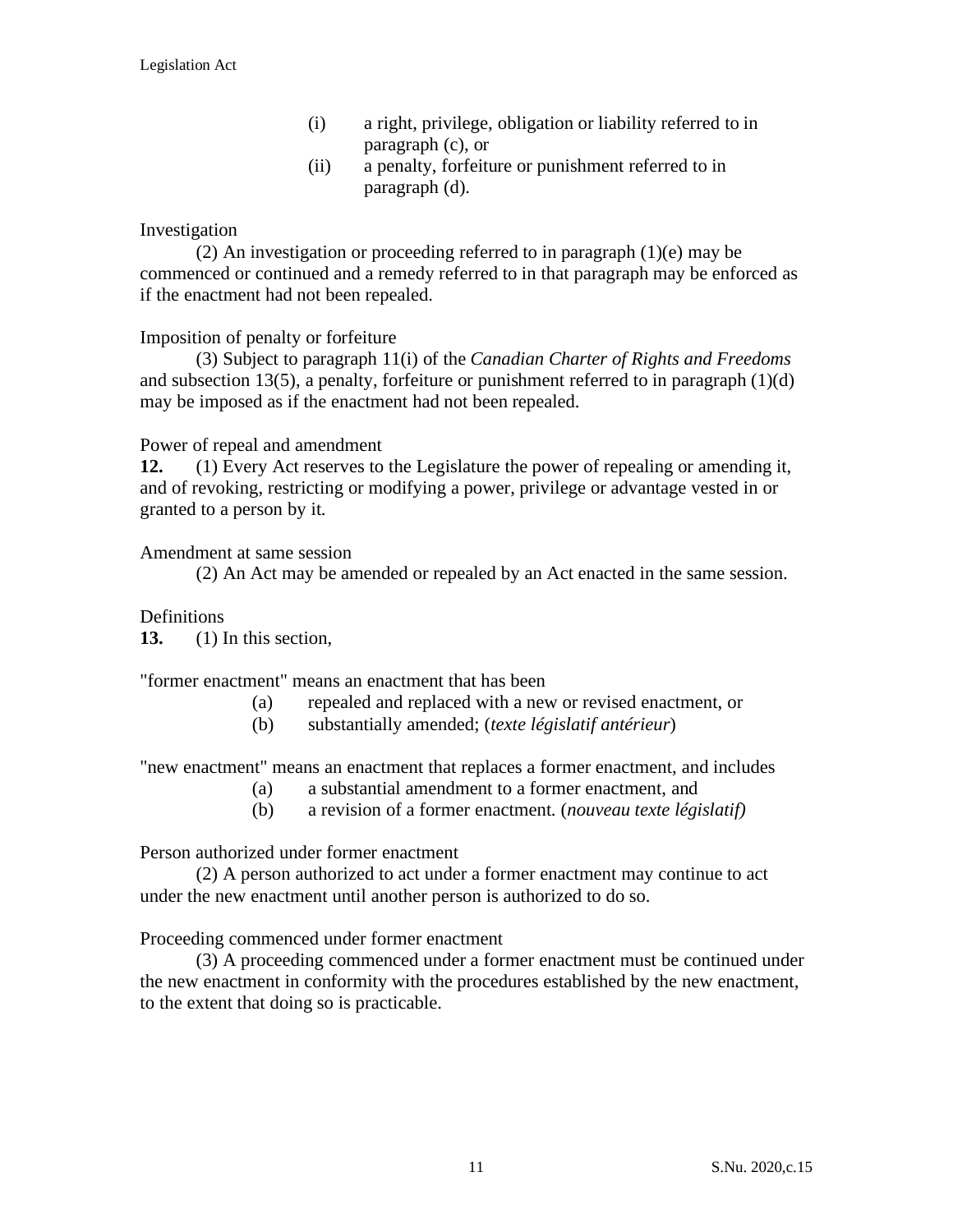(i) a right, privilege, obligation or liability referred to in paragraph (c), or

(ii) a penalty, forfeiture or punishment referred to in paragraph (d).

Investigation

(2) An investigation or proceeding referred to in paragraph (1)(e) may be commenced or continued and a remedy referred to in that paragraph may be enforced as if the enactment had not been repealed.

Imposition of penalty or forfeiture

(3) Subject to paragraph 11(i) of the *Canadian Charter of Rights and Freedoms* and subsection 13(5), a penalty, forfeiture or punishment referred to in paragraph (1)(d) may be imposed as if the enactment had not been repealed.

Power of repeal and amendment

**12.** (1) Every Act reserves to the Legislature the power of repealing or amending it, and of revoking, restricting or modifying a power, privilege or advantage vested in or granted to a person by it.

Amendment at same session

(2) An Act may be amended or repealed by an Act enacted in the same session.

Definitions

**13.** (1) In this section,

"former enactment" means an enactment that has been

(a) repealed and replaced with a new or revised enactment, or

(b) substantially amended; (*texte législatif antérieur*)

"new enactment" means an enactment that replaces a former enactment, and includes

(a) a substantial amendment to a former enactment, and

(b) a revision of a former enactment. (*nouveau texte législatif)*

Person authorized under former enactment

(2) A person authorized to act under a former enactment may continue to act under the new enactment until another person is authorized to do so.

Proceeding commenced under former enactment

(3) A proceeding commenced under a former enactment must be continued under the new enactment in conformity with the procedures established by the new enactment, to the extent that doing so is practicable.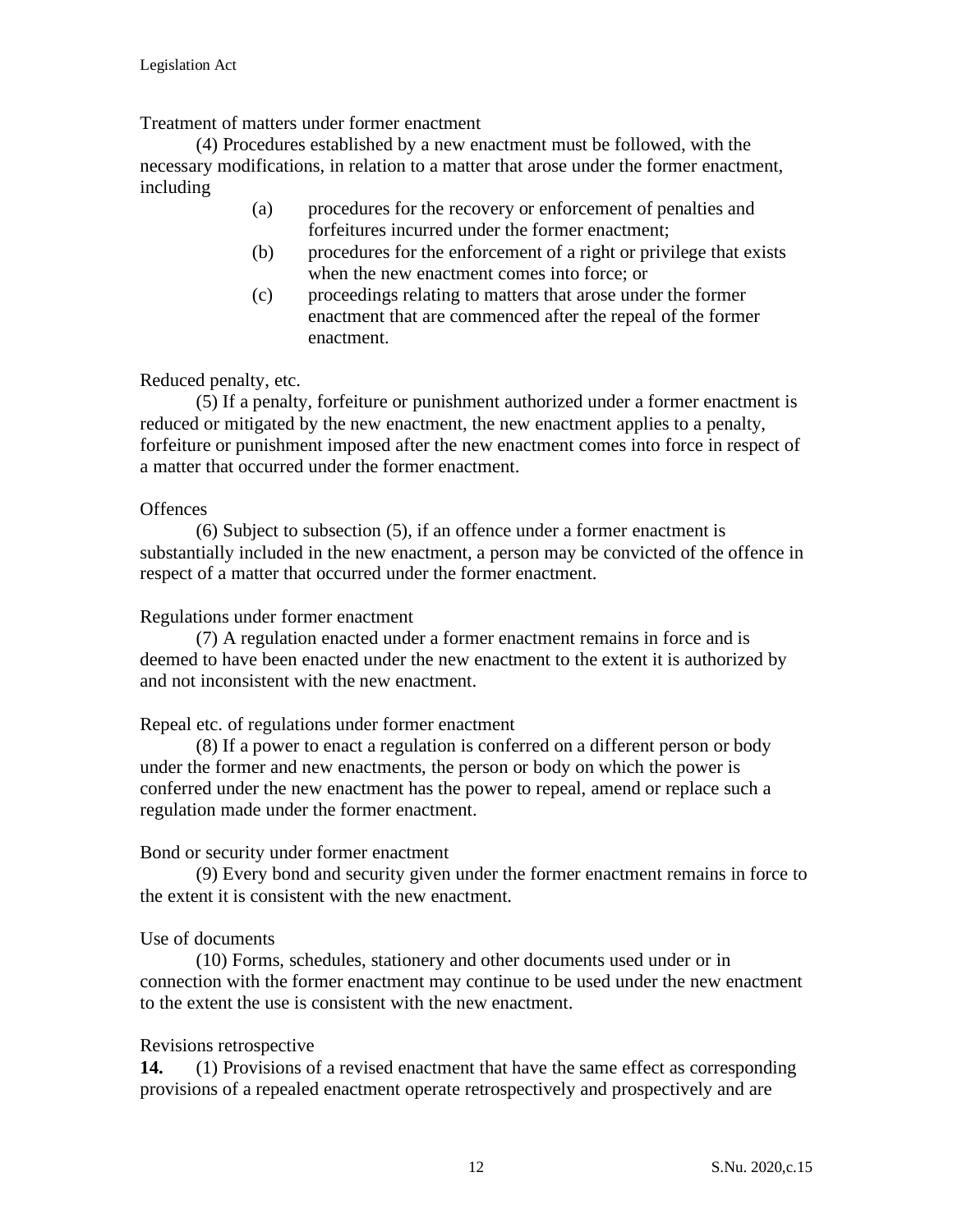Treatment of matters under former enactment

(4) Procedures established by a new enactment must be followed, with the necessary modifications, in relation to a matter that arose under the former enactment, including

(a) procedures for the recovery or enforcement of penalties and forfeitures incurred under the former enactment;

(b) procedures for the enforcement of a right or privilege that exists when the new enactment comes into force; or

(c) proceedings relating to matters that arose under the former enactment that are commenced after the repeal of the former enactment.

Reduced penalty, etc.

(5) If a penalty, forfeiture or punishment authorized under a former enactment is reduced or mitigated by the new enactment, the new enactment applies to a penalty, forfeiture or punishment imposed after the new enactment comes into force in respect of a matter that occurred under the former enactment.

Offences

(6) Subject to subsection (5), if an offence under a former enactment is substantially included in the new enactment, a person may be convicted of the offence in respect of a matter that occurred under the former enactment.

Regulations under former enactment

(7) A regulation enacted under a former enactment remains in force and is deemed to have been enacted under the new enactment to the extent it is authorized by and not inconsistent with the new enactment.

Repeal etc. of regulations under former enactment

(8) If a power to enact a regulation is conferred on a different person or body under the former and new enactments, the person or body on which the power is conferred under the new enactment has the power to repeal, amend or replace such a regulation made under the former enactment.

Bond or security under former enactment

(9) Every bond and security given under the former enactment remains in force to the extent it is consistent with the new enactment.

Use of documents

(10) Forms, schedules, stationery and other documents used under or in connection with the former enactment may continue to be used under the new enactment to the extent the use is consistent with the new enactment.

Revisions retrospective

**14.** (1) Provisions of a revised enactment that have the same effect as corresponding provisions of a repealed enactment operate retrospectively and prospectively and are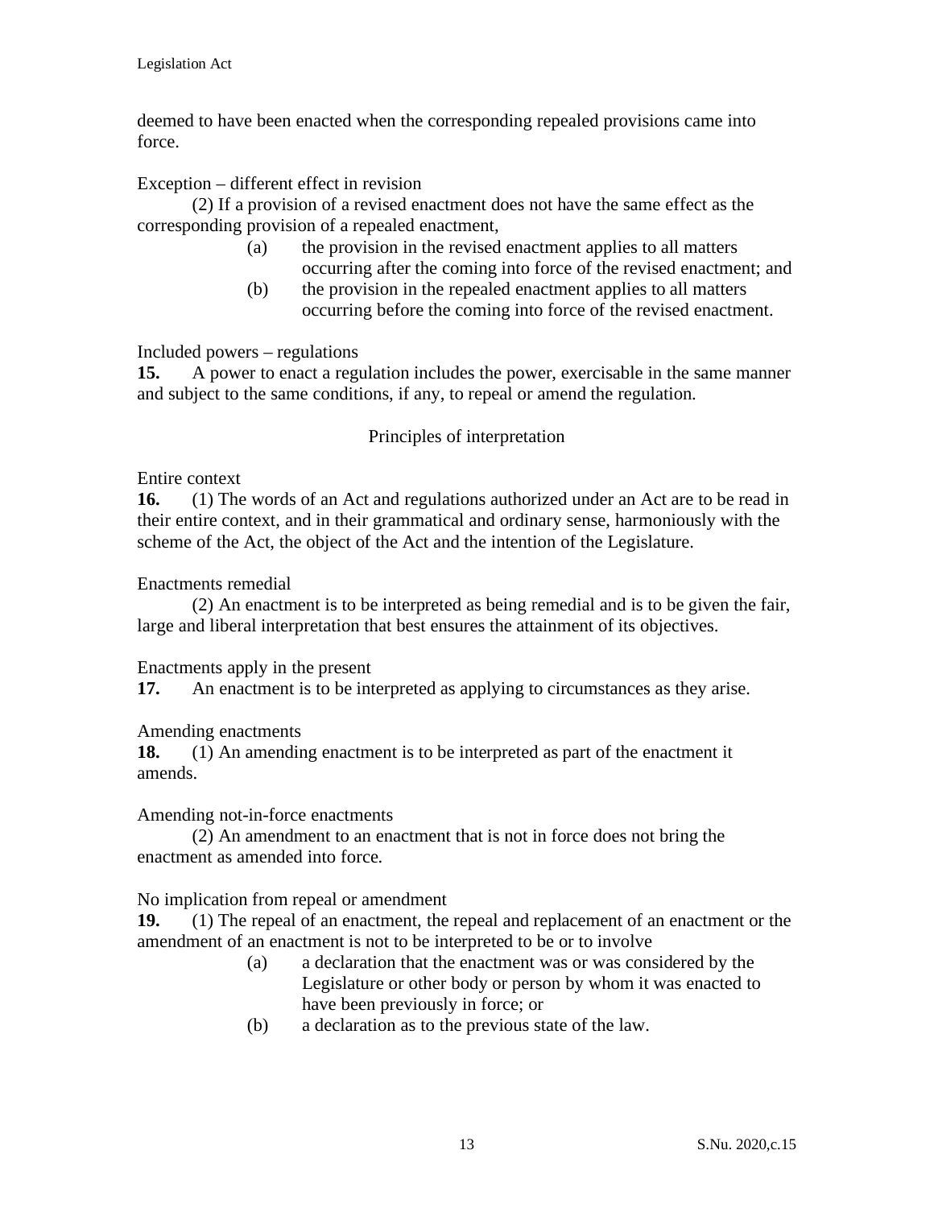deemed to have been enacted when the corresponding repealed provisions came into force.

Exception – different effect in revision

(2) If a provision of a revised enactment does not have the same effect as the corresponding provision of a repealed enactment,

- (a) the provision in the revised enactment applies to all matters occurring after the coming into force of the revised enactment; and
- (b) the provision in the repealed enactment applies to all matters occurring before the coming into force of the revised enactment.

Included powers – regulations

**15.** A power to enact a regulation includes the power, exercisable in the same manner and subject to the same conditions, if any, to repeal or amend the regulation.

## Principles of interpretation

Entire context

**16.** (1) The words of an Act and regulations authorized under an Act are to be read in their entire context, and in their grammatical and ordinary sense, harmoniously with the scheme of the Act, the object of the Act and the intention of the Legislature.

Enactments remedial

(2) An enactment is to be interpreted as being remedial and is to be given the fair, large and liberal interpretation that best ensures the attainment of its objectives.

Enactments apply in the present

**17.** An enactment is to be interpreted as applying to circumstances as they arise.

Amending enactments

**18.** (1) An amending enactment is to be interpreted as part of the enactment it amends.

Amending not-in-force enactments

(2) An amendment to an enactment that is not in force does not bring the enactment as amended into force.

No implication from repeal or amendment

**19.** (1) The repeal of an enactment, the repeal and replacement of an enactment or the amendment of an enactment is not to be interpreted to be or to involve

- (a) a declaration that the enactment was or was considered by the Legislature or other body or person by whom it was enacted to have been previously in force; or
- (b) a declaration as to the previous state of the law.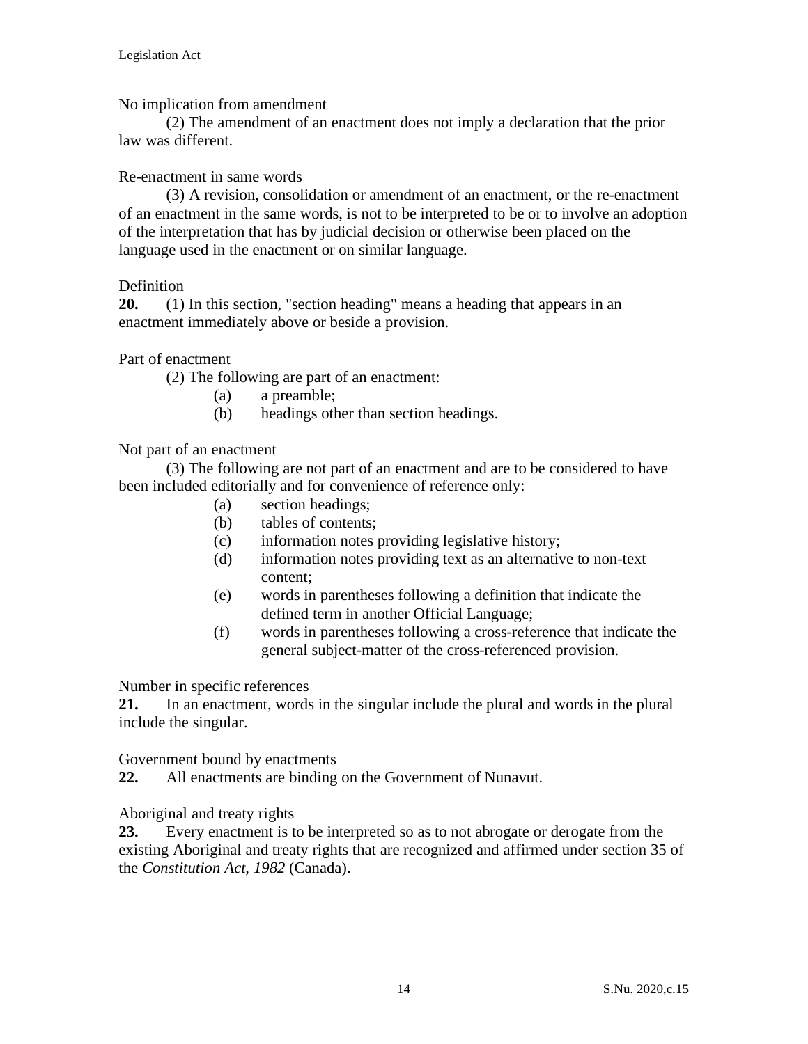No implication from amendment

(2) The amendment of an enactment does not imply a declaration that the prior law was different.

Re-enactment in same words

(3) A revision, consolidation or amendment of an enactment, or the re-enactment of an enactment in the same words, is not to be interpreted to be or to involve an adoption of the interpretation that has by judicial decision or otherwise been placed on the language used in the enactment or on similar language.

Definition

**20.** (1) In this section, "section heading" means a heading that appears in an enactment immediately above or beside a provision.

Part of enactment

(2) The following are part of an enactment:

- (a) a preamble;
- (b) headings other than section headings.

Not part of an enactment

(3) The following are not part of an enactment and are to be considered to have been included editorially and for convenience of reference only:

- (a) section headings;
- (b) tables of contents;
- (c) information notes providing legislative history;
- (d) information notes providing text as an alternative to non-text content;
- (e) words in parentheses following a definition that indicate the defined term in another Official Language;
- (f) words in parentheses following a cross-reference that indicate the general subject-matter of the cross-referenced provision.

Number in specific references

**21.** In an enactment, words in the singular include the plural and words in the plural include the singular.

Government bound by enactments

**22.** All enactments are binding on the Government of Nunavut.

Aboriginal and treaty rights

**23.** Every enactment is to be interpreted so as to not abrogate or derogate from the existing Aboriginal and treaty rights that are recognized and affirmed under section 35 of the *Constitution Act, 1982* (Canada).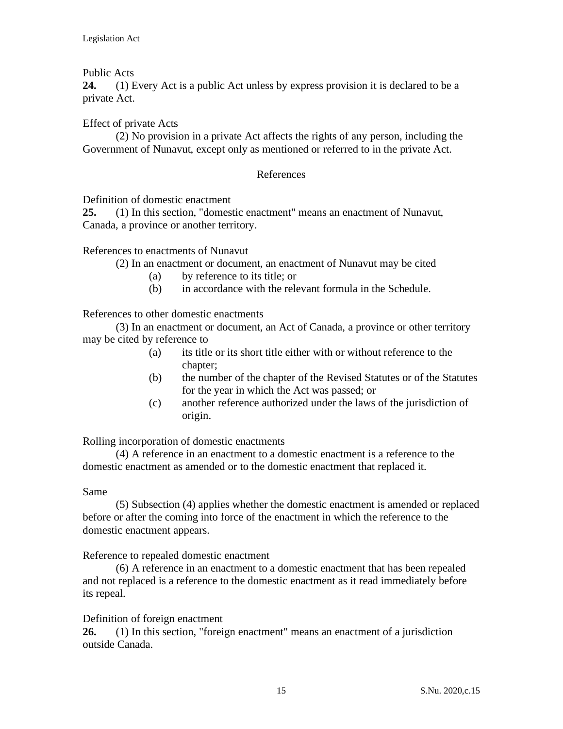Public Acts

**24.** (1) Every Act is a public Act unless by express provision it is declared to be a private Act.

Effect of private Acts

(2) No provision in a private Act affects the rights of any person, including the Government of Nunavut, except only as mentioned or referred to in the private Act.

## References

Definition of domestic enactment

**25.** (1) In this section, "domestic enactment" means an enactment of Nunavut, Canada, a province or another territory.

References to enactments of Nunavut

(2) In an enactment or document, an enactment of Nunavut may be cited

(a) by reference to its title; or

(b) in accordance with the relevant formula in the Schedule.

References to other domestic enactments

(3) In an enactment or document, an Act of Canada, a province or other territory may be cited by reference to

(a) its title or its short title either with or without reference to the chapter;

(b) the number of the chapter of the Revised Statutes or of the Statutes for the year in which the Act was passed; or

(c) another reference authorized under the laws of the jurisdiction of origin.

Rolling incorporation of domestic enactments

(4) A reference in an enactment to a domestic enactment is a reference to the domestic enactment as amended or to the domestic enactment that replaced it.

Same

(5) Subsection (4) applies whether the domestic enactment is amended or replaced before or after the coming into force of the enactment in which the reference to the domestic enactment appears.

Reference to repealed domestic enactment

(6) A reference in an enactment to a domestic enactment that has been repealed and not replaced is a reference to the domestic enactment as it read immediately before its repeal.

Definition of foreign enactment

**26.** (1) In this section, "foreign enactment" means an enactment of a jurisdiction outside Canada.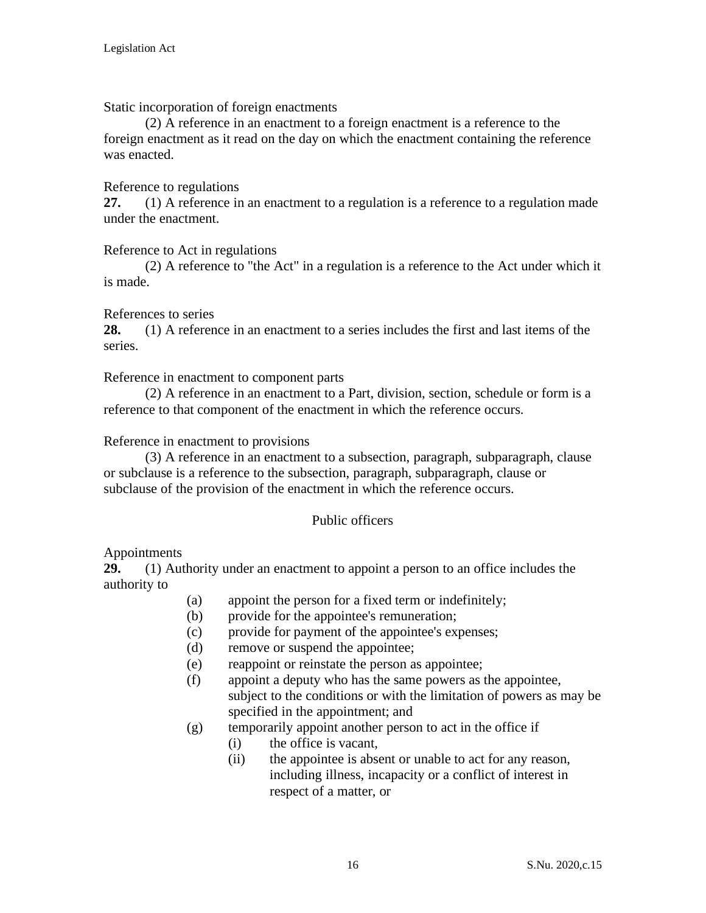Static incorporation of foreign enactments

(2) A reference in an enactment to a foreign enactment is a reference to the foreign enactment as it read on the day on which the enactment containing the reference was enacted.

Reference to regulations

**27.** (1) A reference in an enactment to a regulation is a reference to a regulation made under the enactment.

Reference to Act in regulations

(2) A reference to "the Act" in a regulation is a reference to the Act under which it is made.

References to series

**28.** (1) A reference in an enactment to a series includes the first and last items of the series.

Reference in enactment to component parts

(2) A reference in an enactment to a Part, division, section, schedule or form is a reference to that component of the enactment in which the reference occurs.

Reference in enactment to provisions

(3) A reference in an enactment to a subsection, paragraph, subparagraph, clause or subclause is a reference to the subsection, paragraph, subparagraph, clause or subclause of the provision of the enactment in which the reference occurs.

## Public officers

Appointments

**29.** (1) Authority under an enactment to appoint a person to an office includes the authority to

- (a) appoint the person for a fixed term or indefinitely;
- (b) provide for the appointee's remuneration;
- (c) provide for payment of the appointee's expenses;
- (d) remove or suspend the appointee;
- (e) reappoint or reinstate the person as appointee;
- (f) appoint a deputy who has the same powers as the appointee, subject to the conditions or with the limitation of powers as may be specified in the appointment; and
- (g) temporarily appoint another person to act in the office if
  - (i) the office is vacant,
  - (ii) the appointee is absent or unable to act for any reason, including illness, incapacity or a conflict of interest in respect of a matter, or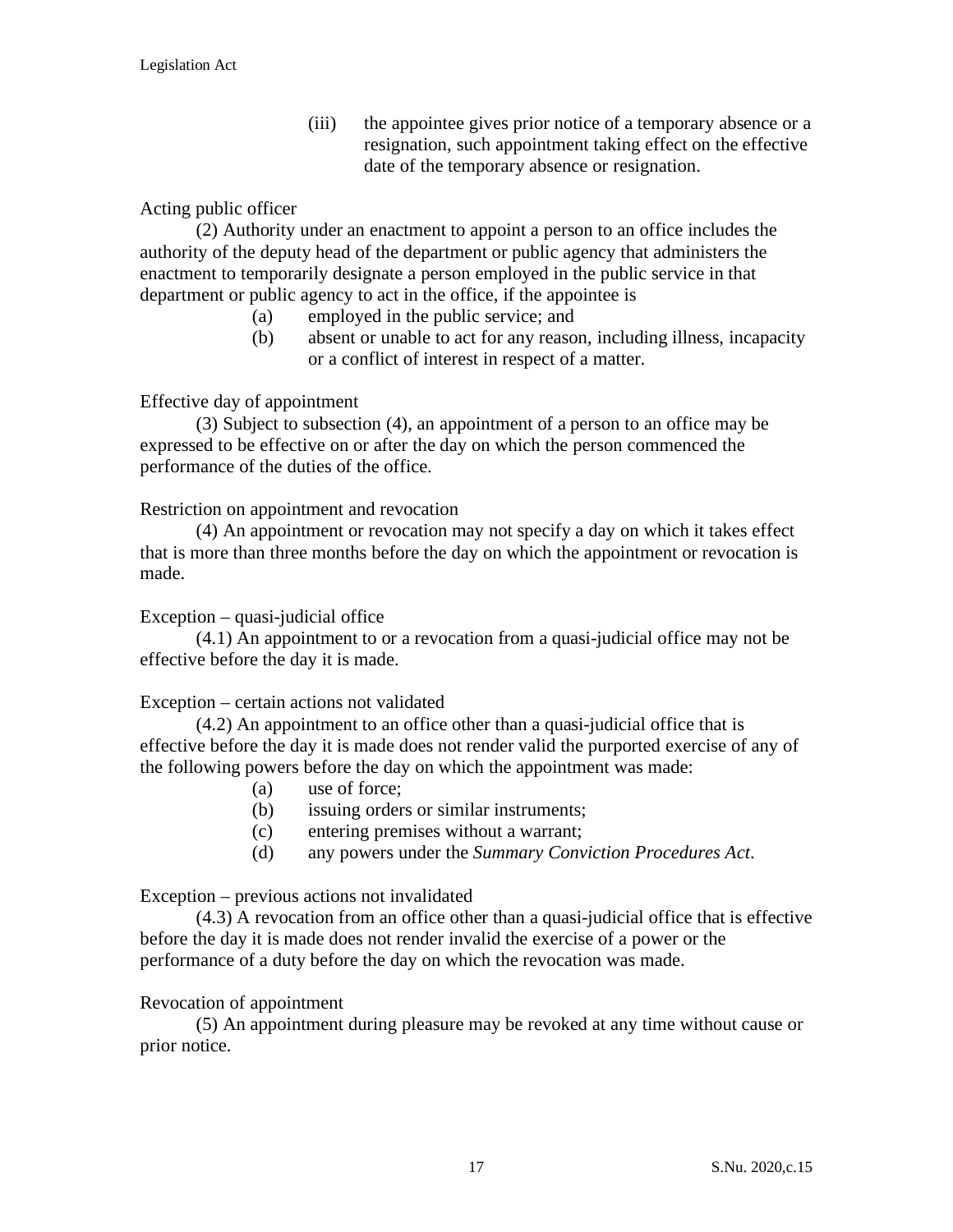(iii) the appointee gives prior notice of a temporary absence or a resignation, such appointment taking effect on the effective date of the temporary absence or resignation.

Acting public officer

(2) Authority under an enactment to appoint a person to an office includes the authority of the deputy head of the department or public agency that administers the enactment to temporarily designate a person employed in the public service in that department or public agency to act in the office, if the appointee is

(a) employed in the public service; and
(b) absent or unable to act for any reason, including illness, incapacity or a conflict of interest in respect of a matter.

Effective day of appointment

(3) Subject to subsection (4), an appointment of a person to an office may be expressed to be effective on or after the day on which the person commenced the performance of the duties of the office.

Restriction on appointment and revocation

(4) An appointment or revocation may not specify a day on which it takes effect that is more than three months before the day on which the appointment or revocation is made.

Exception – quasi-judicial office

(4.1) An appointment to or a revocation from a quasi-judicial office may not be effective before the day it is made.

Exception – certain actions not validated

(4.2) An appointment to an office other than a quasi-judicial office that is effective before the day it is made does not render valid the purported exercise of any of the following powers before the day on which the appointment was made:

(a) use of force;
(b) issuing orders or similar instruments;
(c) entering premises without a warrant;
(d) any powers under the *Summary Conviction Procedures Act*.

Exception – previous actions not invalidated

(4.3) A revocation from an office other than a quasi-judicial office that is effective before the day it is made does not render invalid the exercise of a power or the performance of a duty before the day on which the revocation was made.

Revocation of appointment

(5) An appointment during pleasure may be revoked at any time without cause or prior notice.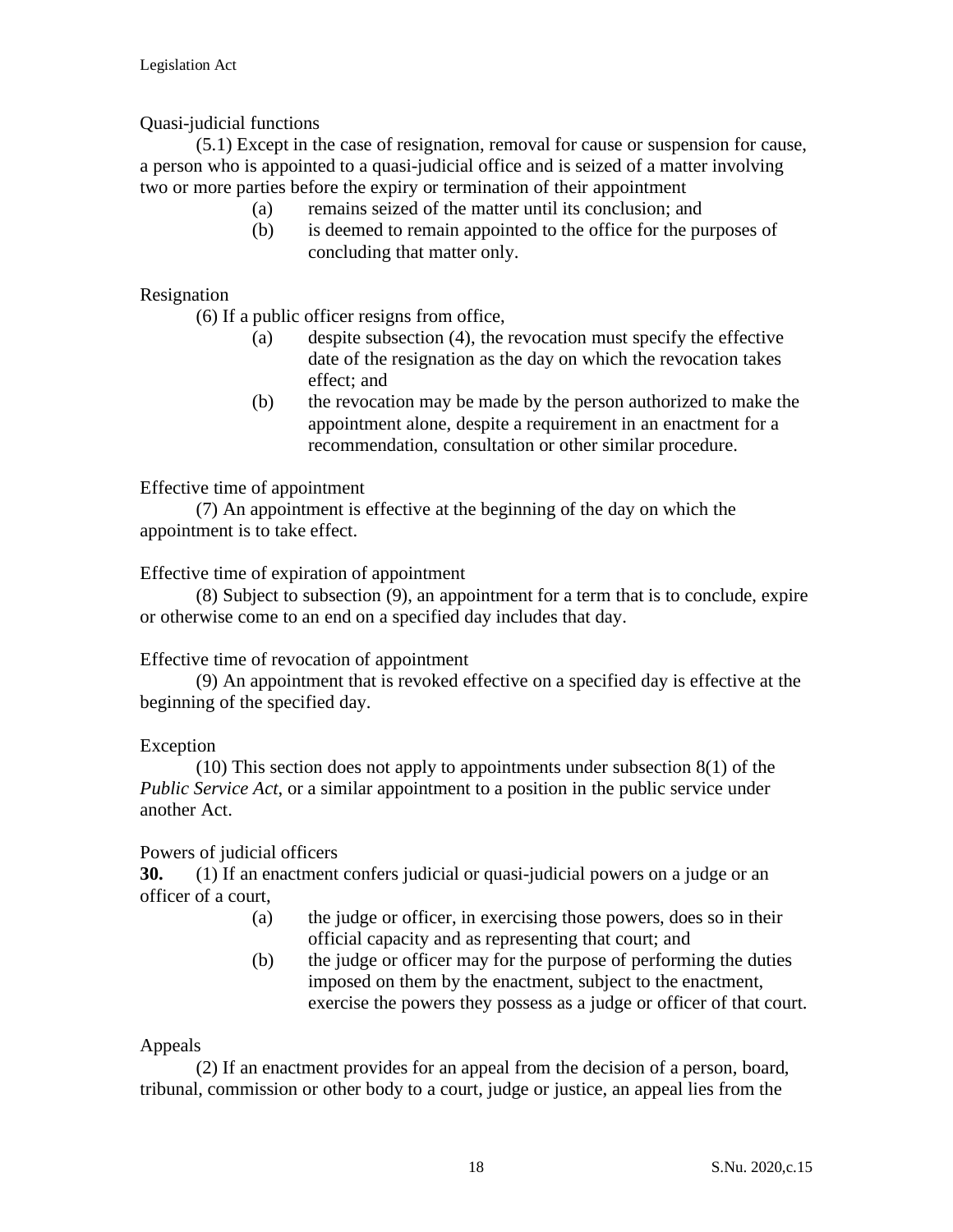Quasi-judicial functions

(5.1) Except in the case of resignation, removal for cause or suspension for cause, a person who is appointed to a quasi-judicial office and is seized of a matter involving two or more parties before the expiry or termination of their appointment

(a) remains seized of the matter until its conclusion; and

(b) is deemed to remain appointed to the office for the purposes of concluding that matter only.

Resignation

(6) If a public officer resigns from office,

(a) despite subsection (4), the revocation must specify the effective date of the resignation as the day on which the revocation takes effect; and

(b) the revocation may be made by the person authorized to make the appointment alone, despite a requirement in an enactment for a recommendation, consultation or other similar procedure.

Effective time of appointment

(7) An appointment is effective at the beginning of the day on which the appointment is to take effect.

Effective time of expiration of appointment

(8) Subject to subsection (9), an appointment for a term that is to conclude, expire or otherwise come to an end on a specified day includes that day.

Effective time of revocation of appointment

(9) An appointment that is revoked effective on a specified day is effective at the beginning of the specified day.

Exception

(10) This section does not apply to appointments under subsection 8(1) of the *Public Service Act*, or a similar appointment to a position in the public service under another Act.

Powers of judicial officers

**30.** (1) If an enactment confers judicial or quasi-judicial powers on a judge or an officer of a court,

(a) the judge or officer, in exercising those powers, does so in their official capacity and as representing that court; and

(b) the judge or officer may for the purpose of performing the duties imposed on them by the enactment, subject to the enactment, exercise the powers they possess as a judge or officer of that court.

Appeals

(2) If an enactment provides for an appeal from the decision of a person, board, tribunal, commission or other body to a court, judge or justice, an appeal lies from the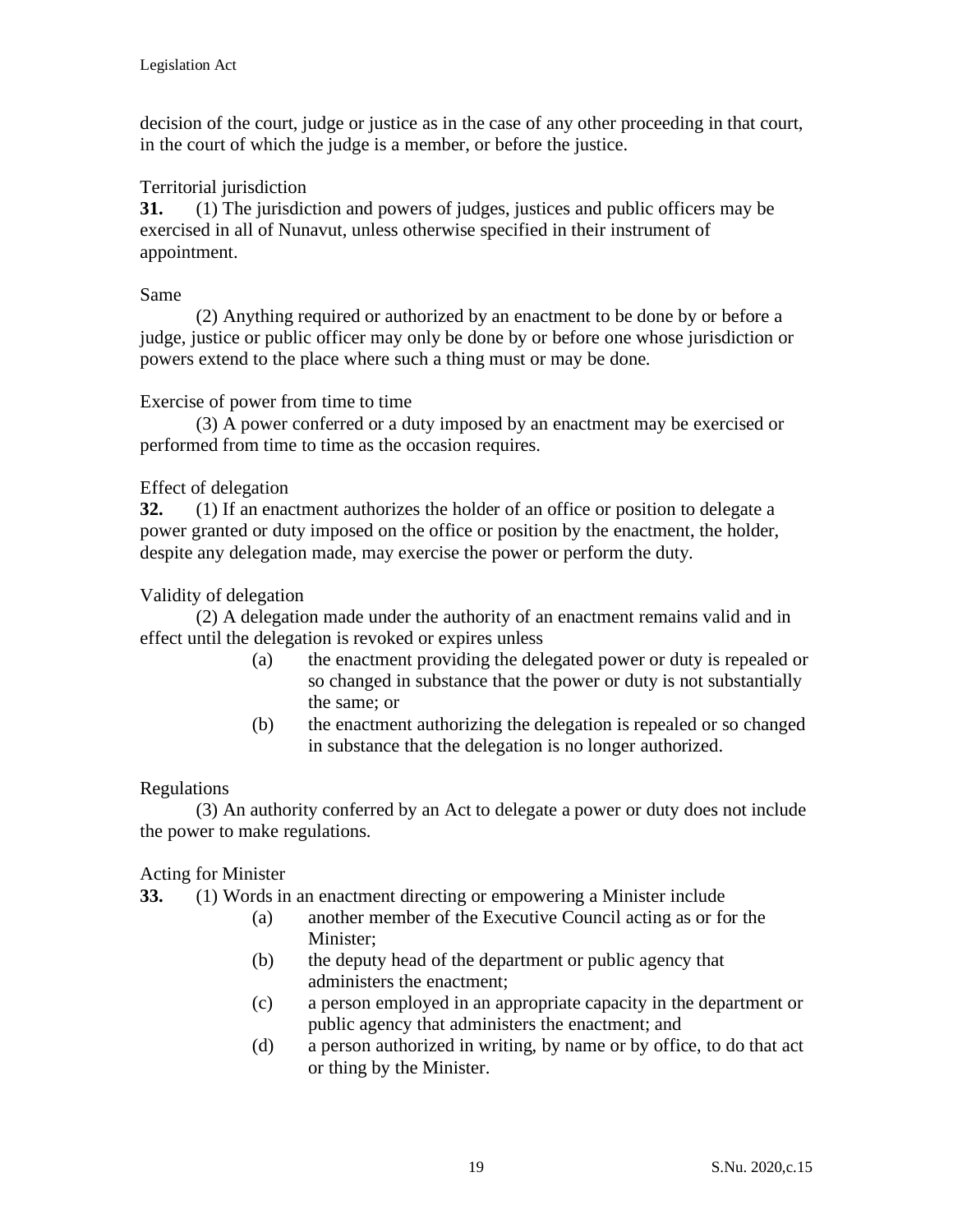decision of the court, judge or justice as in the case of any other proceeding in that court, in the court of which the judge is a member, or before the justice.

Territorial jurisdiction

**31.** (1) The jurisdiction and powers of judges, justices and public officers may be exercised in all of Nunavut, unless otherwise specified in their instrument of appointment.

Same

(2) Anything required or authorized by an enactment to be done by or before a judge, justice or public officer may only be done by or before one whose jurisdiction or powers extend to the place where such a thing must or may be done.

Exercise of power from time to time

(3) A power conferred or a duty imposed by an enactment may be exercised or performed from time to time as the occasion requires.

Effect of delegation

**32.** (1) If an enactment authorizes the holder of an office or position to delegate a power granted or duty imposed on the office or position by the enactment, the holder, despite any delegation made, may exercise the power or perform the duty.

Validity of delegation

(2) A delegation made under the authority of an enactment remains valid and in effect until the delegation is revoked or expires unless

(a) the enactment providing the delegated power or duty is repealed or so changed in substance that the power or duty is not substantially the same; or

(b) the enactment authorizing the delegation is repealed or so changed in substance that the delegation is no longer authorized.

Regulations

(3) An authority conferred by an Act to delegate a power or duty does not include the power to make regulations.

Acting for Minister

**33.** (1) Words in an enactment directing or empowering a Minister include

(a) another member of the Executive Council acting as or for the Minister;

(b) the deputy head of the department or public agency that administers the enactment;

(c) a person employed in an appropriate capacity in the department or public agency that administers the enactment; and

(d) a person authorized in writing, by name or by office, to do that act or thing by the Minister.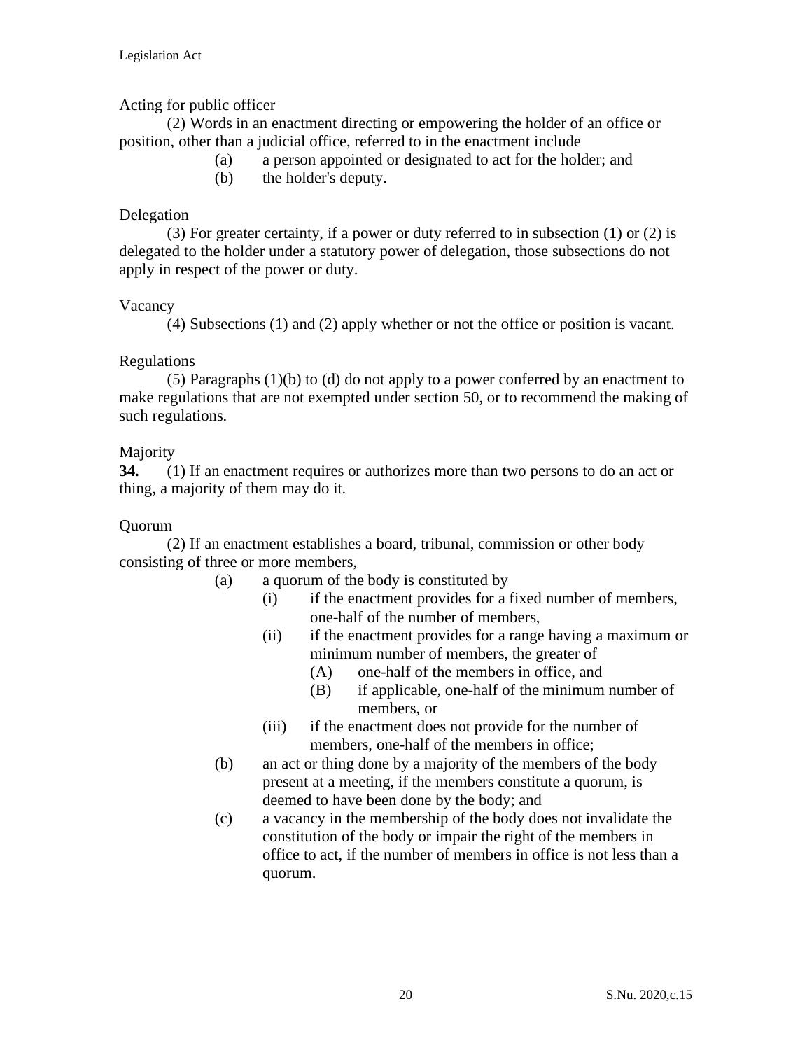Acting for public officer

(2) Words in an enactment directing or empowering the holder of an office or position, other than a judicial office, referred to in the enactment include

- (a) a person appointed or designated to act for the holder; and
- (b) the holder's deputy.

Delegation

(3) For greater certainty, if a power or duty referred to in subsection (1) or (2) is delegated to the holder under a statutory power of delegation, those subsections do not apply in respect of the power or duty.

Vacancy

(4) Subsections (1) and (2) apply whether or not the office or position is vacant.

Regulations

(5) Paragraphs (1)(b) to (d) do not apply to a power conferred by an enactment to make regulations that are not exempted under section 50, or to recommend the making of such regulations.

Majority

**34.** (1) If an enactment requires or authorizes more than two persons to do an act or thing, a majority of them may do it.

Quorum

(2) If an enactment establishes a board, tribunal, commission or other body consisting of three or more members,

- (a) a quorum of the body is constituted by
  - (i) if the enactment provides for a fixed number of members, one-half of the number of members,
  - (ii) if the enactment provides for a range having a maximum or minimum number of members, the greater of
    - (A) one-half of the members in office, and
    - (B) if applicable, one-half of the minimum number of members, or
  - (iii) if the enactment does not provide for the number of members, one-half of the members in office;
- (b) an act or thing done by a majority of the members of the body present at a meeting, if the members constitute a quorum, is deemed to have been done by the body; and
- (c) a vacancy in the membership of the body does not invalidate the constitution of the body or impair the right of the members in office to act, if the number of members in office is not less than a quorum.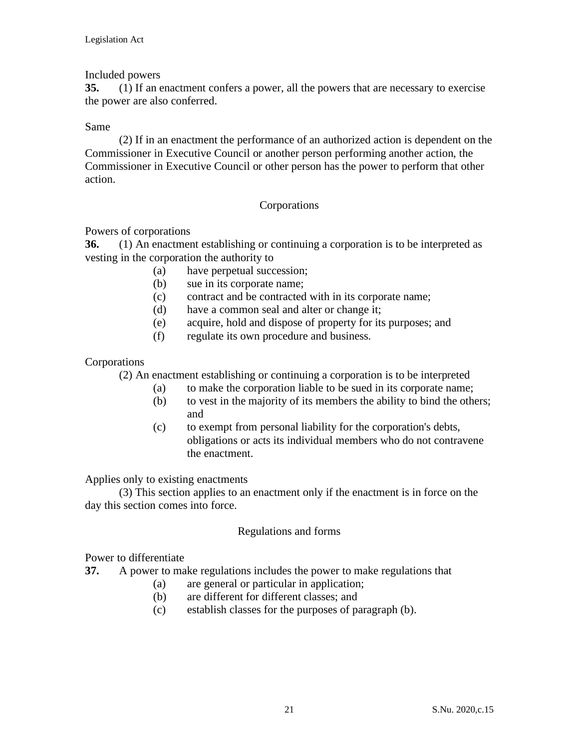Included powers

**35.** (1) If an enactment confers a power, all the powers that are necessary to exercise the power are also conferred.

Same

(2) If in an enactment the performance of an authorized action is dependent on the Commissioner in Executive Council or another person performing another action, the Commissioner in Executive Council or other person has the power to perform that other action.

## Corporations

Powers of corporations

**36.** (1) An enactment establishing or continuing a corporation is to be interpreted as vesting in the corporation the authority to

- (a) have perpetual succession;
- (b) sue in its corporate name;
- (c) contract and be contracted with in its corporate name;
- (d) have a common seal and alter or change it;
- (e) acquire, hold and dispose of property for its purposes; and
- (f) regulate its own procedure and business.

Corporations

(2) An enactment establishing or continuing a corporation is to be interpreted

- (a) to make the corporation liable to be sued in its corporate name;
- (b) to vest in the majority of its members the ability to bind the others; and
- (c) to exempt from personal liability for the corporation's debts, obligations or acts its individual members who do not contravene the enactment.

Applies only to existing enactments

(3) This section applies to an enactment only if the enactment is in force on the day this section comes into force.

## Regulations and forms

Power to differentiate

**37.** A power to make regulations includes the power to make regulations that

- (a) are general or particular in application;
- (b) are different for different classes; and
- (c) establish classes for the purposes of paragraph (b).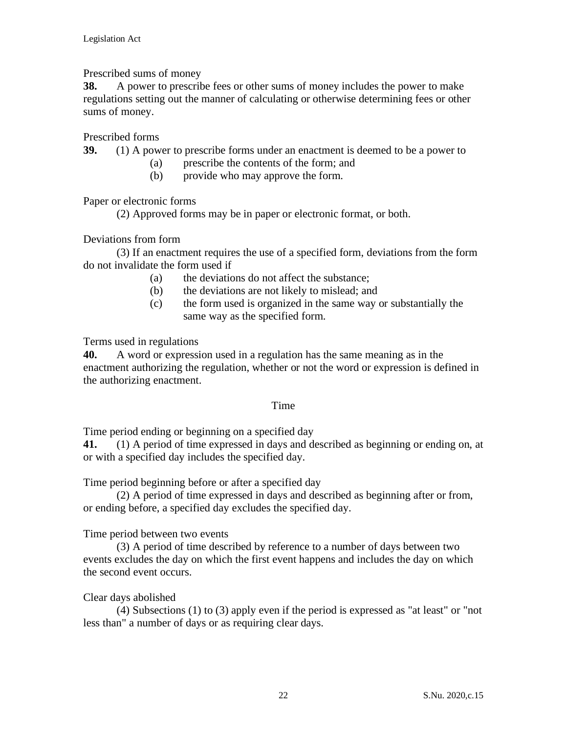Prescribed sums of money

**38.** A power to prescribe fees or other sums of money includes the power to make regulations setting out the manner of calculating or otherwise determining fees or other sums of money.

Prescribed forms

**39.** (1) A power to prescribe forms under an enactment is deemed to be a power to

- (a) prescribe the contents of the form; and
- (b) provide who may approve the form.

Paper or electronic forms

(2) Approved forms may be in paper or electronic format, or both.

Deviations from form

(3) If an enactment requires the use of a specified form, deviations from the form do not invalidate the form used if

- (a) the deviations do not affect the substance;
- (b) the deviations are not likely to mislead; and
- (c) the form used is organized in the same way or substantially the same way as the specified form.

Terms used in regulations

**40.** A word or expression used in a regulation has the same meaning as in the enactment authorizing the regulation, whether or not the word or expression is defined in the authorizing enactment.

## Time

Time period ending or beginning on a specified day

**41.** (1) A period of time expressed in days and described as beginning or ending on, at or with a specified day includes the specified day.

Time period beginning before or after a specified day

(2) A period of time expressed in days and described as beginning after or from, or ending before, a specified day excludes the specified day.

Time period between two events

(3) A period of time described by reference to a number of days between two events excludes the day on which the first event happens and includes the day on which the second event occurs.

Clear days abolished

(4) Subsections (1) to (3) apply even if the period is expressed as "at least" or "not less than" a number of days or as requiring clear days.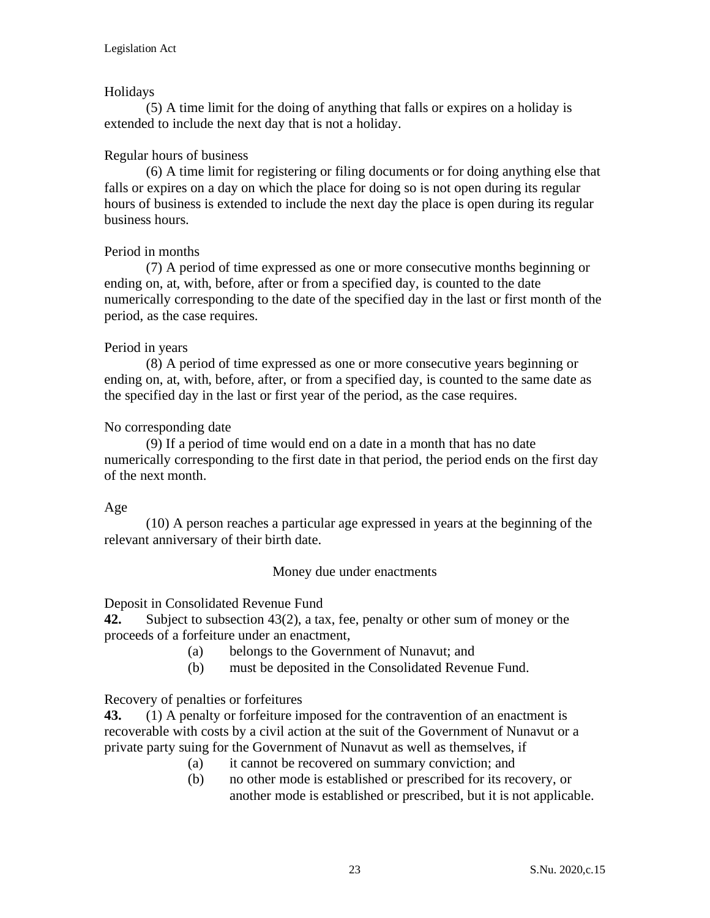Holidays

(5) A time limit for the doing of anything that falls or expires on a holiday is extended to include the next day that is not a holiday.

Regular hours of business

(6) A time limit for registering or filing documents or for doing anything else that falls or expires on a day on which the place for doing so is not open during its regular hours of business is extended to include the next day the place is open during its regular business hours.

Period in months

(7) A period of time expressed as one or more consecutive months beginning or ending on, at, with, before, after or from a specified day, is counted to the date numerically corresponding to the date of the specified day in the last or first month of the period, as the case requires.

Period in years

(8) A period of time expressed as one or more consecutive years beginning or ending on, at, with, before, after, or from a specified day, is counted to the same date as the specified day in the last or first year of the period, as the case requires.

No corresponding date

(9) If a period of time would end on a date in a month that has no date numerically corresponding to the first date in that period, the period ends on the first day of the next month.

Age

(10) A person reaches a particular age expressed in years at the beginning of the relevant anniversary of their birth date.

## Money due under enactments

Deposit in Consolidated Revenue Fund

**42.** Subject to subsection 43(2), a tax, fee, penalty or other sum of money or the proceeds of a forfeiture under an enactment,

(a) belongs to the Government of Nunavut; and

(b) must be deposited in the Consolidated Revenue Fund.

Recovery of penalties or forfeitures

**43.** (1) A penalty or forfeiture imposed for the contravention of an enactment is recoverable with costs by a civil action at the suit of the Government of Nunavut or a private party suing for the Government of Nunavut as well as themselves, if

(a) it cannot be recovered on summary conviction; and

(b) no other mode is established or prescribed for its recovery, or another mode is established or prescribed, but it is not applicable.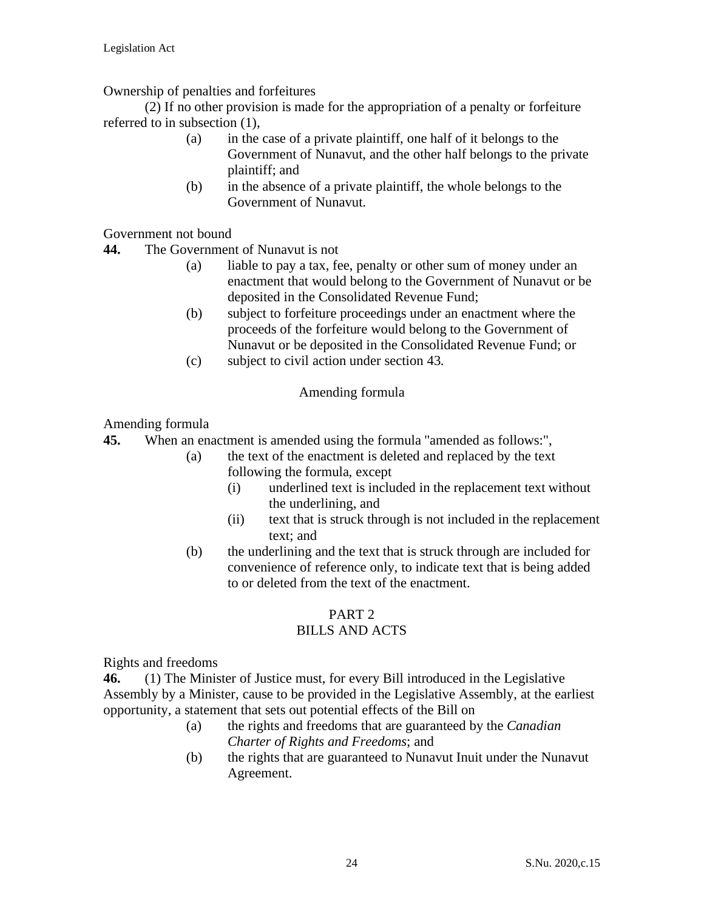Ownership of penalties and forfeitures

(2) If no other provision is made for the appropriation of a penalty or forfeiture referred to in subsection (1),

- (a) in the case of a private plaintiff, one half of it belongs to the Government of Nunavut, and the other half belongs to the private plaintiff; and
- (b) in the absence of a private plaintiff, the whole belongs to the Government of Nunavut.

Government not bound

**44.** The Government of Nunavut is not

- (a) liable to pay a tax, fee, penalty or other sum of money under an enactment that would belong to the Government of Nunavut or be deposited in the Consolidated Revenue Fund;
- (b) subject to forfeiture proceedings under an enactment where the proceeds of the forfeiture would belong to the Government of Nunavut or be deposited in the Consolidated Revenue Fund; or
- (c) subject to civil action under section 43.

### Amending formula

Amending formula

**45.** When an enactment is amended using the formula "amended as follows:",

- (a) the text of the enactment is deleted and replaced by the text following the formula, except
  - (i) underlined text is included in the replacement text without the underlining, and
  - (ii) text that is struck through is not included in the replacement text; and
- (b) the underlining and the text that is struck through are included for convenience of reference only, to indicate text that is being added to or deleted from the text of the enactment.

## PART 2
## BILLS AND ACTS

Rights and freedoms

**46.** (1) The Minister of Justice must, for every Bill introduced in the Legislative Assembly by a Minister, cause to be provided in the Legislative Assembly, at the earliest opportunity, a statement that sets out potential effects of the Bill on

- (a) the rights and freedoms that are guaranteed by the *Canadian Charter of Rights and Freedoms*; and
- (b) the rights that are guaranteed to Nunavut Inuit under the Nunavut Agreement.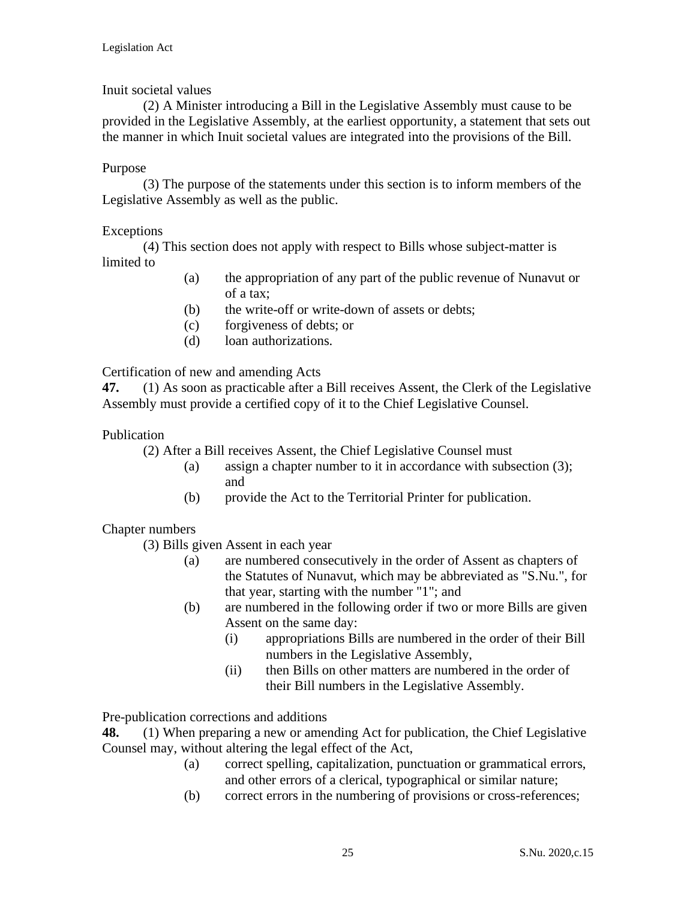Inuit societal values

(2) A Minister introducing a Bill in the Legislative Assembly must cause to be provided in the Legislative Assembly, at the earliest opportunity, a statement that sets out the manner in which Inuit societal values are integrated into the provisions of the Bill.

Purpose

(3) The purpose of the statements under this section is to inform members of the Legislative Assembly as well as the public.

Exceptions

(4) This section does not apply with respect to Bills whose subject-matter is limited to

- (a) the appropriation of any part of the public revenue of Nunavut or of a tax;
- (b) the write-off or write-down of assets or debts;
- (c) forgiveness of debts; or
- (d) loan authorizations.

Certification of new and amending Acts

**47.** (1) As soon as practicable after a Bill receives Assent, the Clerk of the Legislative Assembly must provide a certified copy of it to the Chief Legislative Counsel.

Publication

(2) After a Bill receives Assent, the Chief Legislative Counsel must

- (a) assign a chapter number to it in accordance with subsection (3); and
- (b) provide the Act to the Territorial Printer for publication.

Chapter numbers

(3) Bills given Assent in each year

- (a) are numbered consecutively in the order of Assent as chapters of the Statutes of Nunavut, which may be abbreviated as "S.Nu.", for that year, starting with the number "1"; and
- (b) are numbered in the following order if two or more Bills are given Assent on the same day:
  - (i) appropriations Bills are numbered in the order of their Bill numbers in the Legislative Assembly,
  - (ii) then Bills on other matters are numbered in the order of their Bill numbers in the Legislative Assembly.

Pre-publication corrections and additions

**48.** (1) When preparing a new or amending Act for publication, the Chief Legislative Counsel may, without altering the legal effect of the Act,

- (a) correct spelling, capitalization, punctuation or grammatical errors, and other errors of a clerical, typographical or similar nature;
- (b) correct errors in the numbering of provisions or cross-references;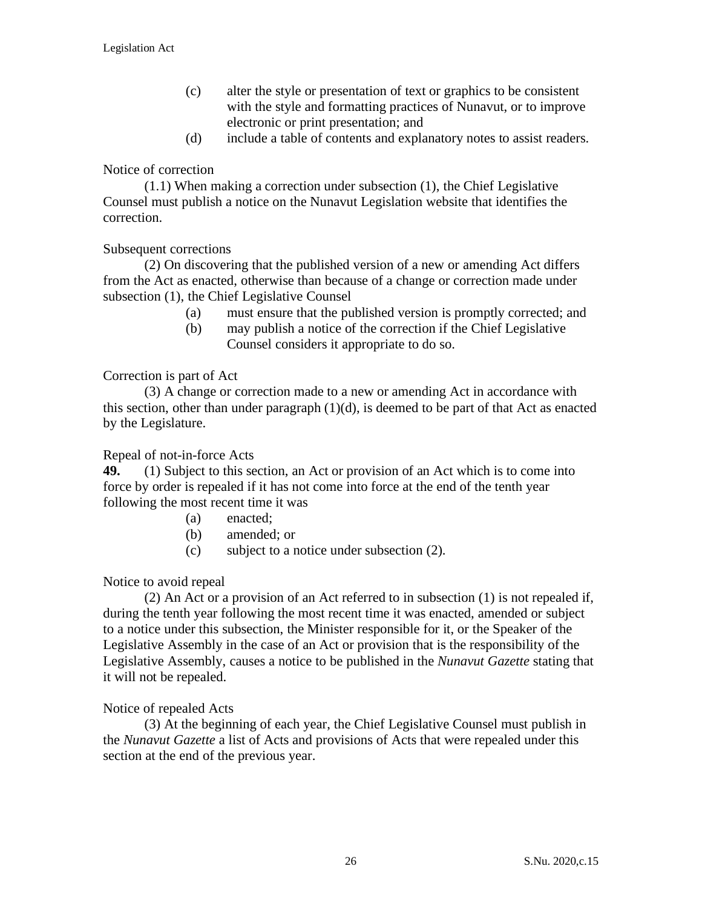(c) alter the style or presentation of text or graphics to be consistent with the style and formatting practices of Nunavut, or to improve electronic or print presentation; and

(d) include a table of contents and explanatory notes to assist readers.

Notice of correction

(1.1) When making a correction under subsection (1), the Chief Legislative Counsel must publish a notice on the Nunavut Legislation website that identifies the correction.

Subsequent corrections

(2) On discovering that the published version of a new or amending Act differs from the Act as enacted, otherwise than because of a change or correction made under subsection (1), the Chief Legislative Counsel

(a) must ensure that the published version is promptly corrected; and

(b) may publish a notice of the correction if the Chief Legislative Counsel considers it appropriate to do so.

Correction is part of Act

(3) A change or correction made to a new or amending Act in accordance with this section, other than under paragraph (1)(d), is deemed to be part of that Act as enacted by the Legislature.

Repeal of not-in-force Acts

**49.** (1) Subject to this section, an Act or provision of an Act which is to come into force by order is repealed if it has not come into force at the end of the tenth year following the most recent time it was

(a) enacted;

(b) amended; or

(c) subject to a notice under subsection (2).

Notice to avoid repeal

(2) An Act or a provision of an Act referred to in subsection (1) is not repealed if, during the tenth year following the most recent time it was enacted, amended or subject to a notice under this subsection, the Minister responsible for it, or the Speaker of the Legislative Assembly in the case of an Act or provision that is the responsibility of the Legislative Assembly, causes a notice to be published in the *Nunavut Gazette* stating that it will not be repealed.

Notice of repealed Acts

(3) At the beginning of each year, the Chief Legislative Counsel must publish in the *Nunavut Gazette* a list of Acts and provisions of Acts that were repealed under this section at the end of the previous year.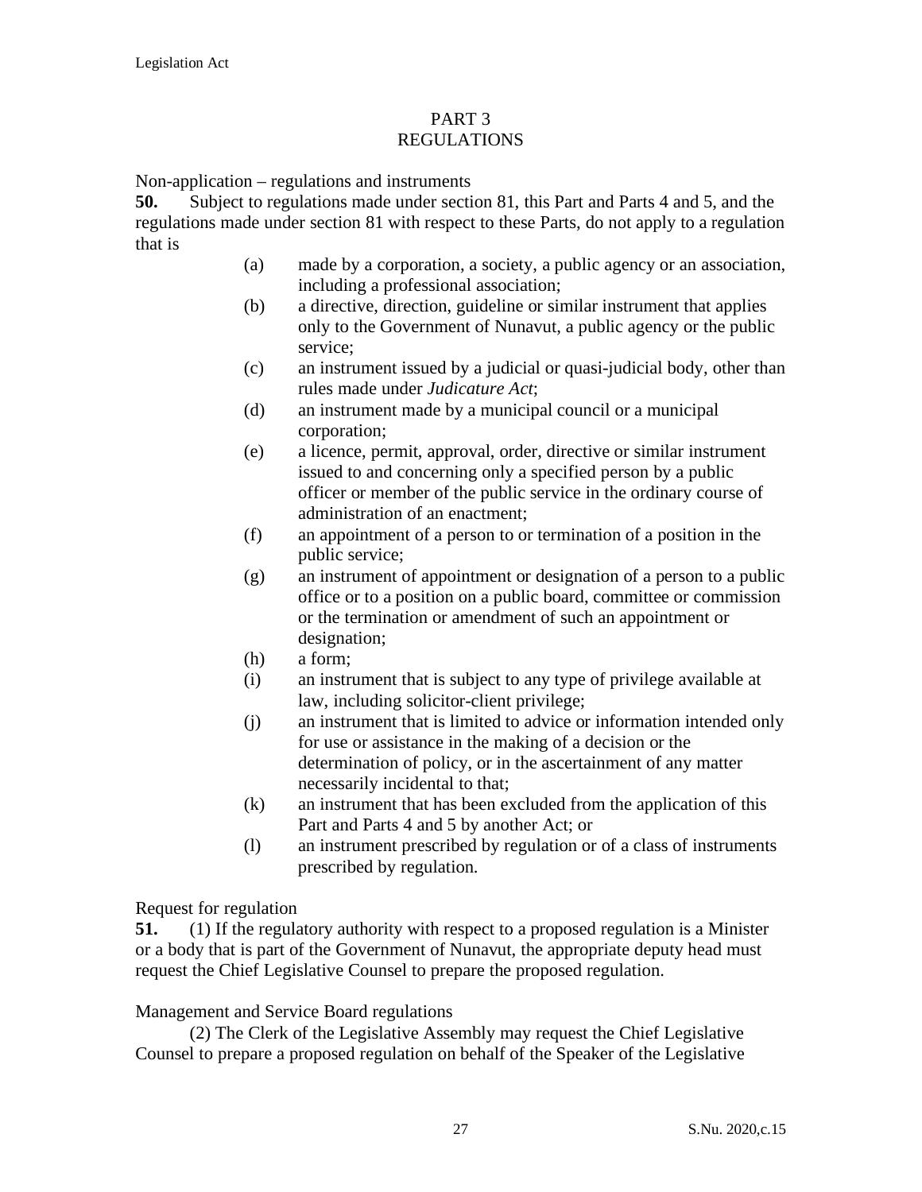## PART 3
## REGULATIONS

Non-application – regulations and instruments

**50.** Subject to regulations made under section 81, this Part and Parts 4 and 5, and the regulations made under section 81 with respect to these Parts, do not apply to a regulation that is

(a) made by a corporation, a society, a public agency or an association, including a professional association;

(b) a directive, direction, guideline or similar instrument that applies only to the Government of Nunavut, a public agency or the public service;

(c) an instrument issued by a judicial or quasi-judicial body, other than rules made under *Judicature Act*;

(d) an instrument made by a municipal council or a municipal corporation;

(e) a licence, permit, approval, order, directive or similar instrument issued to and concerning only a specified person by a public officer or member of the public service in the ordinary course of administration of an enactment;

(f) an appointment of a person to or termination of a position in the public service;

(g) an instrument of appointment or designation of a person to a public office or to a position on a public board, committee or commission or the termination or amendment of such an appointment or designation;

(h) a form;

(i) an instrument that is subject to any type of privilege available at law, including solicitor-client privilege;

(j) an instrument that is limited to advice or information intended only for use or assistance in the making of a decision or the determination of policy, or in the ascertainment of any matter necessarily incidental to that;

(k) an instrument that has been excluded from the application of this Part and Parts 4 and 5 by another Act; or

(l) an instrument prescribed by regulation or of a class of instruments prescribed by regulation.

Request for regulation

**51.** (1) If the regulatory authority with respect to a proposed regulation is a Minister or a body that is part of the Government of Nunavut, the appropriate deputy head must request the Chief Legislative Counsel to prepare the proposed regulation.

Management and Service Board regulations

(2) The Clerk of the Legislative Assembly may request the Chief Legislative Counsel to prepare a proposed regulation on behalf of the Speaker of the Legislative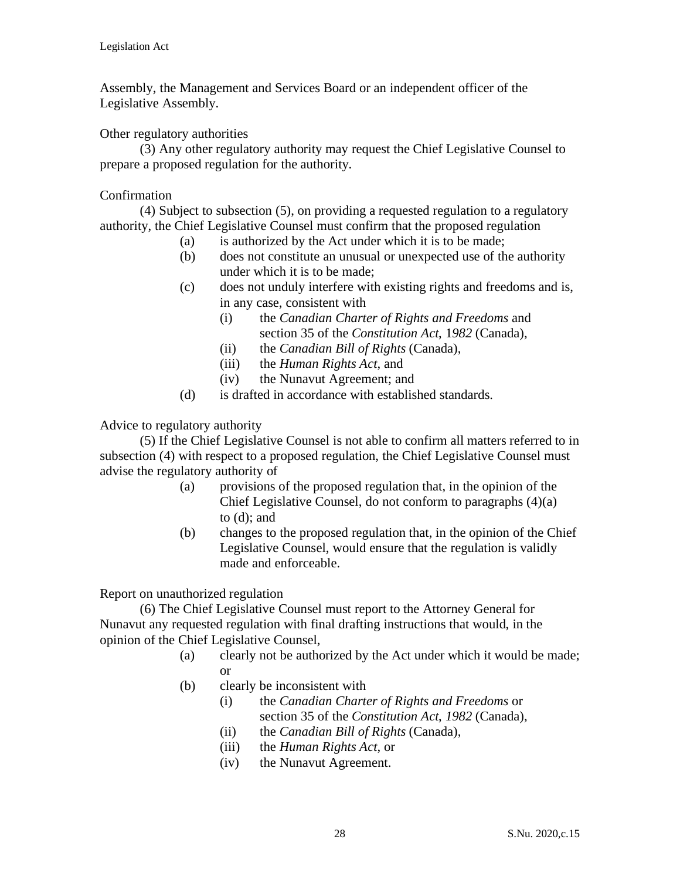Assembly, the Management and Services Board or an independent officer of the Legislative Assembly.

Other regulatory authorities

(3) Any other regulatory authority may request the Chief Legislative Counsel to prepare a proposed regulation for the authority.

Confirmation

(4) Subject to subsection (5), on providing a requested regulation to a regulatory authority, the Chief Legislative Counsel must confirm that the proposed regulation

- (a) is authorized by the Act under which it is to be made;
- (b) does not constitute an unusual or unexpected use of the authority under which it is to be made;
- (c) does not unduly interfere with existing rights and freedoms and is, in any case, consistent with
  - (i) the *Canadian Charter of Rights and Freedoms* and section 35 of the *Constitution Act, 1982* (Canada),
  - (ii) the *Canadian Bill of Rights* (Canada),
  - (iii) the *Human Rights Act*, and
  - (iv) the Nunavut Agreement; and
- (d) is drafted in accordance with established standards.

Advice to regulatory authority

(5) If the Chief Legislative Counsel is not able to confirm all matters referred to in subsection (4) with respect to a proposed regulation, the Chief Legislative Counsel must advise the regulatory authority of

- (a) provisions of the proposed regulation that, in the opinion of the Chief Legislative Counsel, do not conform to paragraphs (4)(a) to (d); and
- (b) changes to the proposed regulation that, in the opinion of the Chief Legislative Counsel, would ensure that the regulation is validly made and enforceable.

Report on unauthorized regulation

(6) The Chief Legislative Counsel must report to the Attorney General for Nunavut any requested regulation with final drafting instructions that would, in the opinion of the Chief Legislative Counsel,

- (a) clearly not be authorized by the Act under which it would be made; or
- (b) clearly be inconsistent with
  - (i) the *Canadian Charter of Rights and Freedoms* or section 35 of the *Constitution Act, 1982* (Canada),
  - (ii) the *Canadian Bill of Rights* (Canada),
  - (iii) the *Human Rights Act*, or
  - (iv) the Nunavut Agreement.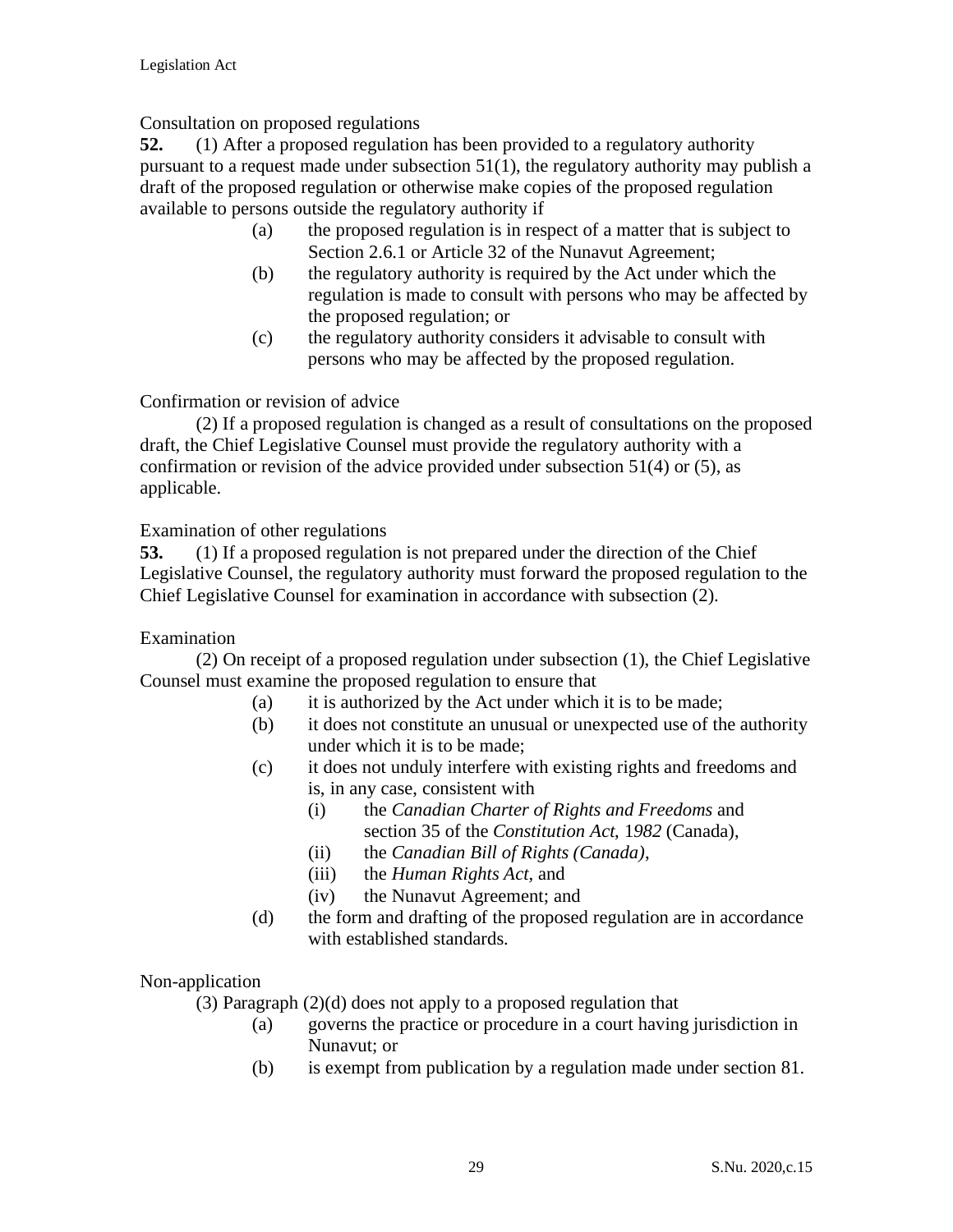Consultation on proposed regulations

**52.** (1) After a proposed regulation has been provided to a regulatory authority pursuant to a request made under subsection 51(1), the regulatory authority may publish a draft of the proposed regulation or otherwise make copies of the proposed regulation available to persons outside the regulatory authority if

- (a) the proposed regulation is in respect of a matter that is subject to Section 2.6.1 or Article 32 of the Nunavut Agreement;
- (b) the regulatory authority is required by the Act under which the regulation is made to consult with persons who may be affected by the proposed regulation; or
- (c) the regulatory authority considers it advisable to consult with persons who may be affected by the proposed regulation.

Confirmation or revision of advice

(2) If a proposed regulation is changed as a result of consultations on the proposed draft, the Chief Legislative Counsel must provide the regulatory authority with a confirmation or revision of the advice provided under subsection 51(4) or (5), as applicable.

Examination of other regulations

**53.** (1) If a proposed regulation is not prepared under the direction of the Chief Legislative Counsel, the regulatory authority must forward the proposed regulation to the Chief Legislative Counsel for examination in accordance with subsection (2).

Examination

(2) On receipt of a proposed regulation under subsection (1), the Chief Legislative Counsel must examine the proposed regulation to ensure that

- (a) it is authorized by the Act under which it is to be made;
- (b) it does not constitute an unusual or unexpected use of the authority under which it is to be made;
- (c) it does not unduly interfere with existing rights and freedoms and is, in any case, consistent with
  - (i) the *Canadian Charter of Rights and Freedoms* and section 35 of the *Constitution Act, 1982* (Canada),
  - (ii) the *Canadian Bill of Rights (Canada)*,
  - (iii) the *Human Rights Act*, and
  - (iv) the Nunavut Agreement; and
- (d) the form and drafting of the proposed regulation are in accordance with established standards.

Non-application

(3) Paragraph (2)(d) does not apply to a proposed regulation that

- (a) governs the practice or procedure in a court having jurisdiction in Nunavut; or
- (b) is exempt from publication by a regulation made under section 81.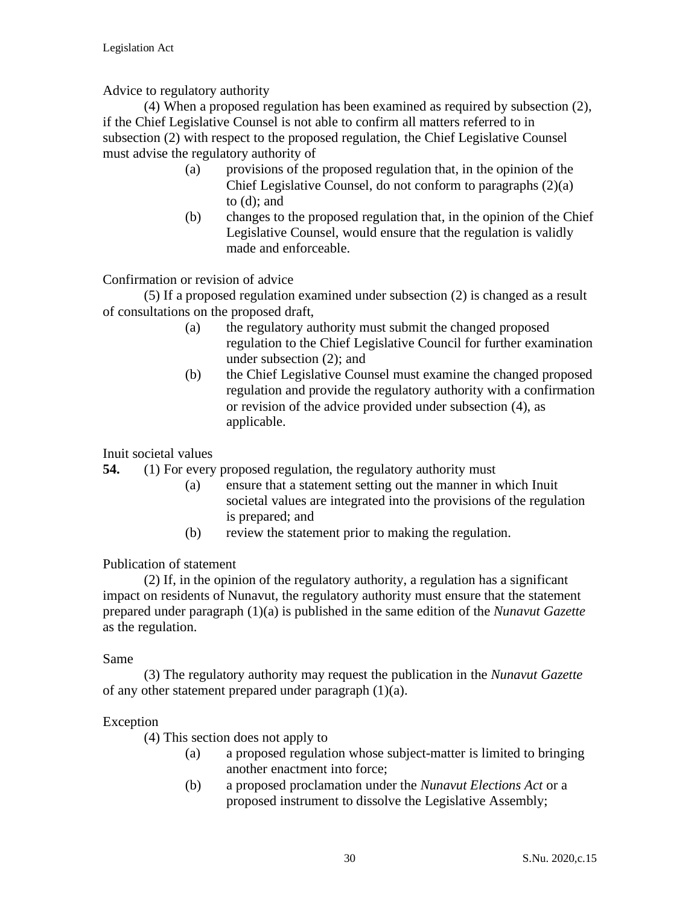Advice to regulatory authority

(4) When a proposed regulation has been examined as required by subsection (2), if the Chief Legislative Counsel is not able to confirm all matters referred to in subsection (2) with respect to the proposed regulation, the Chief Legislative Counsel must advise the regulatory authority of

- (a) provisions of the proposed regulation that, in the opinion of the Chief Legislative Counsel, do not conform to paragraphs (2)(a) to (d); and
- (b) changes to the proposed regulation that, in the opinion of the Chief Legislative Counsel, would ensure that the regulation is validly made and enforceable.

Confirmation or revision of advice

(5) If a proposed regulation examined under subsection (2) is changed as a result of consultations on the proposed draft,

- (a) the regulatory authority must submit the changed proposed regulation to the Chief Legislative Council for further examination under subsection (2); and
- (b) the Chief Legislative Counsel must examine the changed proposed regulation and provide the regulatory authority with a confirmation or revision of the advice provided under subsection (4), as applicable.

Inuit societal values

**54.** (1) For every proposed regulation, the regulatory authority must

- (a) ensure that a statement setting out the manner in which Inuit societal values are integrated into the provisions of the regulation is prepared; and
- (b) review the statement prior to making the regulation.

Publication of statement

(2) If, in the opinion of the regulatory authority, a regulation has a significant impact on residents of Nunavut, the regulatory authority must ensure that the statement prepared under paragraph (1)(a) is published in the same edition of the *Nunavut Gazette* as the regulation.

Same

(3) The regulatory authority may request the publication in the *Nunavut Gazette* of any other statement prepared under paragraph (1)(a).

Exception

(4) This section does not apply to

- (a) a proposed regulation whose subject-matter is limited to bringing another enactment into force;
- (b) a proposed proclamation under the *Nunavut Elections Act* or a proposed instrument to dissolve the Legislative Assembly;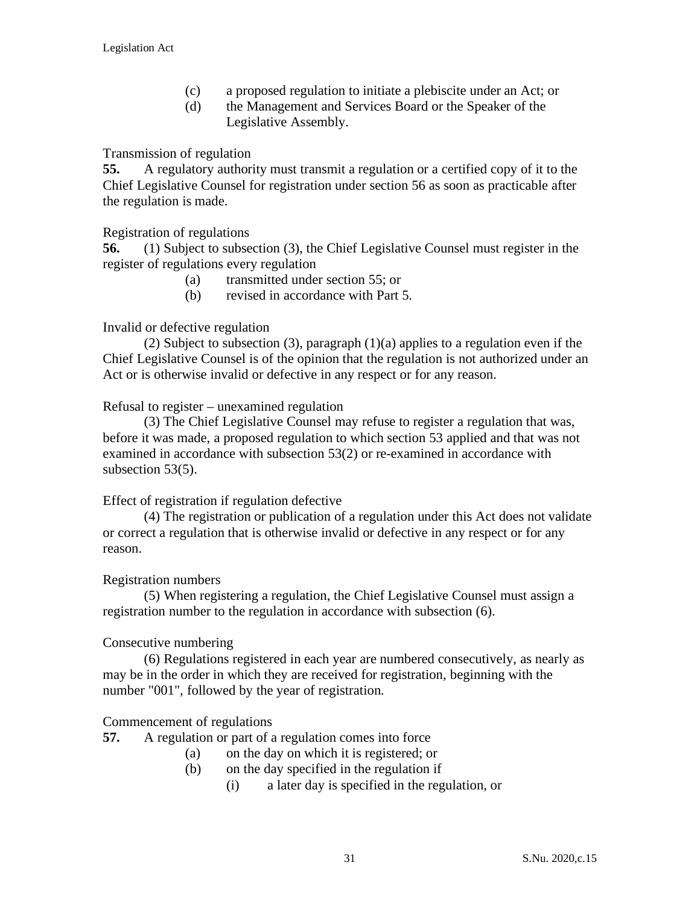(c) a proposed regulation to initiate a plebiscite under an Act; or

(d) the Management and Services Board or the Speaker of the Legislative Assembly.

Transmission of regulation

**55.** A regulatory authority must transmit a regulation or a certified copy of it to the Chief Legislative Counsel for registration under section 56 as soon as practicable after the regulation is made.

Registration of regulations

**56.** (1) Subject to subsection (3), the Chief Legislative Counsel must register in the register of regulations every regulation

(a) transmitted under section 55; or

(b) revised in accordance with Part 5.

Invalid or defective regulation

(2) Subject to subsection (3), paragraph (1)(a) applies to a regulation even if the Chief Legislative Counsel is of the opinion that the regulation is not authorized under an Act or is otherwise invalid or defective in any respect or for any reason.

Refusal to register – unexamined regulation

(3) The Chief Legislative Counsel may refuse to register a regulation that was, before it was made, a proposed regulation to which section 53 applied and that was not examined in accordance with subsection 53(2) or re-examined in accordance with subsection 53(5).

Effect of registration if regulation defective

(4) The registration or publication of a regulation under this Act does not validate or correct a regulation that is otherwise invalid or defective in any respect or for any reason.

Registration numbers

(5) When registering a regulation, the Chief Legislative Counsel must assign a registration number to the regulation in accordance with subsection (6).

Consecutive numbering

(6) Regulations registered in each year are numbered consecutively, as nearly as may be in the order in which they are received for registration, beginning with the number "001", followed by the year of registration.

Commencement of regulations

**57.** A regulation or part of a regulation comes into force

(a) on the day on which it is registered; or

(b) on the day specified in the regulation if

(i) a later day is specified in the regulation, or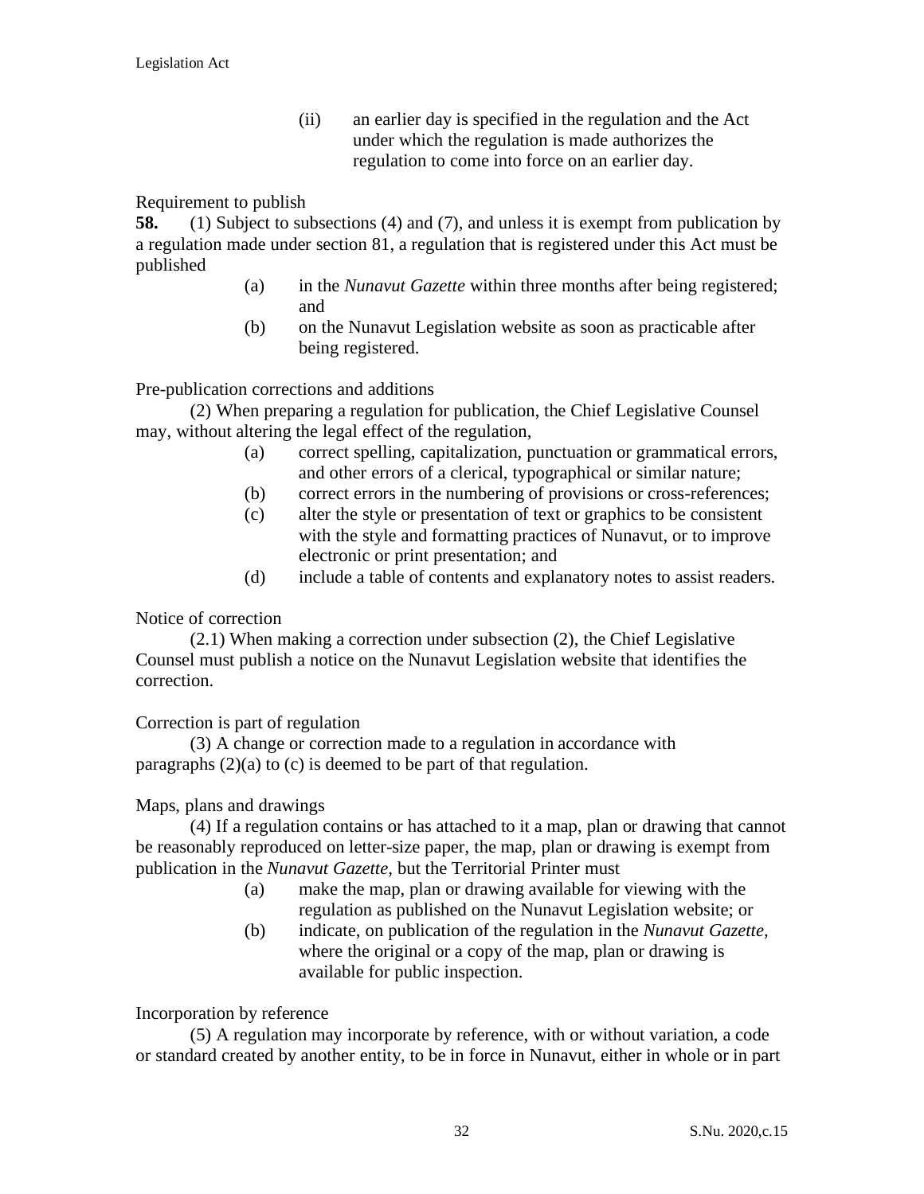(ii) an earlier day is specified in the regulation and the Act under which the regulation is made authorizes the regulation to come into force on an earlier day.

Requirement to publish

**58.** (1) Subject to subsections (4) and (7), and unless it is exempt from publication by a regulation made under section 81, a regulation that is registered under this Act must be published

(a) in the *Nunavut Gazette* within three months after being registered; and

(b) on the Nunavut Legislation website as soon as practicable after being registered.

Pre-publication corrections and additions

(2) When preparing a regulation for publication, the Chief Legislative Counsel may, without altering the legal effect of the regulation,

(a) correct spelling, capitalization, punctuation or grammatical errors, and other errors of a clerical, typographical or similar nature;

(b) correct errors in the numbering of provisions or cross-references;

(c) alter the style or presentation of text or graphics to be consistent with the style and formatting practices of Nunavut, or to improve electronic or print presentation; and

(d) include a table of contents and explanatory notes to assist readers.

Notice of correction

(2.1) When making a correction under subsection (2), the Chief Legislative Counsel must publish a notice on the Nunavut Legislation website that identifies the correction.

Correction is part of regulation

(3) A change or correction made to a regulation in accordance with paragraphs (2)(a) to (c) is deemed to be part of that regulation.

Maps, plans and drawings

(4) If a regulation contains or has attached to it a map, plan or drawing that cannot be reasonably reproduced on letter-size paper, the map, plan or drawing is exempt from publication in the *Nunavut Gazette,* but the Territorial Printer must

(a) make the map, plan or drawing available for viewing with the regulation as published on the Nunavut Legislation website; or

(b) indicate, on publication of the regulation in the *Nunavut Gazette,* where the original or a copy of the map, plan or drawing is available for public inspection.

Incorporation by reference

(5) A regulation may incorporate by reference, with or without variation, a code or standard created by another entity, to be in force in Nunavut, either in whole or in part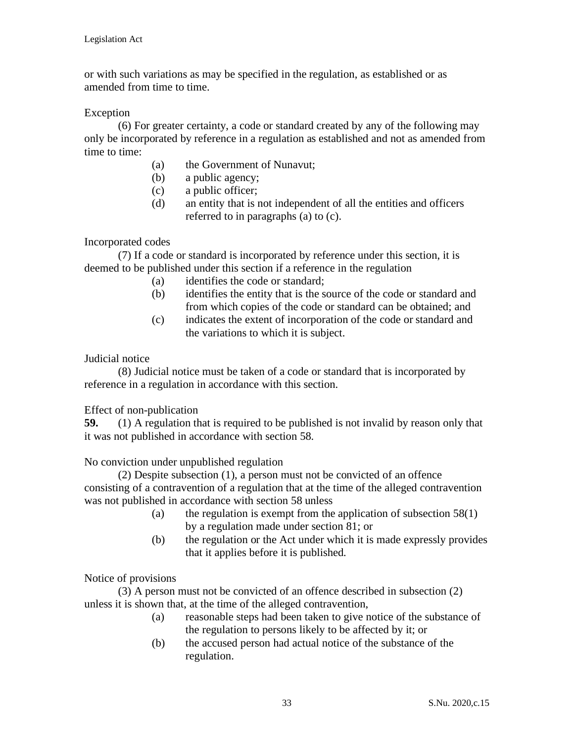or with such variations as may be specified in the regulation, as established or as amended from time to time.

Exception

(6) For greater certainty, a code or standard created by any of the following may only be incorporated by reference in a regulation as established and not as amended from time to time:

(a) the Government of Nunavut;
(b) a public agency;
(c) a public officer;
(d) an entity that is not independent of all the entities and officers referred to in paragraphs (a) to (c).

Incorporated codes

(7) If a code or standard is incorporated by reference under this section, it is deemed to be published under this section if a reference in the regulation

(a) identifies the code or standard;
(b) identifies the entity that is the source of the code or standard and from which copies of the code or standard can be obtained; and
(c) indicates the extent of incorporation of the code or standard and the variations to which it is subject.

Judicial notice

(8) Judicial notice must be taken of a code or standard that is incorporated by reference in a regulation in accordance with this section.

Effect of non-publication

**59.** (1) A regulation that is required to be published is not invalid by reason only that it was not published in accordance with section 58.

No conviction under unpublished regulation

(2) Despite subsection (1), a person must not be convicted of an offence consisting of a contravention of a regulation that at the time of the alleged contravention was not published in accordance with section 58 unless

(a) the regulation is exempt from the application of subsection 58(1) by a regulation made under section 81; or
(b) the regulation or the Act under which it is made expressly provides that it applies before it is published.

Notice of provisions

(3) A person must not be convicted of an offence described in subsection (2) unless it is shown that, at the time of the alleged contravention,

(a) reasonable steps had been taken to give notice of the substance of the regulation to persons likely to be affected by it; or
(b) the accused person had actual notice of the substance of the regulation.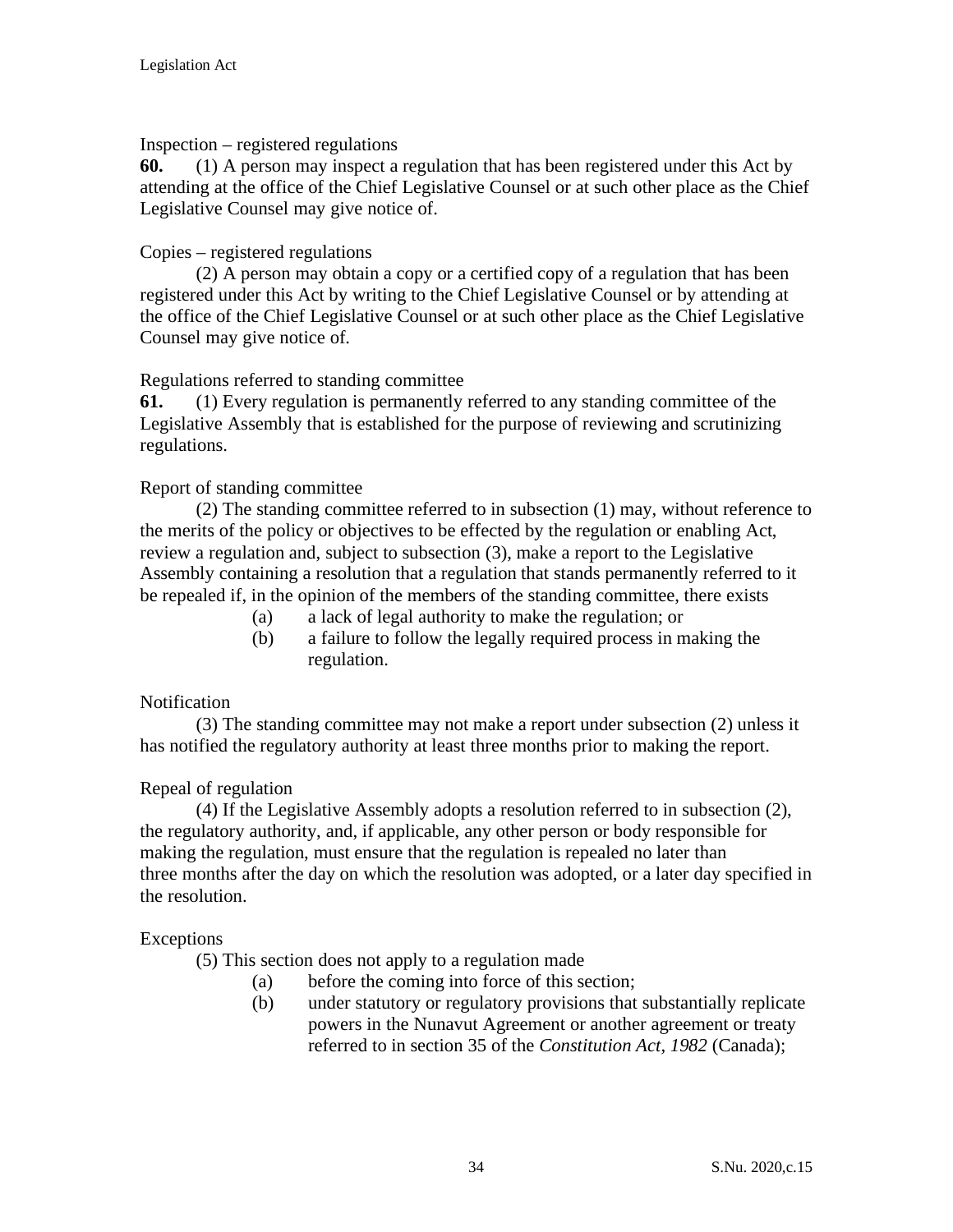Inspection – registered regulations

**60.** (1) A person may inspect a regulation that has been registered under this Act by attending at the office of the Chief Legislative Counsel or at such other place as the Chief Legislative Counsel may give notice of.

Copies – registered regulations

(2) A person may obtain a copy or a certified copy of a regulation that has been registered under this Act by writing to the Chief Legislative Counsel or by attending at the office of the Chief Legislative Counsel or at such other place as the Chief Legislative Counsel may give notice of.

Regulations referred to standing committee

**61.** (1) Every regulation is permanently referred to any standing committee of the Legislative Assembly that is established for the purpose of reviewing and scrutinizing regulations.

Report of standing committee

(2) The standing committee referred to in subsection (1) may, without reference to the merits of the policy or objectives to be effected by the regulation or enabling Act, review a regulation and, subject to subsection (3), make a report to the Legislative Assembly containing a resolution that a regulation that stands permanently referred to it be repealed if, in the opinion of the members of the standing committee, there exists

- (a) a lack of legal authority to make the regulation; or
- (b) a failure to follow the legally required process in making the regulation.

Notification

(3) The standing committee may not make a report under subsection (2) unless it has notified the regulatory authority at least three months prior to making the report.

Repeal of regulation

(4) If the Legislative Assembly adopts a resolution referred to in subsection (2), the regulatory authority, and, if applicable, any other person or body responsible for making the regulation, must ensure that the regulation is repealed no later than three months after the day on which the resolution was adopted, or a later day specified in the resolution.

Exceptions

(5) This section does not apply to a regulation made

- (a) before the coming into force of this section;
- (b) under statutory or regulatory provisions that substantially replicate powers in the Nunavut Agreement or another agreement or treaty referred to in section 35 of the *Constitution Act, 1982* (Canada);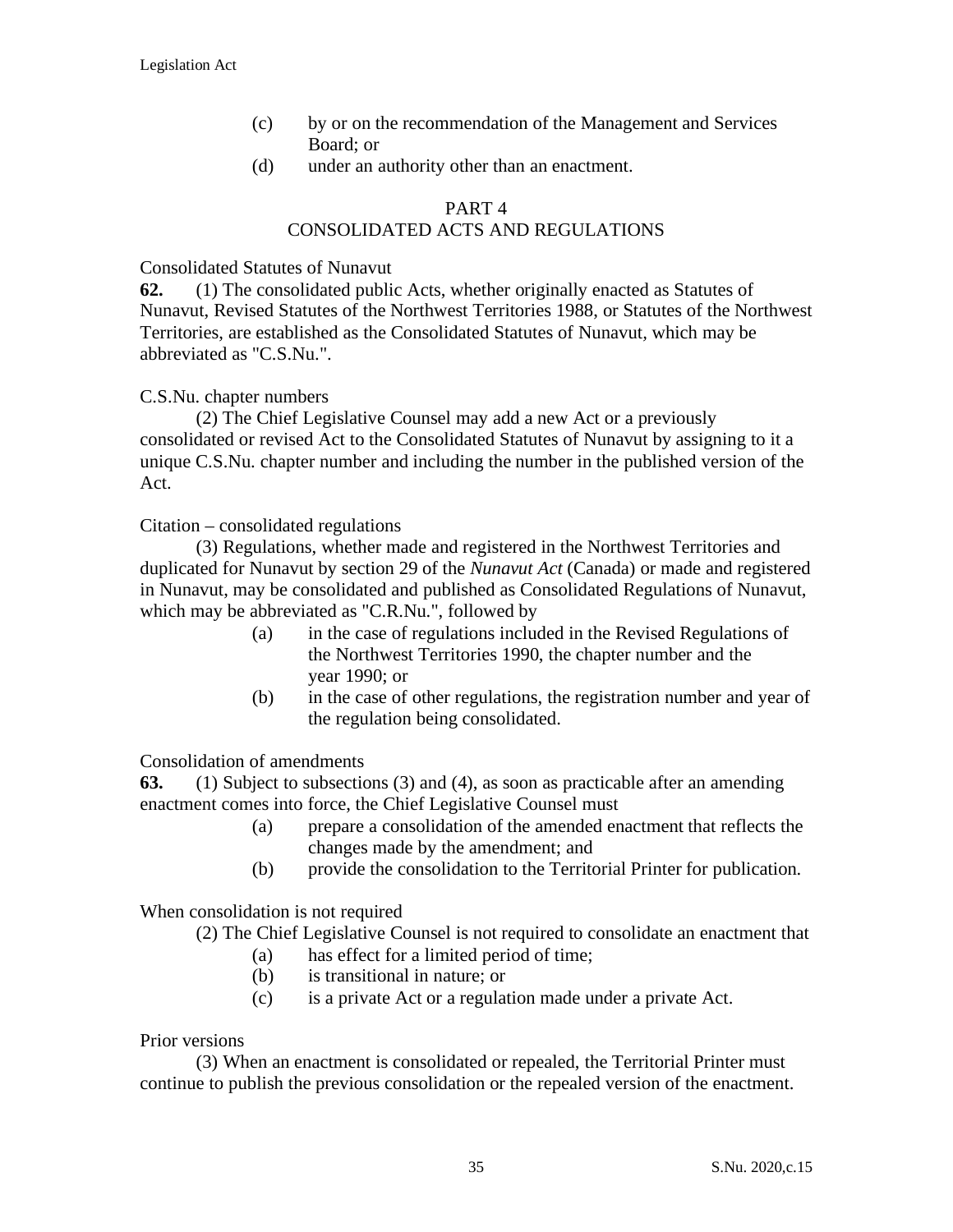(c) by or on the recommendation of the Management and Services Board; or

(d) under an authority other than an enactment.

## PART 4
## CONSOLIDATED ACTS AND REGULATIONS

Consolidated Statutes of Nunavut

**62.** (1) The consolidated public Acts, whether originally enacted as Statutes of Nunavut, Revised Statutes of the Northwest Territories 1988, or Statutes of the Northwest Territories, are established as the Consolidated Statutes of Nunavut, which may be abbreviated as "C.S.Nu.".

C.S.Nu. chapter numbers

(2) The Chief Legislative Counsel may add a new Act or a previously consolidated or revised Act to the Consolidated Statutes of Nunavut by assigning to it a unique C.S.Nu. chapter number and including the number in the published version of the Act.

Citation – consolidated regulations

(3) Regulations, whether made and registered in the Northwest Territories and duplicated for Nunavut by section 29 of the *Nunavut Act* (Canada) or made and registered in Nunavut, may be consolidated and published as Consolidated Regulations of Nunavut, which may be abbreviated as "C.R.Nu.", followed by

(a) in the case of regulations included in the Revised Regulations of the Northwest Territories 1990, the chapter number and the year 1990; or

(b) in the case of other regulations, the registration number and year of the regulation being consolidated.

Consolidation of amendments

**63.** (1) Subject to subsections (3) and (4), as soon as practicable after an amending enactment comes into force, the Chief Legislative Counsel must

(a) prepare a consolidation of the amended enactment that reflects the changes made by the amendment; and

(b) provide the consolidation to the Territorial Printer for publication.

When consolidation is not required

(2) The Chief Legislative Counsel is not required to consolidate an enactment that

(a) has effect for a limited period of time;

(b) is transitional in nature; or

(c) is a private Act or a regulation made under a private Act.

Prior versions

(3) When an enactment is consolidated or repealed, the Territorial Printer must continue to publish the previous consolidation or the repealed version of the enactment.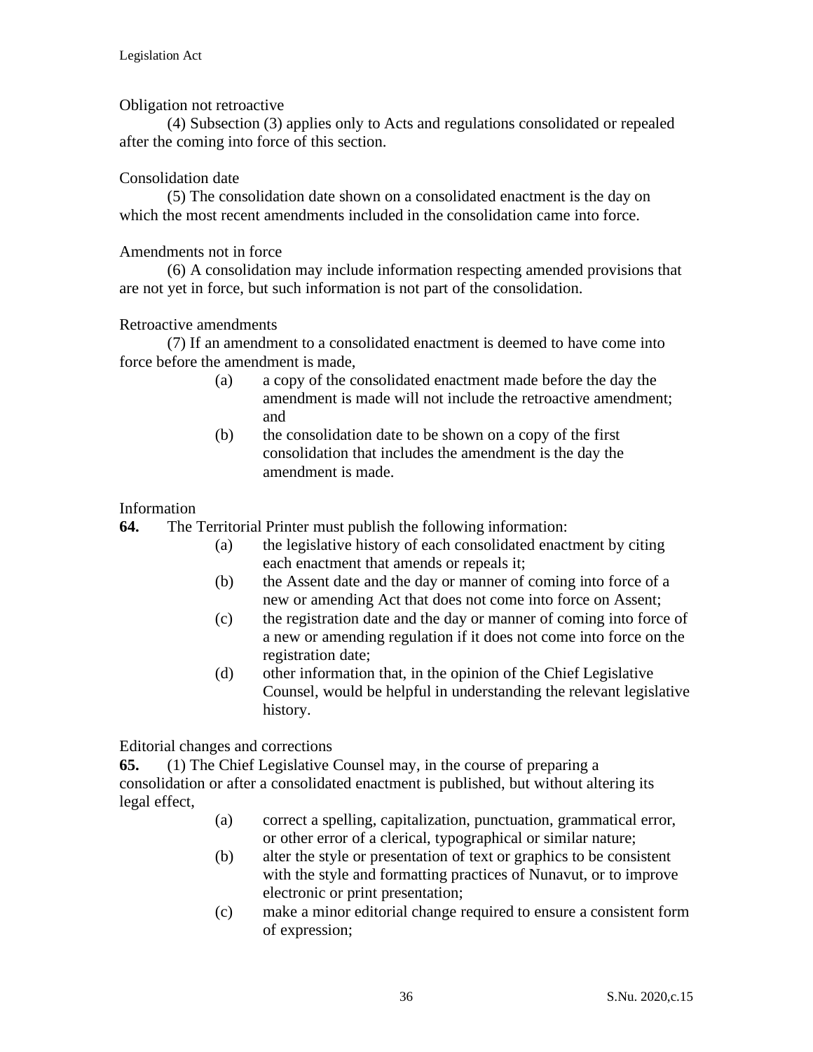Obligation not retroactive

(4) Subsection (3) applies only to Acts and regulations consolidated or repealed after the coming into force of this section.

Consolidation date

(5) The consolidation date shown on a consolidated enactment is the day on which the most recent amendments included in the consolidation came into force.

Amendments not in force

(6) A consolidation may include information respecting amended provisions that are not yet in force, but such information is not part of the consolidation.

Retroactive amendments

(7) If an amendment to a consolidated enactment is deemed to have come into force before the amendment is made,

- (a) a copy of the consolidated enactment made before the day the amendment is made will not include the retroactive amendment; and
- (b) the consolidation date to be shown on a copy of the first consolidation that includes the amendment is the day the amendment is made.

Information

**64.** The Territorial Printer must publish the following information:

- (a) the legislative history of each consolidated enactment by citing each enactment that amends or repeals it;
- (b) the Assent date and the day or manner of coming into force of a new or amending Act that does not come into force on Assent;
- (c) the registration date and the day or manner of coming into force of a new or amending regulation if it does not come into force on the registration date;
- (d) other information that, in the opinion of the Chief Legislative Counsel, would be helpful in understanding the relevant legislative history.

Editorial changes and corrections

**65.** (1) The Chief Legislative Counsel may, in the course of preparing a consolidation or after a consolidated enactment is published, but without altering its legal effect,

- (a) correct a spelling, capitalization, punctuation, grammatical error, or other error of a clerical, typographical or similar nature;
- (b) alter the style or presentation of text or graphics to be consistent with the style and formatting practices of Nunavut, or to improve electronic or print presentation;
- (c) make a minor editorial change required to ensure a consistent form of expression;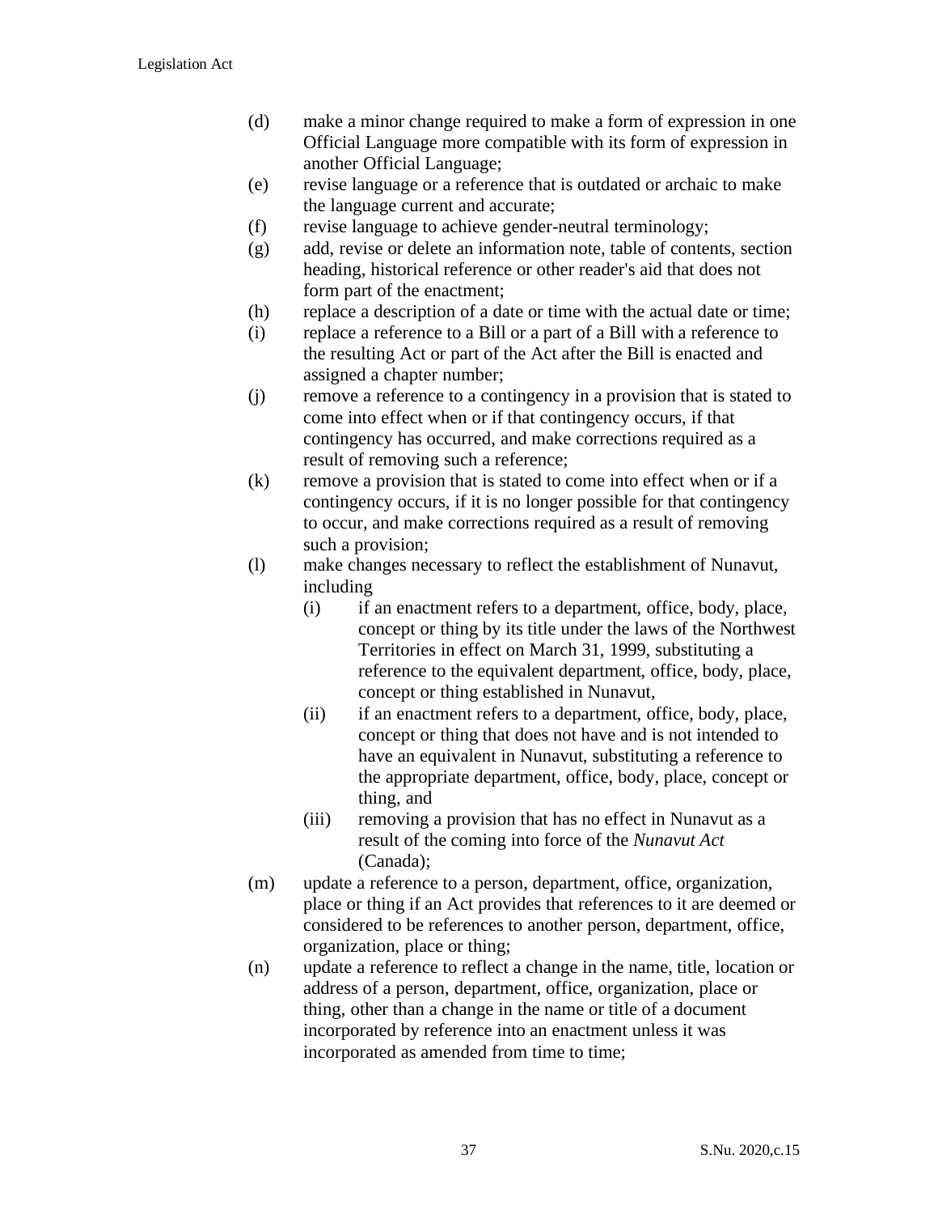(d) make a minor change required to make a form of expression in one Official Language more compatible with its form of expression in another Official Language;

(e) revise language or a reference that is outdated or archaic to make the language current and accurate;

(f) revise language to achieve gender-neutral terminology;

(g) add, revise or delete an information note, table of contents, section heading, historical reference or other reader's aid that does not form part of the enactment;

(h) replace a description of a date or time with the actual date or time;

(i) replace a reference to a Bill or a part of a Bill with a reference to the resulting Act or part of the Act after the Bill is enacted and assigned a chapter number;

(j) remove a reference to a contingency in a provision that is stated to come into effect when or if that contingency occurs, if that contingency has occurred, and make corrections required as a result of removing such a reference;

(k) remove a provision that is stated to come into effect when or if a contingency occurs, if it is no longer possible for that contingency to occur, and make corrections required as a result of removing such a provision;

(l) make changes necessary to reflect the establishment of Nunavut, including

  (i) if an enactment refers to a department, office, body, place, concept or thing by its title under the laws of the Northwest Territories in effect on March 31, 1999, substituting a reference to the equivalent department, office, body, place, concept or thing established in Nunavut,

  (ii) if an enactment refers to a department, office, body, place, concept or thing that does not have and is not intended to have an equivalent in Nunavut, substituting a reference to the appropriate department, office, body, place, concept or thing, and

  (iii) removing a provision that has no effect in Nunavut as a result of the coming into force of the *Nunavut Act* (Canada);

(m) update a reference to a person, department, office, organization, place or thing if an Act provides that references to it are deemed or considered to be references to another person, department, office, organization, place or thing;

(n) update a reference to reflect a change in the name, title, location or address of a person, department, office, organization, place or thing, other than a change in the name or title of a document incorporated by reference into an enactment unless it was incorporated as amended from time to time;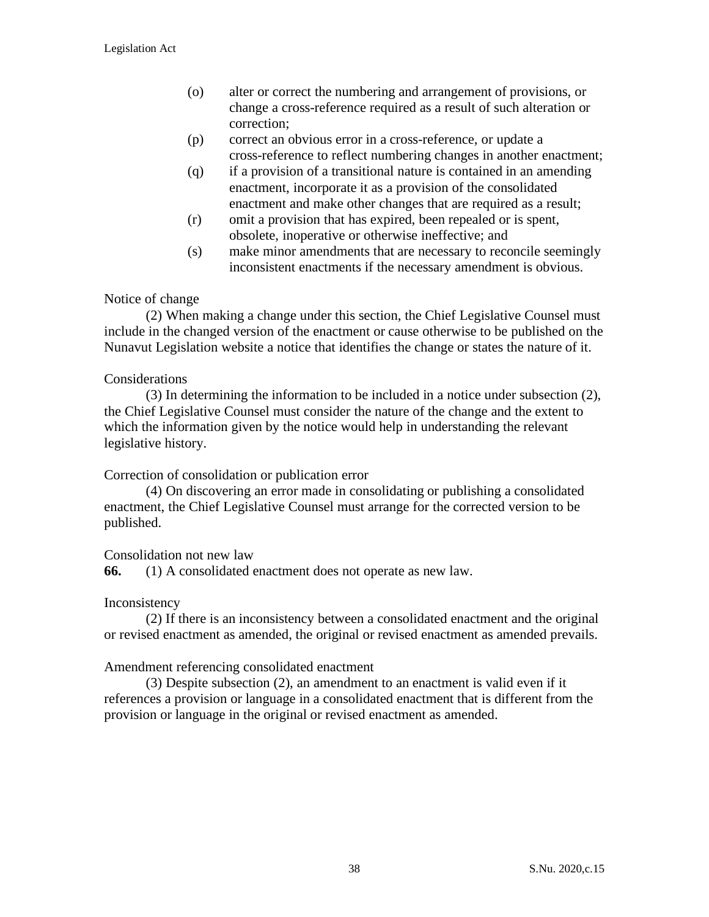(o) alter or correct the numbering and arrangement of provisions, or change a cross-reference required as a result of such alteration or correction;

(p) correct an obvious error in a cross-reference, or update a cross-reference to reflect numbering changes in another enactment;

(q) if a provision of a transitional nature is contained in an amending enactment, incorporate it as a provision of the consolidated enactment and make other changes that are required as a result;

(r) omit a provision that has expired, been repealed or is spent, obsolete, inoperative or otherwise ineffective; and

(s) make minor amendments that are necessary to reconcile seemingly inconsistent enactments if the necessary amendment is obvious.

Notice of change

(2) When making a change under this section, the Chief Legislative Counsel must include in the changed version of the enactment or cause otherwise to be published on the Nunavut Legislation website a notice that identifies the change or states the nature of it.

Considerations

(3) In determining the information to be included in a notice under subsection (2), the Chief Legislative Counsel must consider the nature of the change and the extent to which the information given by the notice would help in understanding the relevant legislative history.

Correction of consolidation or publication error

(4) On discovering an error made in consolidating or publishing a consolidated enactment, the Chief Legislative Counsel must arrange for the corrected version to be published.

Consolidation not new law

**66.** (1) A consolidated enactment does not operate as new law.

Inconsistency

(2) If there is an inconsistency between a consolidated enactment and the original or revised enactment as amended, the original or revised enactment as amended prevails.

Amendment referencing consolidated enactment

(3) Despite subsection (2), an amendment to an enactment is valid even if it references a provision or language in a consolidated enactment that is different from the provision or language in the original or revised enactment as amended.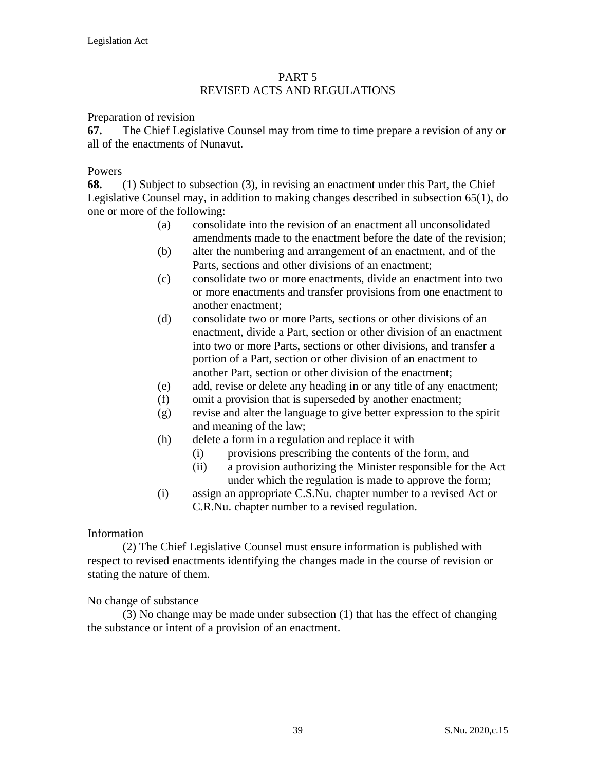## PART 5
## REVISED ACTS AND REGULATIONS

Preparation of revision

**67.** The Chief Legislative Counsel may from time to time prepare a revision of any or all of the enactments of Nunavut.

Powers

**68.** (1) Subject to subsection (3), in revising an enactment under this Part, the Chief Legislative Counsel may, in addition to making changes described in subsection 65(1), do one or more of the following:

- (a) consolidate into the revision of an enactment all unconsolidated amendments made to the enactment before the date of the revision;
- (b) alter the numbering and arrangement of an enactment, and of the Parts, sections and other divisions of an enactment;
- (c) consolidate two or more enactments, divide an enactment into two or more enactments and transfer provisions from one enactment to another enactment;
- (d) consolidate two or more Parts, sections or other divisions of an enactment, divide a Part, section or other division of an enactment into two or more Parts, sections or other divisions, and transfer a portion of a Part, section or other division of an enactment to another Part, section or other division of the enactment;
- (e) add, revise or delete any heading in or any title of any enactment;
- (f) omit a provision that is superseded by another enactment;
- (g) revise and alter the language to give better expression to the spirit and meaning of the law;
- (h) delete a form in a regulation and replace it with
  - (i) provisions prescribing the contents of the form, and
  - (ii) a provision authorizing the Minister responsible for the Act under which the regulation is made to approve the form;
- (i) assign an appropriate C.S.Nu. chapter number to a revised Act or C.R.Nu. chapter number to a revised regulation.

Information

(2) The Chief Legislative Counsel must ensure information is published with respect to revised enactments identifying the changes made in the course of revision or stating the nature of them.

No change of substance

(3) No change may be made under subsection (1) that has the effect of changing the substance or intent of a provision of an enactment.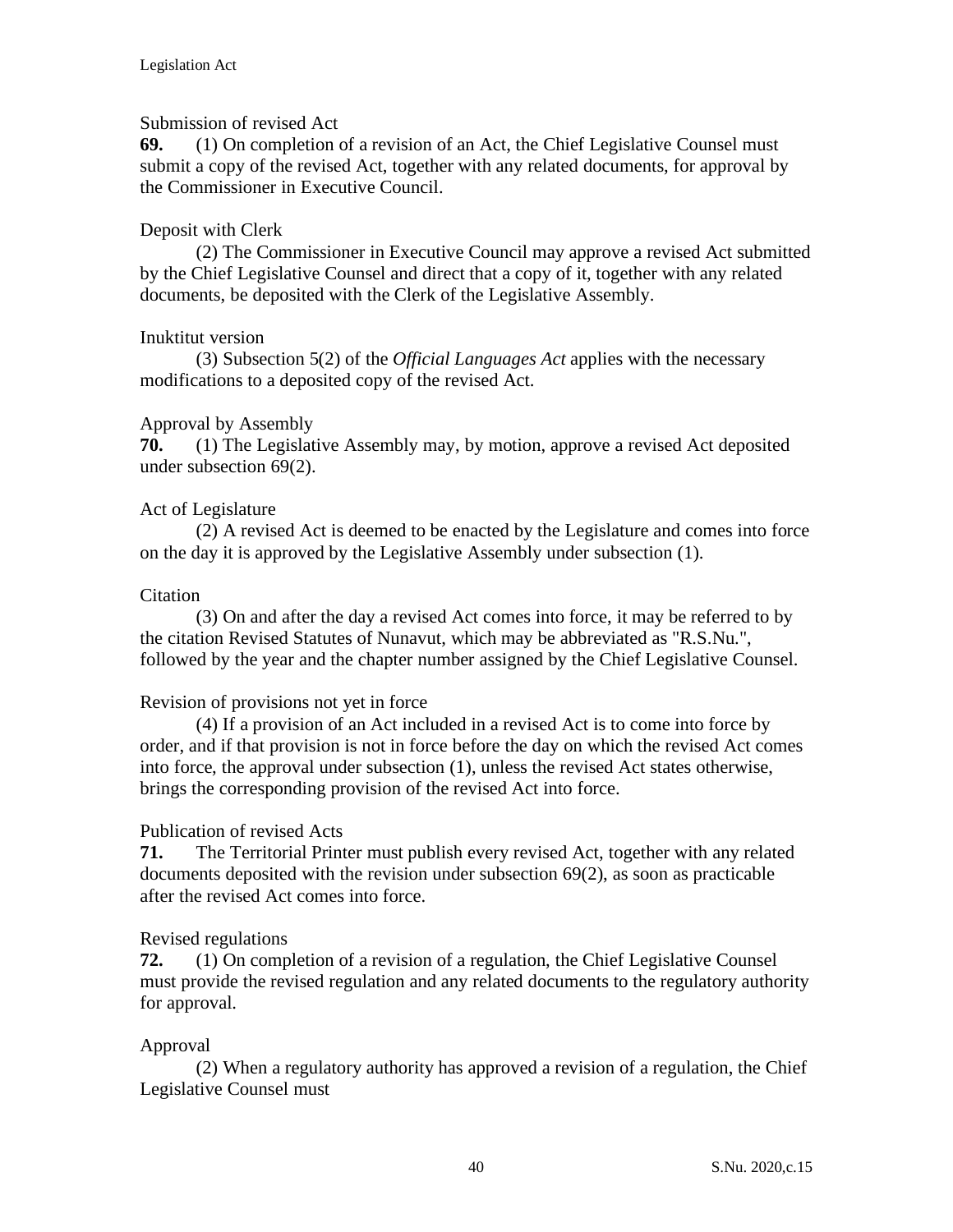Submission of revised Act

**69.** (1) On completion of a revision of an Act, the Chief Legislative Counsel must submit a copy of the revised Act, together with any related documents, for approval by the Commissioner in Executive Council.

Deposit with Clerk

(2) The Commissioner in Executive Council may approve a revised Act submitted by the Chief Legislative Counsel and direct that a copy of it, together with any related documents, be deposited with the Clerk of the Legislative Assembly.

Inuktitut version

(3) Subsection 5(2) of the *Official Languages Act* applies with the necessary modifications to a deposited copy of the revised Act.

Approval by Assembly

**70.** (1) The Legislative Assembly may, by motion, approve a revised Act deposited under subsection 69(2).

Act of Legislature

(2) A revised Act is deemed to be enacted by the Legislature and comes into force on the day it is approved by the Legislative Assembly under subsection (1).

Citation

(3) On and after the day a revised Act comes into force, it may be referred to by the citation Revised Statutes of Nunavut, which may be abbreviated as "R.S.Nu.", followed by the year and the chapter number assigned by the Chief Legislative Counsel.

Revision of provisions not yet in force

(4) If a provision of an Act included in a revised Act is to come into force by order, and if that provision is not in force before the day on which the revised Act comes into force, the approval under subsection (1), unless the revised Act states otherwise, brings the corresponding provision of the revised Act into force.

Publication of revised Acts

**71.** The Territorial Printer must publish every revised Act, together with any related documents deposited with the revision under subsection 69(2), as soon as practicable after the revised Act comes into force.

Revised regulations

**72.** (1) On completion of a revision of a regulation, the Chief Legislative Counsel must provide the revised regulation and any related documents to the regulatory authority for approval.

Approval

(2) When a regulatory authority has approved a revision of a regulation, the Chief Legislative Counsel must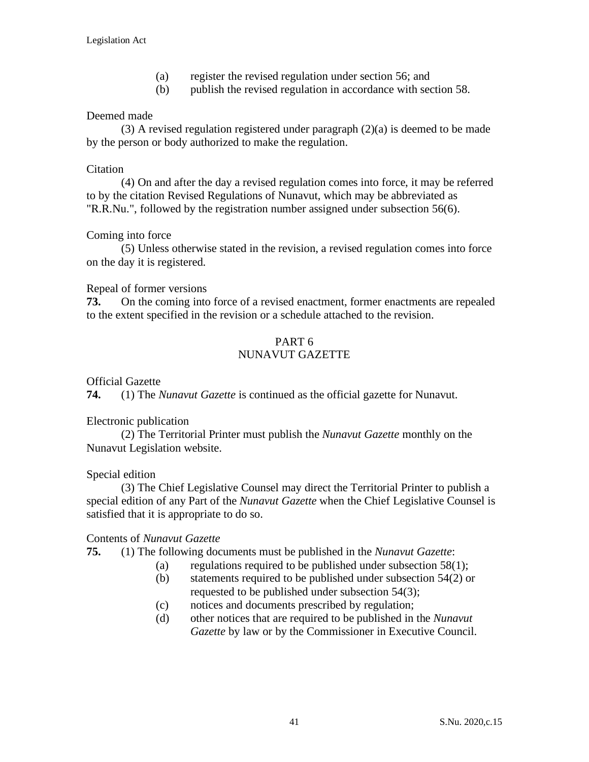(a) register the revised regulation under section 56; and

(b) publish the revised regulation in accordance with section 58.

Deemed made

(3) A revised regulation registered under paragraph (2)(a) is deemed to be made by the person or body authorized to make the regulation.

Citation

(4) On and after the day a revised regulation comes into force, it may be referred to by the citation Revised Regulations of Nunavut, which may be abbreviated as "R.R.Nu.", followed by the registration number assigned under subsection 56(6).

Coming into force

(5) Unless otherwise stated in the revision, a revised regulation comes into force on the day it is registered.

Repeal of former versions

**73.** On the coming into force of a revised enactment, former enactments are repealed to the extent specified in the revision or a schedule attached to the revision.

## PART 6
## NUNAVUT GAZETTE

Official Gazette

**74.** (1) The *Nunavut Gazette* is continued as the official gazette for Nunavut.

Electronic publication

(2) The Territorial Printer must publish the *Nunavut Gazette* monthly on the Nunavut Legislation website.

Special edition

(3) The Chief Legislative Counsel may direct the Territorial Printer to publish a special edition of any Part of the *Nunavut Gazette* when the Chief Legislative Counsel is satisfied that it is appropriate to do so.

Contents of *Nunavut Gazette*

**75.** (1) The following documents must be published in the *Nunavut Gazette*:

(a) regulations required to be published under subsection 58(1);

(b) statements required to be published under subsection 54(2) or requested to be published under subsection 54(3);

(c) notices and documents prescribed by regulation;

(d) other notices that are required to be published in the *Nunavut Gazette* by law or by the Commissioner in Executive Council.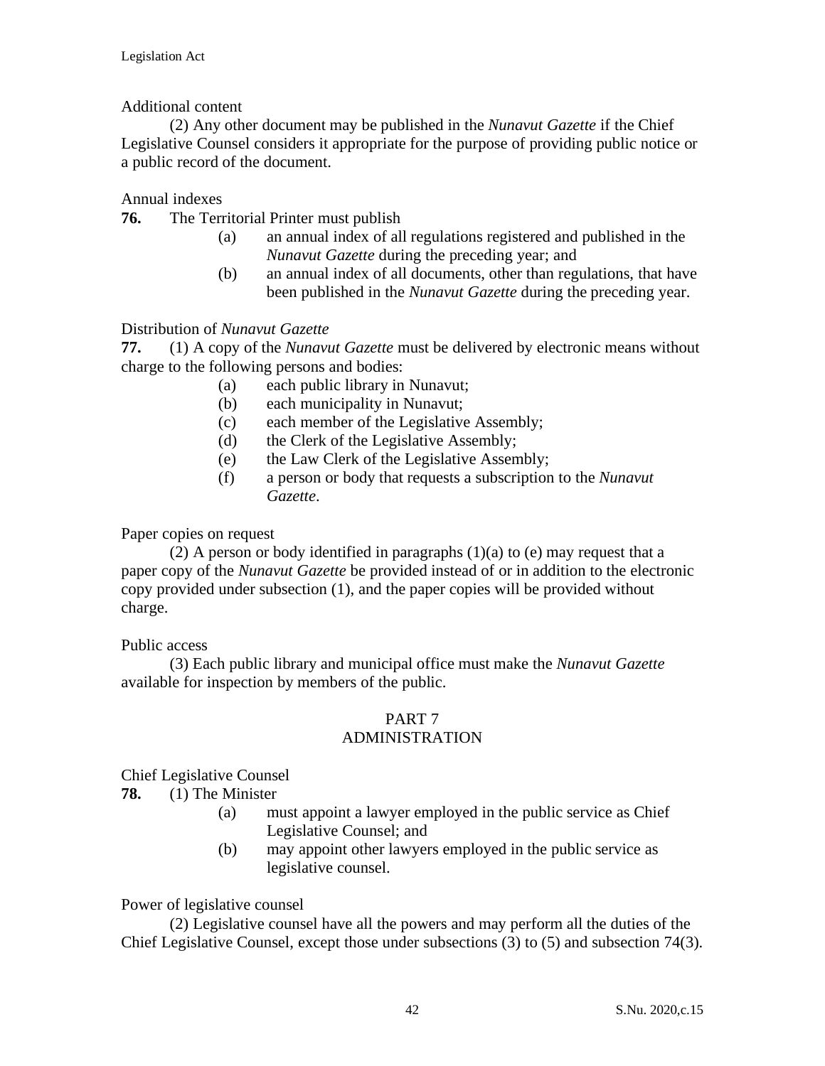Additional content

(2) Any other document may be published in the *Nunavut Gazette* if the Chief Legislative Counsel considers it appropriate for the purpose of providing public notice or a public record of the document.

Annual indexes

**76.** The Territorial Printer must publish

(a) an annual index of all regulations registered and published in the *Nunavut Gazette* during the preceding year; and

(b) an annual index of all documents, other than regulations, that have been published in the *Nunavut Gazette* during the preceding year.

Distribution of *Nunavut Gazette*

**77.** (1) A copy of the *Nunavut Gazette* must be delivered by electronic means without charge to the following persons and bodies:

(a) each public library in Nunavut;

(b) each municipality in Nunavut;

(c) each member of the Legislative Assembly;

(d) the Clerk of the Legislative Assembly;

(e) the Law Clerk of the Legislative Assembly;

(f) a person or body that requests a subscription to the *Nunavut Gazette*.

Paper copies on request

(2) A person or body identified in paragraphs (1)(a) to (e) may request that a paper copy of the *Nunavut Gazette* be provided instead of or in addition to the electronic copy provided under subsection (1), and the paper copies will be provided without charge.

Public access

(3) Each public library and municipal office must make the *Nunavut Gazette* available for inspection by members of the public.

## PART 7
## ADMINISTRATION

Chief Legislative Counsel

**78.** (1) The Minister

(a) must appoint a lawyer employed in the public service as Chief Legislative Counsel; and

(b) may appoint other lawyers employed in the public service as legislative counsel.

Power of legislative counsel

(2) Legislative counsel have all the powers and may perform all the duties of the Chief Legislative Counsel, except those under subsections (3) to (5) and subsection 74(3).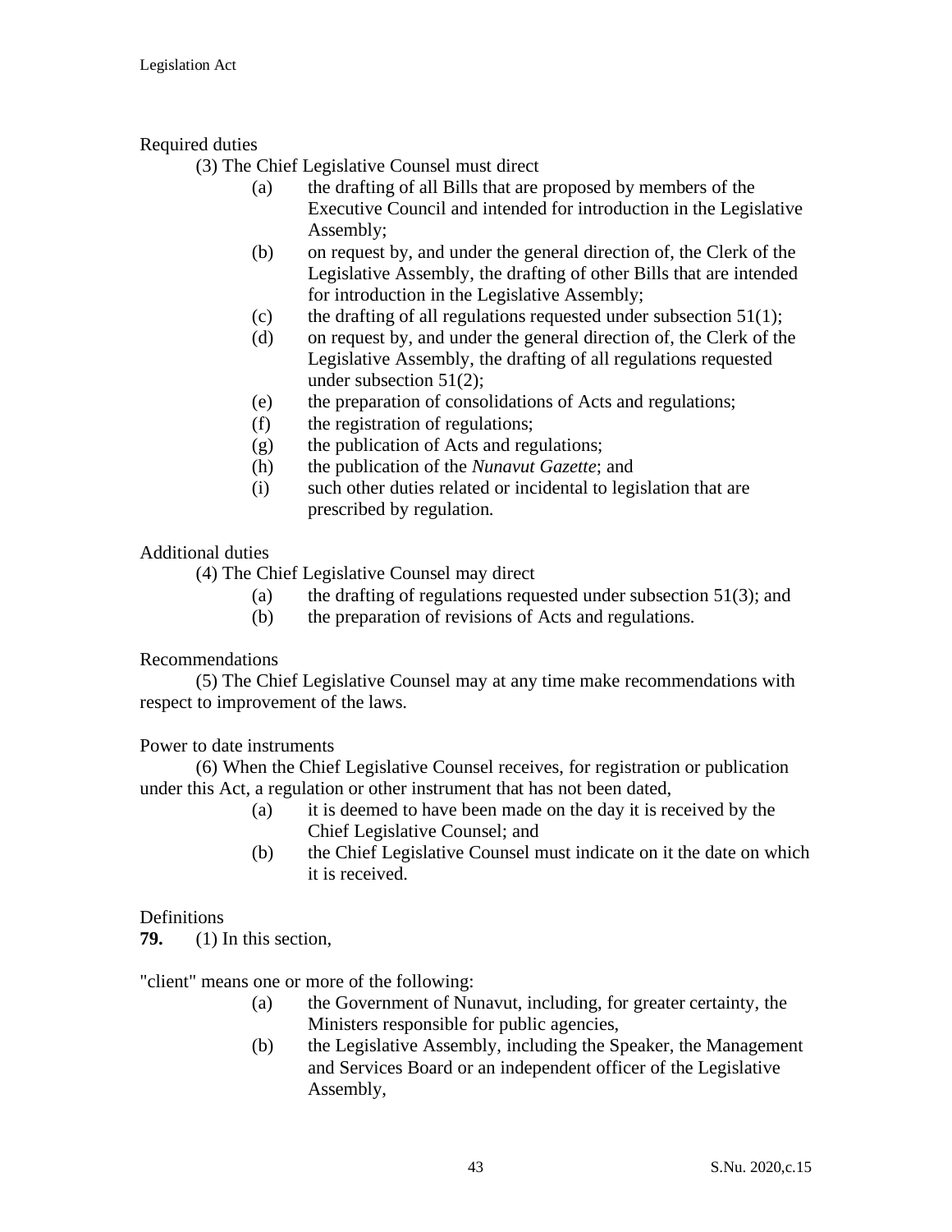Required duties

(3) The Chief Legislative Counsel must direct

- (a) the drafting of all Bills that are proposed by members of the Executive Council and intended for introduction in the Legislative Assembly;
- (b) on request by, and under the general direction of, the Clerk of the Legislative Assembly, the drafting of other Bills that are intended for introduction in the Legislative Assembly;
- (c) the drafting of all regulations requested under subsection 51(1);
- (d) on request by, and under the general direction of, the Clerk of the Legislative Assembly, the drafting of all regulations requested under subsection 51(2);
- (e) the preparation of consolidations of Acts and regulations;
- (f) the registration of regulations;
- (g) the publication of Acts and regulations;
- (h) the publication of the *Nunavut Gazette*; and
- (i) such other duties related or incidental to legislation that are prescribed by regulation.

Additional duties

(4) The Chief Legislative Counsel may direct

- (a) the drafting of regulations requested under subsection 51(3); and
- (b) the preparation of revisions of Acts and regulations.

Recommendations

(5) The Chief Legislative Counsel may at any time make recommendations with respect to improvement of the laws.

Power to date instruments

(6) When the Chief Legislative Counsel receives, for registration or publication under this Act, a regulation or other instrument that has not been dated,

- (a) it is deemed to have been made on the day it is received by the Chief Legislative Counsel; and
- (b) the Chief Legislative Counsel must indicate on it the date on which it is received.

Definitions

**79.** (1) In this section,

"client" means one or more of the following:

- (a) the Government of Nunavut, including, for greater certainty, the Ministers responsible for public agencies,
- (b) the Legislative Assembly, including the Speaker, the Management and Services Board or an independent officer of the Legislative Assembly,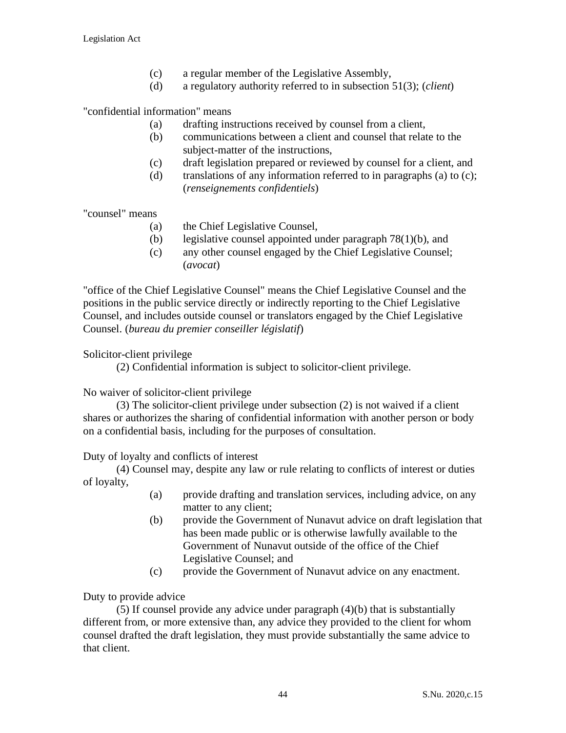(c) a regular member of the Legislative Assembly,

(d) a regulatory authority referred to in subsection 51(3); (*client*)

"confidential information" means

(a) drafting instructions received by counsel from a client,

(b) communications between a client and counsel that relate to the subject-matter of the instructions,

(c) draft legislation prepared or reviewed by counsel for a client, and

(d) translations of any information referred to in paragraphs (a) to (c); (*renseignements confidentiels*)

"counsel" means

(a) the Chief Legislative Counsel,

(b) legislative counsel appointed under paragraph 78(1)(b), and

(c) any other counsel engaged by the Chief Legislative Counsel; (*avocat*)

"office of the Chief Legislative Counsel" means the Chief Legislative Counsel and the positions in the public service directly or indirectly reporting to the Chief Legislative Counsel, and includes outside counsel or translators engaged by the Chief Legislative Counsel. (*bureau du premier conseiller législatif*)

Solicitor-client privilege

(2) Confidential information is subject to solicitor-client privilege.

No waiver of solicitor-client privilege

(3) The solicitor-client privilege under subsection (2) is not waived if a client shares or authorizes the sharing of confidential information with another person or body on a confidential basis, including for the purposes of consultation.

Duty of loyalty and conflicts of interest

(4) Counsel may, despite any law or rule relating to conflicts of interest or duties of loyalty,

(a) provide drafting and translation services, including advice, on any matter to any client;

(b) provide the Government of Nunavut advice on draft legislation that has been made public or is otherwise lawfully available to the Government of Nunavut outside of the office of the Chief Legislative Counsel; and

(c) provide the Government of Nunavut advice on any enactment.

Duty to provide advice

(5) If counsel provide any advice under paragraph (4)(b) that is substantially different from, or more extensive than, any advice they provided to the client for whom counsel drafted the draft legislation, they must provide substantially the same advice to that client.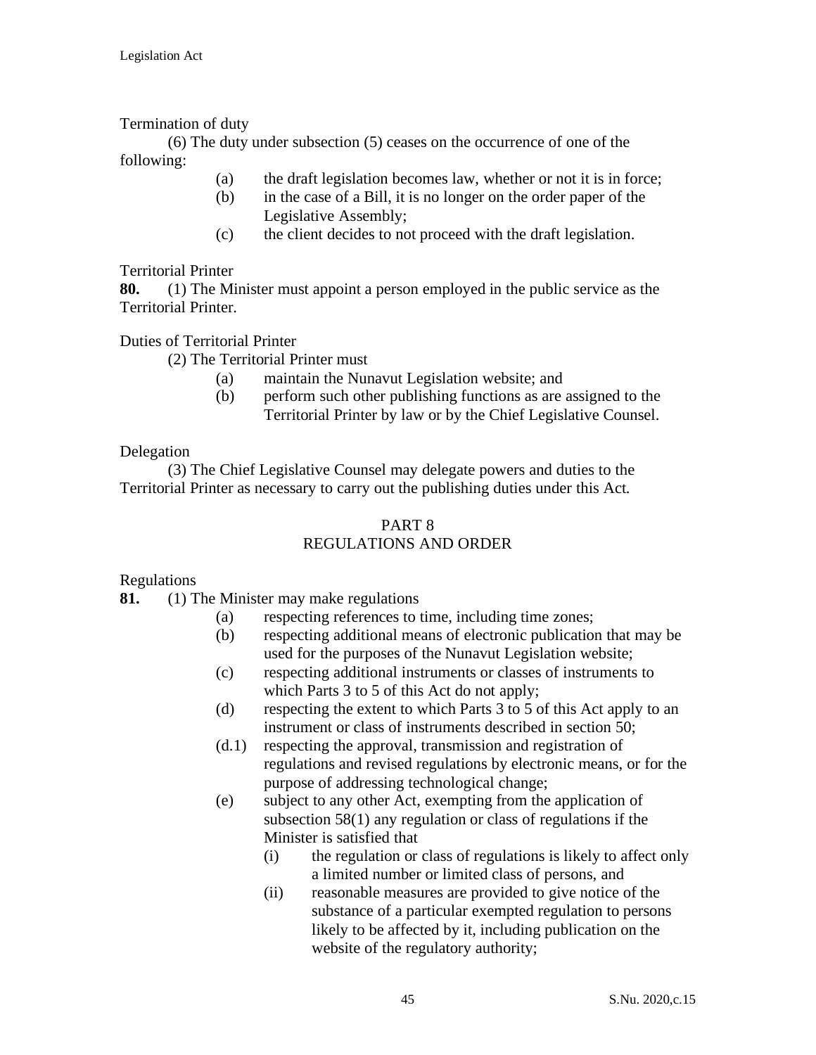Termination of duty

(6) The duty under subsection (5) ceases on the occurrence of one of the following:

- (a) the draft legislation becomes law, whether or not it is in force;
- (b) in the case of a Bill, it is no longer on the order paper of the Legislative Assembly;
- (c) the client decides to not proceed with the draft legislation.

Territorial Printer

**80.** (1) The Minister must appoint a person employed in the public service as the Territorial Printer.

Duties of Territorial Printer

(2) The Territorial Printer must

- (a) maintain the Nunavut Legislation website; and
- (b) perform such other publishing functions as are assigned to the Territorial Printer by law or by the Chief Legislative Counsel.

Delegation

(3) The Chief Legislative Counsel may delegate powers and duties to the Territorial Printer as necessary to carry out the publishing duties under this Act.

## PART 8
## REGULATIONS AND ORDER

Regulations

**81.** (1) The Minister may make regulations

- (a) respecting references to time, including time zones;
- (b) respecting additional means of electronic publication that may be used for the purposes of the Nunavut Legislation website;
- (c) respecting additional instruments or classes of instruments to which Parts 3 to 5 of this Act do not apply;
- (d) respecting the extent to which Parts 3 to 5 of this Act apply to an instrument or class of instruments described in section 50;
- (d.1) respecting the approval, transmission and registration of regulations and revised regulations by electronic means, or for the purpose of addressing technological change;
- (e) subject to any other Act, exempting from the application of subsection 58(1) any regulation or class of regulations if the Minister is satisfied that
  - (i) the regulation or class of regulations is likely to affect only a limited number or limited class of persons, and
  - (ii) reasonable measures are provided to give notice of the substance of a particular exempted regulation to persons likely to be affected by it, including publication on the website of the regulatory authority;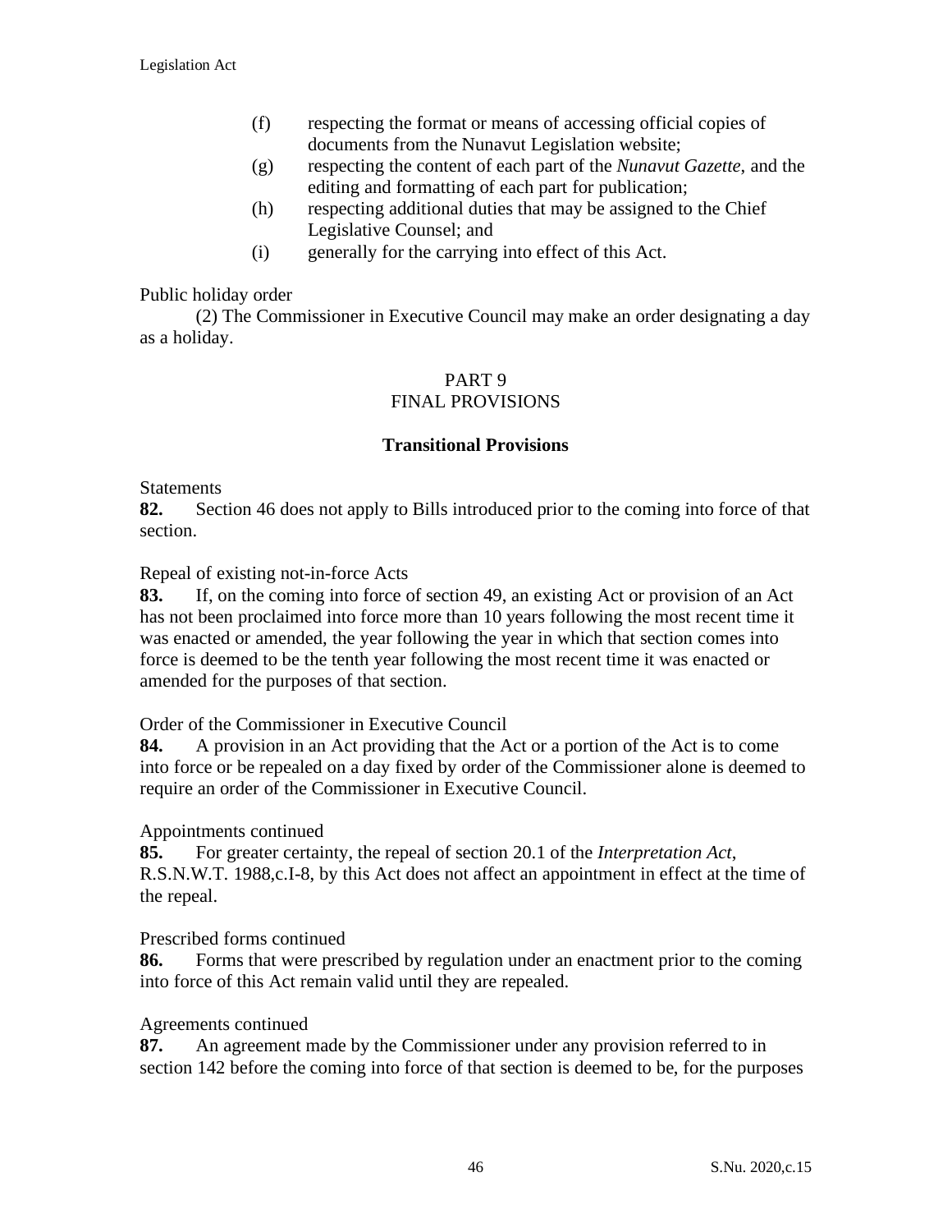(f) respecting the format or means of accessing official copies of documents from the Nunavut Legislation website;

(g) respecting the content of each part of the *Nunavut Gazette*, and the editing and formatting of each part for publication;

(h) respecting additional duties that may be assigned to the Chief Legislative Counsel; and

(i) generally for the carrying into effect of this Act.

Public holiday order

(2) The Commissioner in Executive Council may make an order designating a day as a holiday.

## PART 9
## FINAL PROVISIONS

### Transitional Provisions

Statements

**82.** Section 46 does not apply to Bills introduced prior to the coming into force of that section.

Repeal of existing not-in-force Acts

**83.** If, on the coming into force of section 49, an existing Act or provision of an Act has not been proclaimed into force more than 10 years following the most recent time it was enacted or amended, the year following the year in which that section comes into force is deemed to be the tenth year following the most recent time it was enacted or amended for the purposes of that section.

Order of the Commissioner in Executive Council

**84.** A provision in an Act providing that the Act or a portion of the Act is to come into force or be repealed on a day fixed by order of the Commissioner alone is deemed to require an order of the Commissioner in Executive Council.

Appointments continued

**85.** For greater certainty, the repeal of section 20.1 of the *Interpretation Act*, R.S.N.W.T. 1988,c.I-8, by this Act does not affect an appointment in effect at the time of the repeal.

Prescribed forms continued

**86.** Forms that were prescribed by regulation under an enactment prior to the coming into force of this Act remain valid until they are repealed.

Agreements continued

**87.** An agreement made by the Commissioner under any provision referred to in section 142 before the coming into force of that section is deemed to be, for the purposes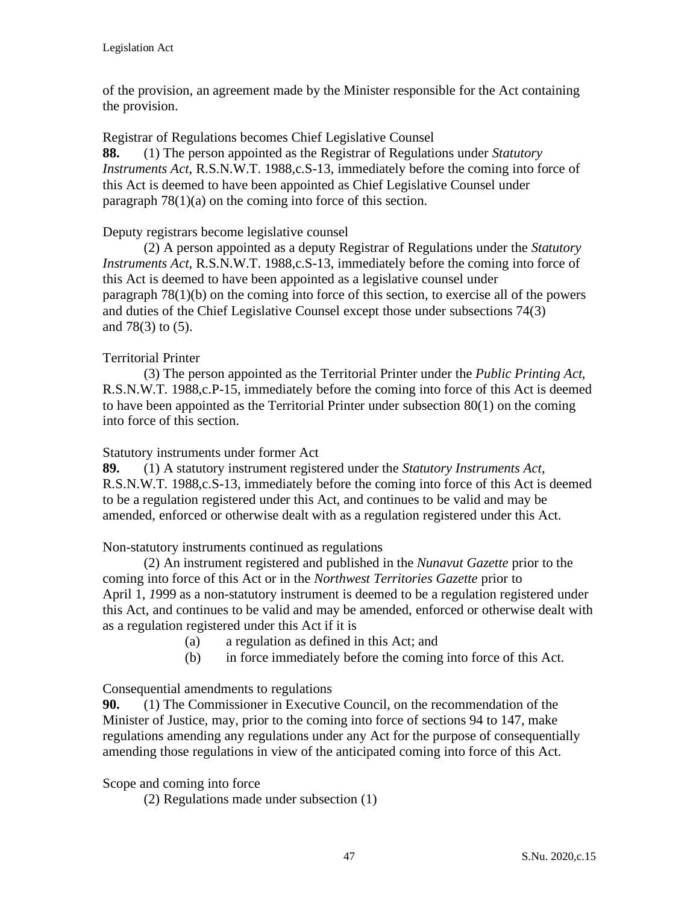of the provision, an agreement made by the Minister responsible for the Act containing the provision.

Registrar of Regulations becomes Chief Legislative Counsel

**88.** (1) The person appointed as the Registrar of Regulations under *Statutory Instruments Act*, R.S.N.W.T. 1988,c.S-13, immediately before the coming into force of this Act is deemed to have been appointed as Chief Legislative Counsel under paragraph 78(1)(a) on the coming into force of this section.

Deputy registrars become legislative counsel

(2) A person appointed as a deputy Registrar of Regulations under the *Statutory Instruments Act*, R.S.N.W.T. 1988,c.S-13, immediately before the coming into force of this Act is deemed to have been appointed as a legislative counsel under paragraph 78(1)(b) on the coming into force of this section, to exercise all of the powers and duties of the Chief Legislative Counsel except those under subsections 74(3) and 78(3) to (5).

Territorial Printer

(3) The person appointed as the Territorial Printer under the *Public Printing Act*, R.S.N.W.T. 1988,c.P-15, immediately before the coming into force of this Act is deemed to have been appointed as the Territorial Printer under subsection 80(1) on the coming into force of this section.

Statutory instruments under former Act

**89.** (1) A statutory instrument registered under the *Statutory Instruments Act*, R.S.N.W.T. 1988,c.S-13, immediately before the coming into force of this Act is deemed to be a regulation registered under this Act, and continues to be valid and may be amended, enforced or otherwise dealt with as a regulation registered under this Act.

Non-statutory instruments continued as regulations

(2) An instrument registered and published in the *Nunavut Gazette* prior to the coming into force of this Act or in the *Northwest Territories Gazette* prior to April 1, 1999 as a non-statutory instrument is deemed to be a regulation registered under this Act, and continues to be valid and may be amended, enforced or otherwise dealt with as a regulation registered under this Act if it is

(a) a regulation as defined in this Act; and

(b) in force immediately before the coming into force of this Act.

Consequential amendments to regulations

**90.** (1) The Commissioner in Executive Council, on the recommendation of the Minister of Justice, may, prior to the coming into force of sections 94 to 147, make regulations amending any regulations under any Act for the purpose of consequentially amending those regulations in view of the anticipated coming into force of this Act.

Scope and coming into force

(2) Regulations made under subsection (1)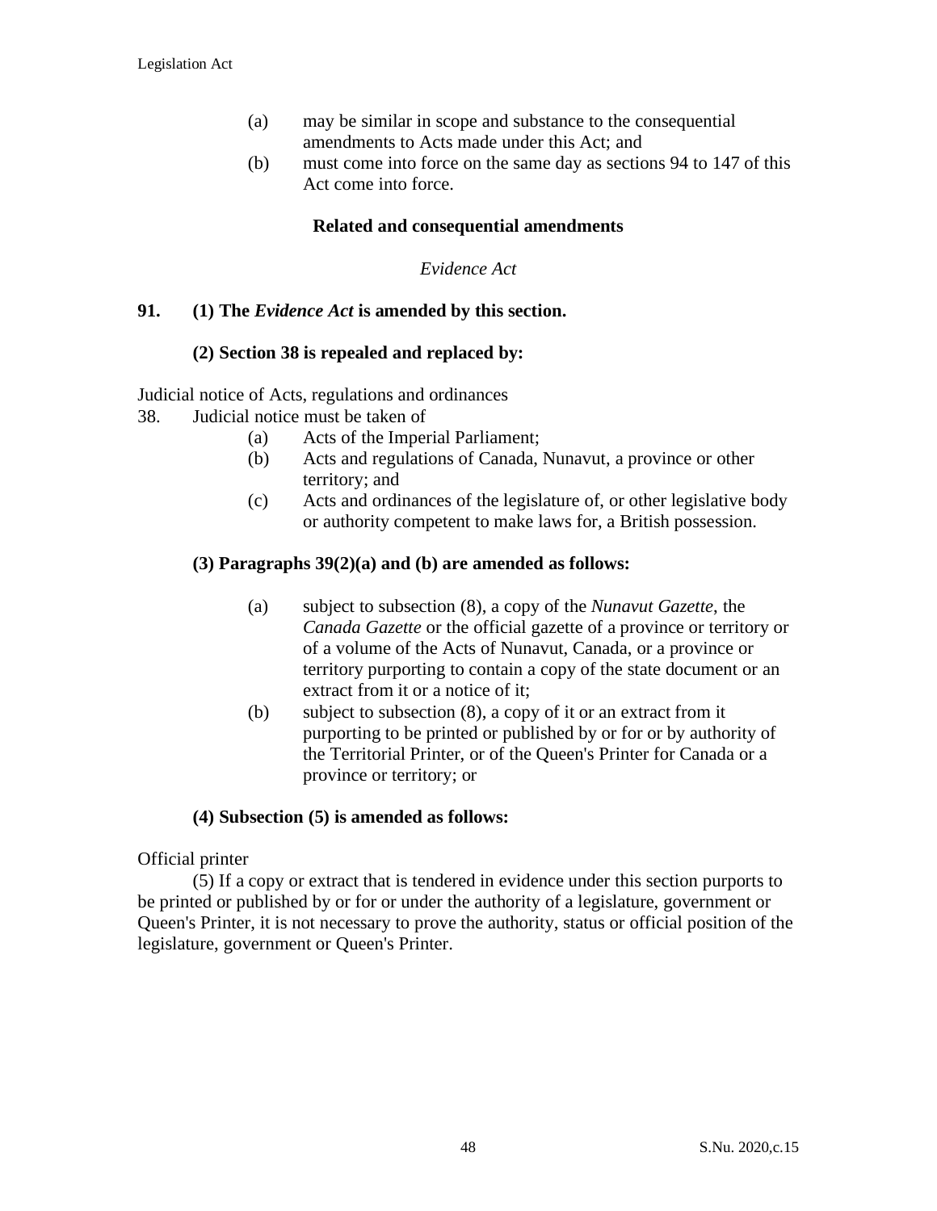(a) may be similar in scope and substance to the consequential amendments to Acts made under this Act; and

(b) must come into force on the same day as sections 94 to 147 of this Act come into force.

## Related and consequential amendments

*Evidence Act*

**91. (1) The *Evidence Act* is amended by this section.**

**(2) Section 38 is repealed and replaced by:**

Judicial notice of Acts, regulations and ordinances

38. Judicial notice must be taken of

(a) Acts of the Imperial Parliament;

(b) Acts and regulations of Canada, Nunavut, a province or other territory; and

(c) Acts and ordinances of the legislature of, or other legislative body or authority competent to make laws for, a British possession.

**(3) Paragraphs 39(2)(a) and (b) are amended as follows:**

(a) subject to subsection (8), a copy of the *Nunavut Gazette*, the *Canada Gazette* or the official gazette of a province or territory or of a volume of the Acts of Nunavut, Canada, or a province or territory purporting to contain a copy of the state document or an extract from it or a notice of it;

(b) subject to subsection (8), a copy of it or an extract from it purporting to be printed or published by or for or by authority of the Territorial Printer, or of the Queen's Printer for Canada or a province or territory; or

**(4) Subsection (5) is amended as follows:**

Official printer

(5) If a copy or extract that is tendered in evidence under this section purports to be printed or published by or for or under the authority of a legislature, government or Queen's Printer, it is not necessary to prove the authority, status or official position of the legislature, government or Queen's Printer.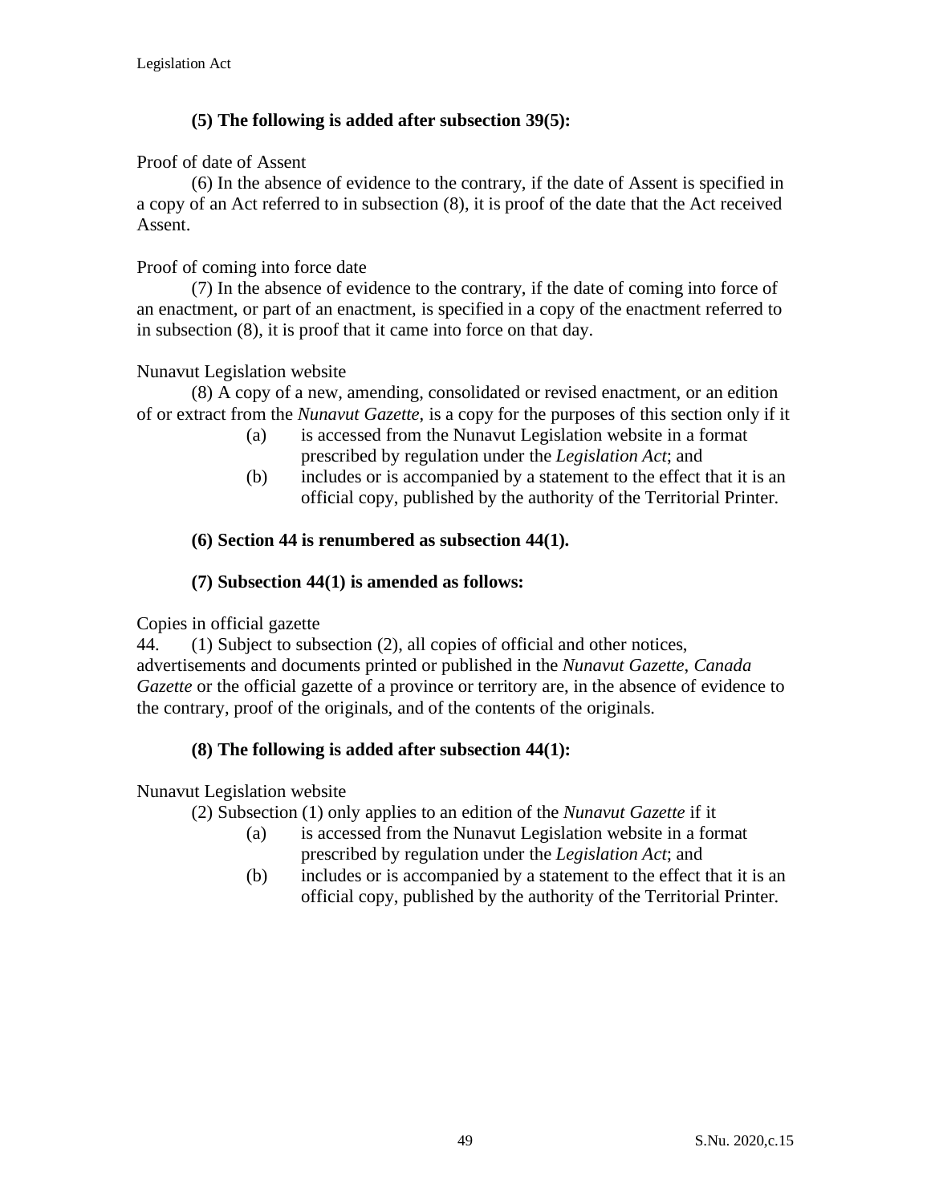**(5) The following is added after subsection 39(5):**

Proof of date of Assent

(6) In the absence of evidence to the contrary, if the date of Assent is specified in a copy of an Act referred to in subsection (8), it is proof of the date that the Act received Assent.

Proof of coming into force date

(7) In the absence of evidence to the contrary, if the date of coming into force of an enactment, or part of an enactment, is specified in a copy of the enactment referred to in subsection (8), it is proof that it came into force on that day.

Nunavut Legislation website

(8) A copy of a new, amending, consolidated or revised enactment, or an edition of or extract from the *Nunavut Gazette*, is a copy for the purposes of this section only if it

- (a) is accessed from the Nunavut Legislation website in a format prescribed by regulation under the *Legislation Act*; and
- (b) includes or is accompanied by a statement to the effect that it is an official copy, published by the authority of the Territorial Printer.

**(6) Section 44 is renumbered as subsection 44(1).**

**(7) Subsection 44(1) is amended as follows:**

Copies in official gazette

44. (1) Subject to subsection (2), all copies of official and other notices, advertisements and documents printed or published in the *Nunavut Gazette*, *Canada Gazette* or the official gazette of a province or territory are, in the absence of evidence to the contrary, proof of the originals, and of the contents of the originals.

**(8) The following is added after subsection 44(1):**

Nunavut Legislation website

(2) Subsection (1) only applies to an edition of the *Nunavut Gazette* if it

- (a) is accessed from the Nunavut Legislation website in a format prescribed by regulation under the *Legislation Act*; and
- (b) includes or is accompanied by a statement to the effect that it is an official copy, published by the authority of the Territorial Printer.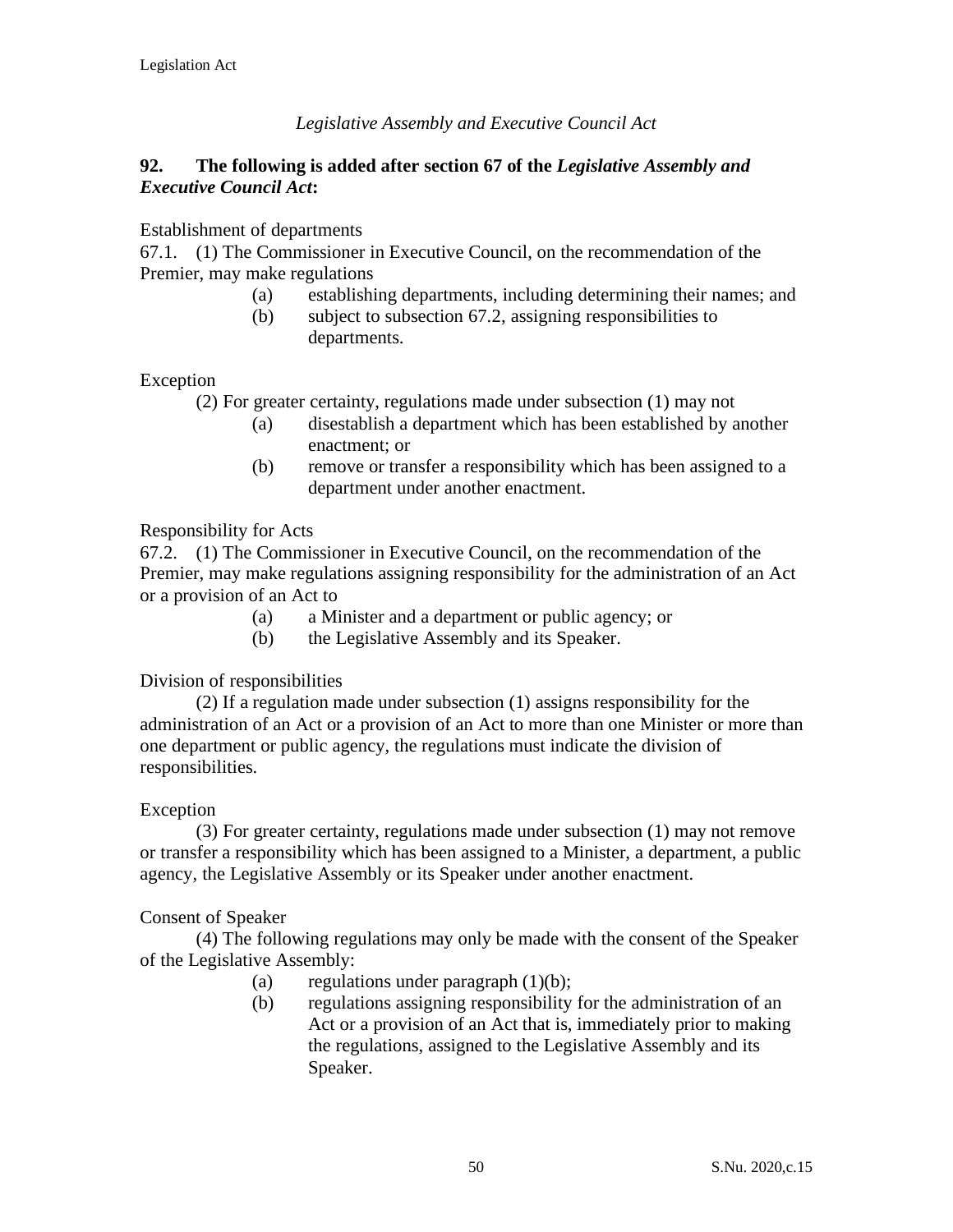*Legislative Assembly and Executive Council Act*

**92. The following is added after section 67 of the *Legislative Assembly and Executive Council Act*:**

Establishment of departments

67.1. (1) The Commissioner in Executive Council, on the recommendation of the Premier, may make regulations

(a) establishing departments, including determining their names; and

(b) subject to subsection 67.2, assigning responsibilities to departments.

Exception

(2) For greater certainty, regulations made under subsection (1) may not

(a) disestablish a department which has been established by another enactment; or

(b) remove or transfer a responsibility which has been assigned to a department under another enactment.

Responsibility for Acts

67.2. (1) The Commissioner in Executive Council, on the recommendation of the Premier, may make regulations assigning responsibility for the administration of an Act or a provision of an Act to

(a) a Minister and a department or public agency; or

(b) the Legislative Assembly and its Speaker.

Division of responsibilities

(2) If a regulation made under subsection (1) assigns responsibility for the administration of an Act or a provision of an Act to more than one Minister or more than one department or public agency, the regulations must indicate the division of responsibilities.

Exception

(3) For greater certainty, regulations made under subsection (1) may not remove or transfer a responsibility which has been assigned to a Minister, a department, a public agency, the Legislative Assembly or its Speaker under another enactment.

Consent of Speaker

(4) The following regulations may only be made with the consent of the Speaker of the Legislative Assembly:

(a) regulations under paragraph (1)(b);

(b) regulations assigning responsibility for the administration of an Act or a provision of an Act that is, immediately prior to making the regulations, assigned to the Legislative Assembly and its Speaker.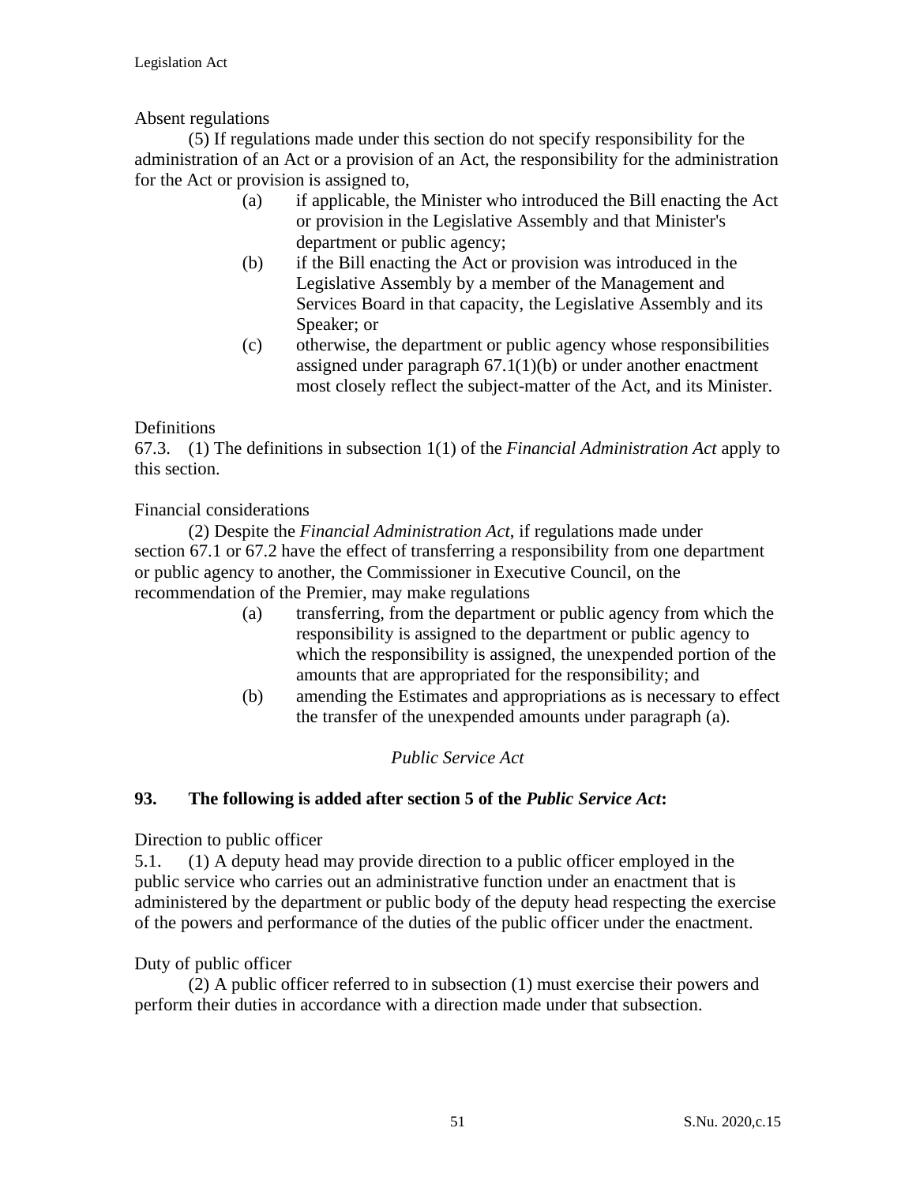Absent regulations

(5) If regulations made under this section do not specify responsibility for the administration of an Act or a provision of an Act, the responsibility for the administration for the Act or provision is assigned to,

- (a) if applicable, the Minister who introduced the Bill enacting the Act or provision in the Legislative Assembly and that Minister's department or public agency;
- (b) if the Bill enacting the Act or provision was introduced in the Legislative Assembly by a member of the Management and Services Board in that capacity, the Legislative Assembly and its Speaker; or
- (c) otherwise, the department or public agency whose responsibilities assigned under paragraph 67.1(1)(b) or under another enactment most closely reflect the subject-matter of the Act, and its Minister.

Definitions

67.3. (1) The definitions in subsection 1(1) of the *Financial Administration Act* apply to this section.

Financial considerations

(2) Despite the *Financial Administration Act*, if regulations made under section 67.1 or 67.2 have the effect of transferring a responsibility from one department or public agency to another, the Commissioner in Executive Council, on the recommendation of the Premier, may make regulations

- (a) transferring, from the department or public agency from which the responsibility is assigned to the department or public agency to which the responsibility is assigned, the unexpended portion of the amounts that are appropriated for the responsibility; and
- (b) amending the Estimates and appropriations as is necessary to effect the transfer of the unexpended amounts under paragraph (a).

*Public Service Act*

**93. The following is added after section 5 of the *Public Service Act*:**

Direction to public officer

5.1. (1) A deputy head may provide direction to a public officer employed in the public service who carries out an administrative function under an enactment that is administered by the department or public body of the deputy head respecting the exercise of the powers and performance of the duties of the public officer under the enactment.

Duty of public officer

(2) A public officer referred to in subsection (1) must exercise their powers and perform their duties in accordance with a direction made under that subsection.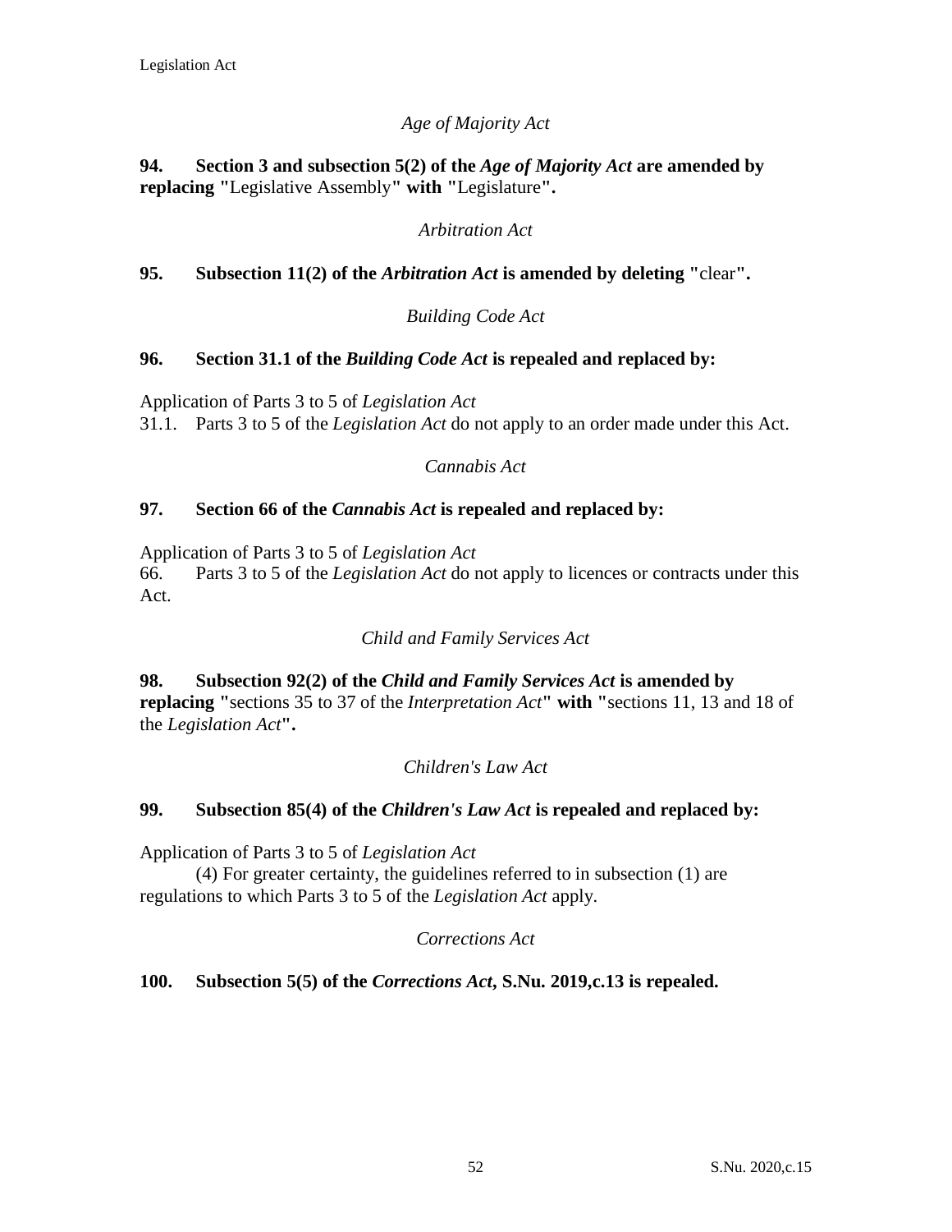*Age of Majority Act*

**94. Section 3 and subsection 5(2) of the *Age of Majority Act* are amended by replacing "**Legislative Assembly**" with "**Legislature**".**

*Arbitration Act*

**95. Subsection 11(2) of the *Arbitration Act* is amended by deleting "**clear**".**

*Building Code Act*

**96. Section 31.1 of the *Building Code Act* is repealed and replaced by:**

Application of Parts 3 to 5 of *Legislation Act*
31.1. Parts 3 to 5 of the *Legislation Act* do not apply to an order made under this Act.

*Cannabis Act*

**97. Section 66 of the *Cannabis Act* is repealed and replaced by:**

Application of Parts 3 to 5 of *Legislation Act*
66. Parts 3 to 5 of the *Legislation Act* do not apply to licences or contracts under this Act.

*Child and Family Services Act*

**98. Subsection 92(2) of the *Child and Family Services Act* is amended by replacing "**sections 35 to 37 of the *Interpretation Act*" **with "**sections 11, 13 and 18 of the *Legislation Act*".

*Children's Law Act*

**99. Subsection 85(4) of the *Children's Law Act* is repealed and replaced by:**

Application of Parts 3 to 5 of *Legislation Act*
(4) For greater certainty, the guidelines referred to in subsection (1) are regulations to which Parts 3 to 5 of the *Legislation Act* apply.

*Corrections Act*

**100. Subsection 5(5) of the *Corrections Act*, S.Nu. 2019,c.13 is repealed.**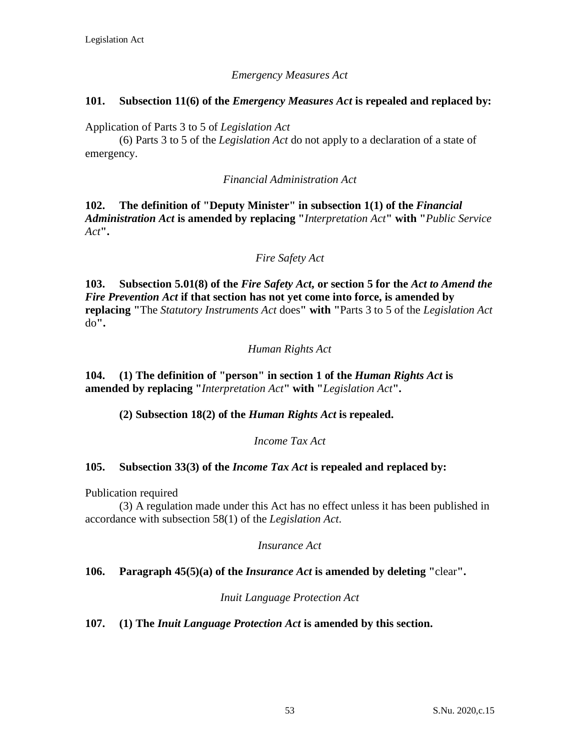*Emergency Measures Act*

**101. Subsection 11(6) of the *Emergency Measures Act* is repealed and replaced by:**

Application of Parts 3 to 5 of *Legislation Act*

(6) Parts 3 to 5 of the *Legislation Act* do not apply to a declaration of a state of emergency.

*Financial Administration Act*

**102. The definition of "Deputy Minister" in subsection 1(1) of the *Financial Administration Act* is amended by replacing "***Interpretation Act***" with "***Public Service Act***".**

*Fire Safety Act*

**103. Subsection 5.01(8) of the *Fire Safety Act*, or section 5 for the *Act to Amend the Fire Prevention Act* if that section has not yet come into force, is amended by replacing "**The *Statutory Instruments Act* does**" with "**Parts 3 to 5 of the *Legislation Act* do**".**

*Human Rights Act*

**104. (1) The definition of "person" in section 1 of the *Human Rights Act* is amended by replacing "***Interpretation Act***" with "***Legislation Act***".**

**(2) Subsection 18(2) of the *Human Rights Act* is repealed.**

*Income Tax Act*

**105. Subsection 33(3) of the *Income Tax Act* is repealed and replaced by:**

Publication required

(3) A regulation made under this Act has no effect unless it has been published in accordance with subsection 58(1) of the *Legislation Act*.

*Insurance Act*

**106. Paragraph 45(5)(a) of the *Insurance Act* is amended by deleting "**clear**".**

*Inuit Language Protection Act*

**107. (1) The *Inuit Language Protection Act* is amended by this section.**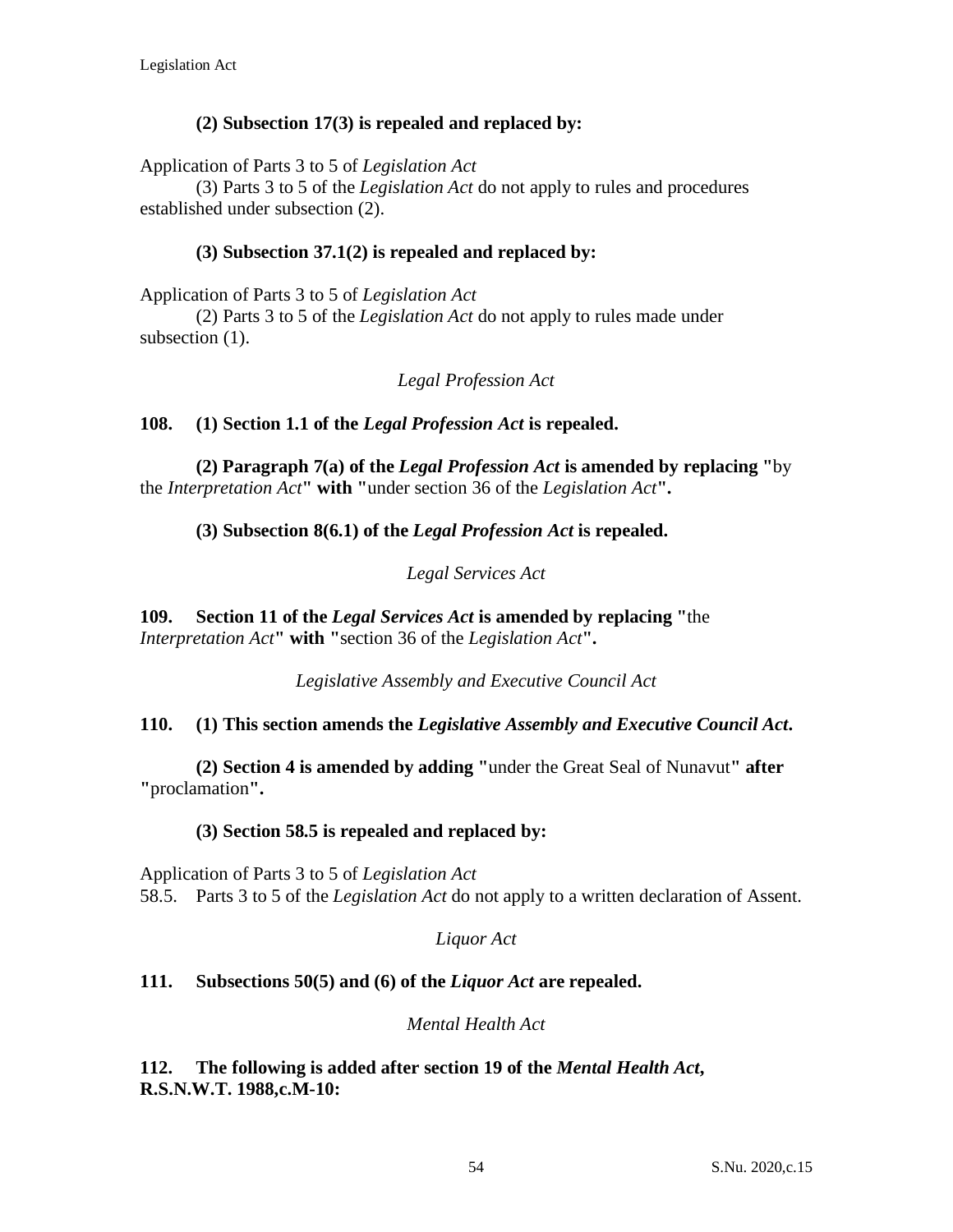**(2) Subsection 17(3) is repealed and replaced by:**

Application of Parts 3 to 5 of *Legislation Act*

(3) Parts 3 to 5 of the *Legislation Act* do not apply to rules and procedures established under subsection (2).

**(3) Subsection 37.1(2) is repealed and replaced by:**

Application of Parts 3 to 5 of *Legislation Act*

(2) Parts 3 to 5 of the *Legislation Act* do not apply to rules made under subsection (1).

*Legal Profession Act*

**108. (1) Section 1.1 of the *Legal Profession Act* is repealed.**

**(2) Paragraph 7(a) of the *Legal Profession Act* is amended by replacing "**by the *Interpretation Act***" with "**under section 36 of the *Legislation Act***".**

**(3) Subsection 8(6.1) of the *Legal Profession Act* is repealed.**

*Legal Services Act*

**109. Section 11 of the *Legal Services Act* is amended by replacing "**the *Interpretation Act***" with "**section 36 of the *Legislation Act***".**

*Legislative Assembly and Executive Council Act*

**110. (1) This section amends the *Legislative Assembly and Executive Council Act*.**

**(2) Section 4 is amended by adding "**under the Great Seal of Nunavut**" after "**proclamation**".**

**(3) Section 58.5 is repealed and replaced by:**

Application of Parts 3 to 5 of *Legislation Act*

58.5. Parts 3 to 5 of the *Legislation Act* do not apply to a written declaration of Assent.

*Liquor Act*

**111. Subsections 50(5) and (6) of the *Liquor Act* are repealed.**

*Mental Health Act*

**112. The following is added after section 19 of the *Mental Health Act*, R.S.N.W.T. 1988,c.M-10:**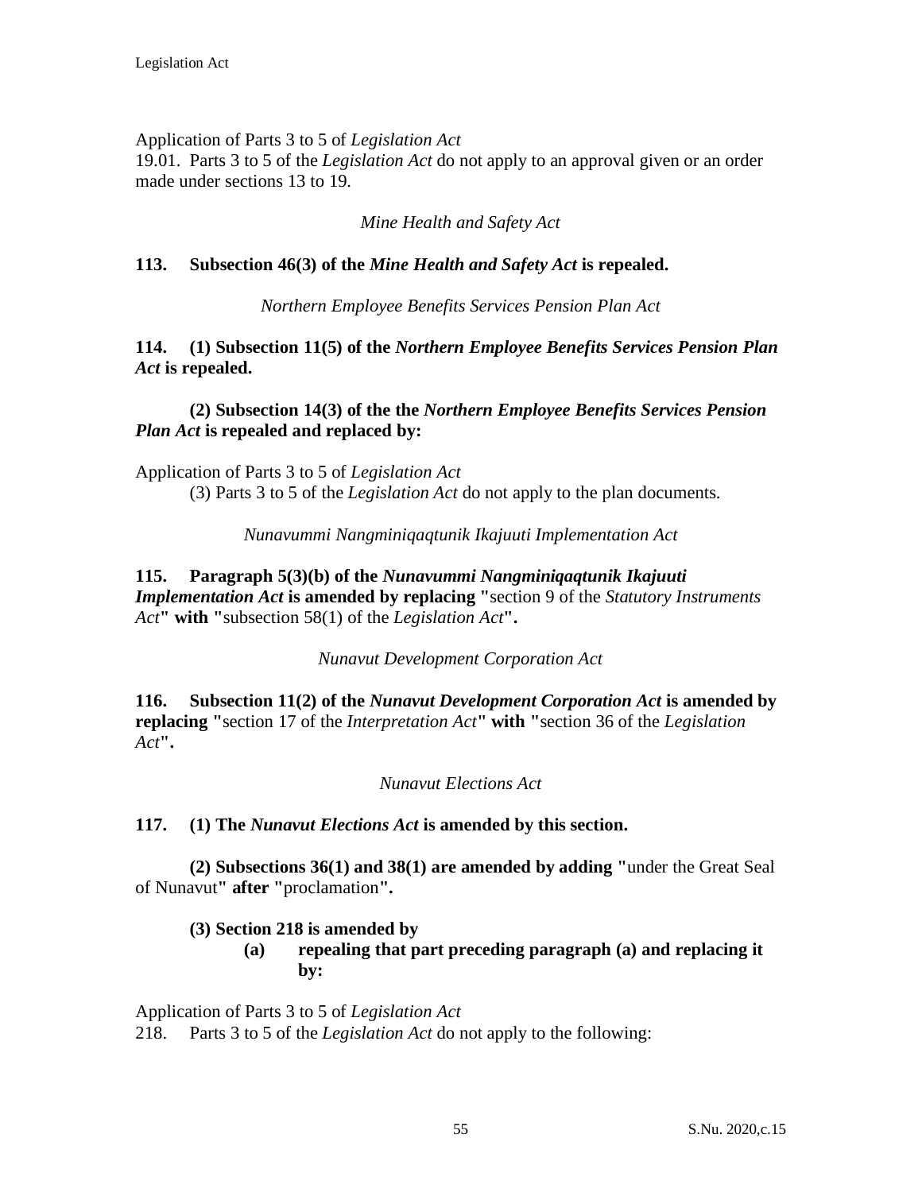Application of Parts 3 to 5 of *Legislation Act*
19.01. Parts 3 to 5 of the *Legislation Act* do not apply to an approval given or an order made under sections 13 to 19.

*Mine Health and Safety Act*

**113. Subsection 46(3) of the *Mine Health and Safety Act* is repealed.**

*Northern Employee Benefits Services Pension Plan Act*

**114. (1) Subsection 11(5) of the *Northern Employee Benefits Services Pension Plan Act* is repealed.**

**(2) Subsection 14(3) of the the *Northern Employee Benefits Services Pension Plan Act* is repealed and replaced by:**

Application of Parts 3 to 5 of *Legislation Act*
(3) Parts 3 to 5 of the *Legislation Act* do not apply to the plan documents.

*Nunavummi Nangminiqaqtunik Ikajuuti Implementation Act*

**115. Paragraph 5(3)(b) of the *Nunavummi Nangminiqaqtunik Ikajuuti Implementation Act* is amended by replacing "**section 9 of the *Statutory Instruments Act***" with "**subsection 58(1) of the *Legislation Act***".**

*Nunavut Development Corporation Act*

**116. Subsection 11(2) of the *Nunavut Development Corporation Act* is amended by replacing "**section 17 of the *Interpretation Act***" with "**section 36 of the *Legislation Act***".**

*Nunavut Elections Act*

**117. (1) The *Nunavut Elections Act* is amended by this section.**

**(2) Subsections 36(1) and 38(1) are amended by adding "**under the Great Seal of Nunavut**" after "**proclamation**".**

**(3) Section 218 is amended by**

**(a) repealing that part preceding paragraph (a) and replacing it by:**

Application of Parts 3 to 5 of *Legislation Act*
218. Parts 3 to 5 of the *Legislation Act* do not apply to the following: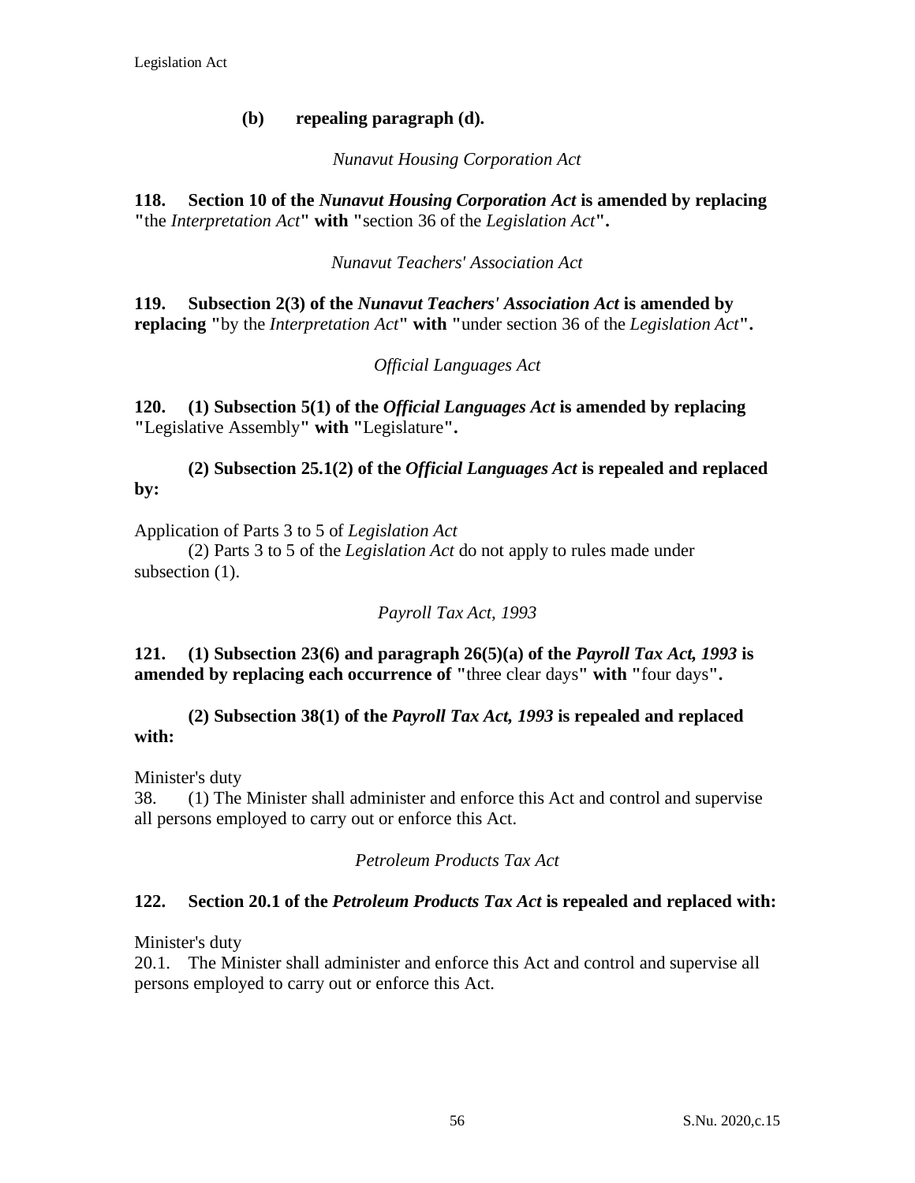**(b) repealing paragraph (d).**

*Nunavut Housing Corporation Act*

**118. Section 10 of the *Nunavut Housing Corporation Act* is amended by replacing "**the *Interpretation Act***" with "**section 36 of the *Legislation Act***".**

*Nunavut Teachers' Association Act*

**119. Subsection 2(3) of the *Nunavut Teachers' Association Act* is amended by replacing "**by the *Interpretation Act***" with "**under section 36 of the *Legislation Act***".**

*Official Languages Act*

**120. (1) Subsection 5(1) of the *Official Languages Act* is amended by replacing "**Legislative Assembly**" with "**Legislature**".**

**(2) Subsection 25.1(2) of the *Official Languages Act* is repealed and replaced by:**

Application of Parts 3 to 5 of *Legislation Act*

(2) Parts 3 to 5 of the *Legislation Act* do not apply to rules made under subsection (1).

*Payroll Tax Act, 1993*

**121. (1) Subsection 23(6) and paragraph 26(5)(a) of the *Payroll Tax Act, 1993* is amended by replacing each occurrence of "**three clear days**" with "**four days**".**

**(2) Subsection 38(1) of the *Payroll Tax Act, 1993* is repealed and replaced with:**

Minister's duty

38. (1) The Minister shall administer and enforce this Act and control and supervise all persons employed to carry out or enforce this Act.

*Petroleum Products Tax Act*

**122. Section 20.1 of the *Petroleum Products Tax Act* is repealed and replaced with:**

Minister's duty

20.1. The Minister shall administer and enforce this Act and control and supervise all persons employed to carry out or enforce this Act.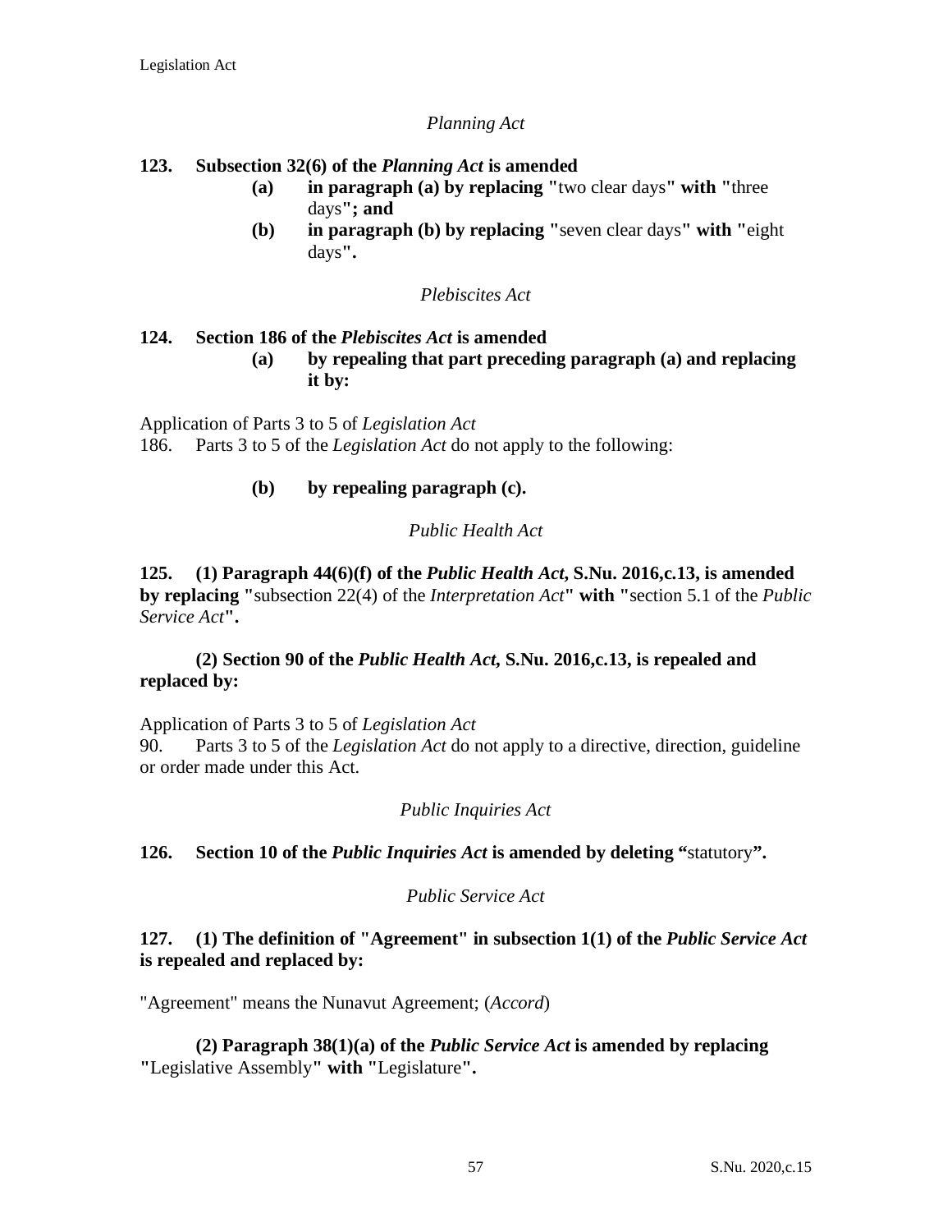*Planning Act*

**123. Subsection 32(6) of the *Planning Act* is amended**

**(a) in paragraph (a) by replacing "**two clear days**" with "**three days**"; and**

**(b) in paragraph (b) by replacing "**seven clear days**" with "**eight days**".**

*Plebiscites Act*

**124. Section 186 of the *Plebiscites Act* is amended**

**(a) by repealing that part preceding paragraph (a) and replacing it by:**

Application of Parts 3 to 5 of *Legislation Act*

186. Parts 3 to 5 of the *Legislation Act* do not apply to the following:

**(b) by repealing paragraph (c).**

*Public Health Act*

**125. (1) Paragraph 44(6)(f) of the *Public Health Act*, S.Nu. 2016,c.13, is amended by replacing "**subsection 22(4) of the *Interpretation Act***" with "**section 5.1 of the *Public Service Act***".**

**(2) Section 90 of the *Public Health Act*, S.Nu. 2016,c.13, is repealed and replaced by:**

Application of Parts 3 to 5 of *Legislation Act*

90. Parts 3 to 5 of the *Legislation Act* do not apply to a directive, direction, guideline or order made under this Act.

*Public Inquiries Act*

**126. Section 10 of the *Public Inquiries Act* is amended by deleting "**statutory**".**

*Public Service Act*

**127. (1) The definition of "Agreement" in subsection 1(1) of the *Public Service Act* is repealed and replaced by:**

"Agreement" means the Nunavut Agreement; (*Accord*)

**(2) Paragraph 38(1)(a) of the *Public Service Act* is amended by replacing "**Legislative Assembly**" with "**Legislature**".**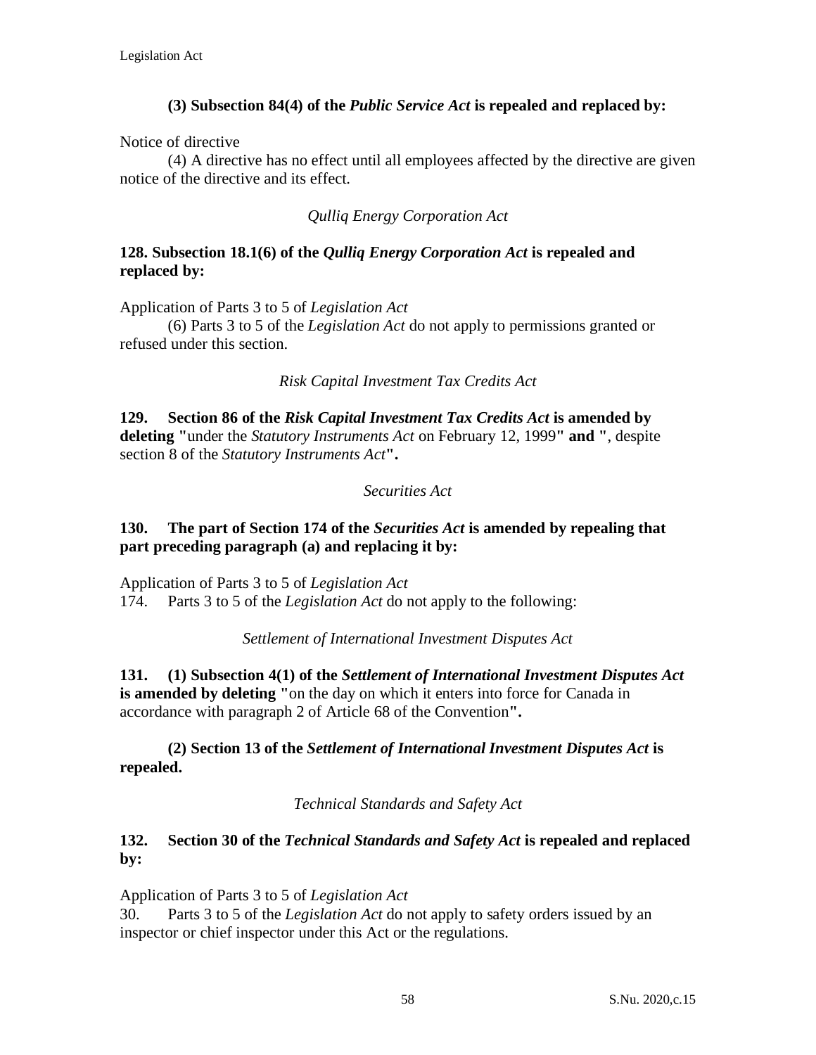**(3) Subsection 84(4) of the *Public Service Act* is repealed and replaced by:**

Notice of directive

(4) A directive has no effect until all employees affected by the directive are given notice of the directive and its effect.

*Qulliq Energy Corporation Act*

**128. Subsection 18.1(6) of the *Qulliq Energy Corporation Act* is repealed and replaced by:**

Application of Parts 3 to 5 of *Legislation Act*

(6) Parts 3 to 5 of the *Legislation Act* do not apply to permissions granted or refused under this section.

*Risk Capital Investment Tax Credits Act*

**129. Section 86 of the *Risk Capital Investment Tax Credits Act* is amended by deleting "**under the *Statutory Instruments Act* on February 12, 1999**" and "**, despite section 8 of the *Statutory Instruments Act***".**

*Securities Act*

**130. The part of Section 174 of the *Securities Act* is amended by repealing that part preceding paragraph (a) and replacing it by:**

Application of Parts 3 to 5 of *Legislation Act*

174. Parts 3 to 5 of the *Legislation Act* do not apply to the following:

*Settlement of International Investment Disputes Act*

**131. (1) Subsection 4(1) of the *Settlement of International Investment Disputes Act* is amended by deleting "**on the day on which it enters into force for Canada in accordance with paragraph 2 of Article 68 of the Convention**".**

**(2) Section 13 of the *Settlement of International Investment Disputes Act* is repealed.**

*Technical Standards and Safety Act*

**132. Section 30 of the *Technical Standards and Safety Act* is repealed and replaced by:**

Application of Parts 3 to 5 of *Legislation Act*

30. Parts 3 to 5 of the *Legislation Act* do not apply to safety orders issued by an inspector or chief inspector under this Act or the regulations.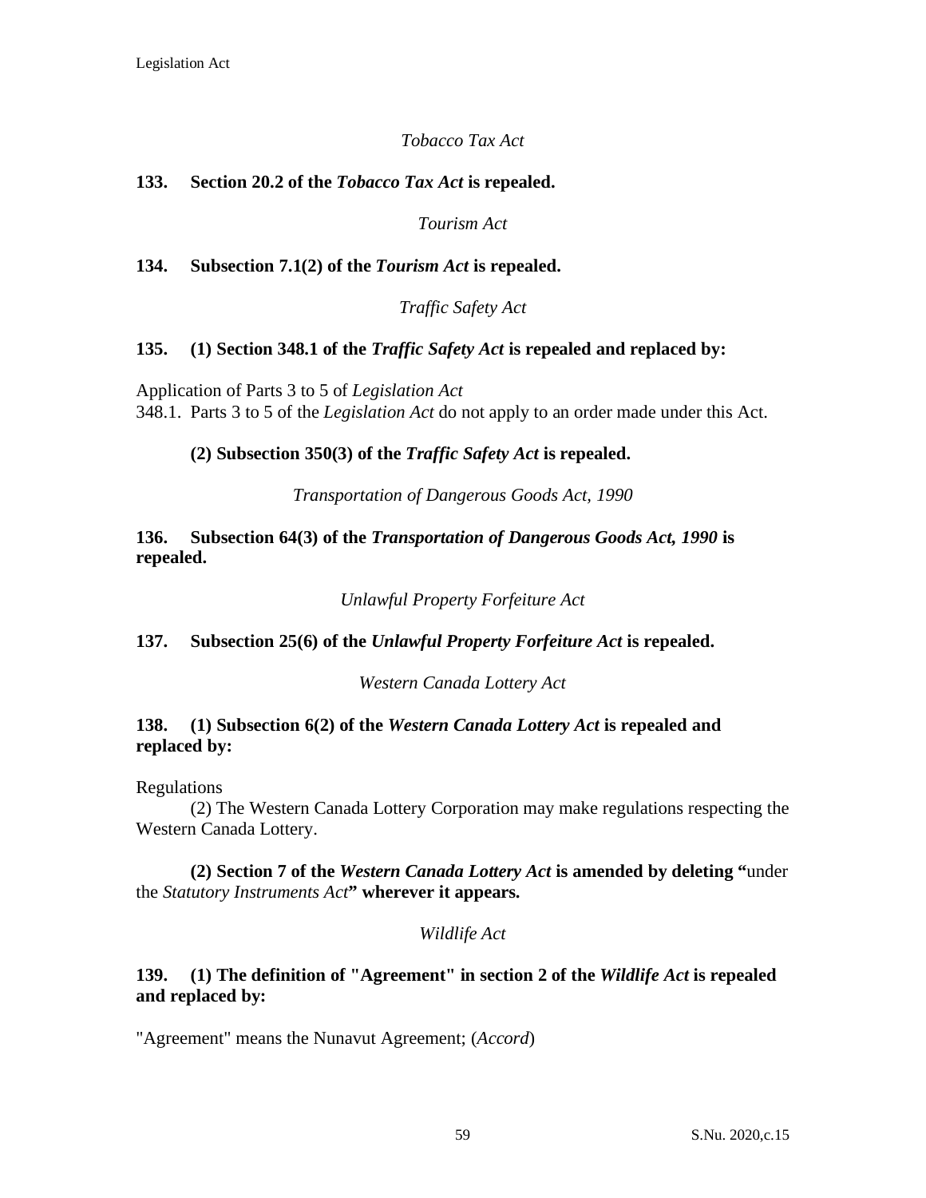*Tobacco Tax Act*

**133. Section 20.2 of the *Tobacco Tax Act* is repealed.**

*Tourism Act*

**134. Subsection 7.1(2) of the *Tourism Act* is repealed.**

*Traffic Safety Act*

**135. (1) Section 348.1 of the *Traffic Safety Act* is repealed and replaced by:**

Application of Parts 3 to 5 of *Legislation Act*
348.1. Parts 3 to 5 of the *Legislation Act* do not apply to an order made under this Act.

**(2) Subsection 350(3) of the *Traffic Safety Act* is repealed.**

*Transportation of Dangerous Goods Act, 1990*

**136. Subsection 64(3) of the *Transportation of Dangerous Goods Act, 1990* is repealed.**

*Unlawful Property Forfeiture Act*

**137. Subsection 25(6) of the *Unlawful Property Forfeiture Act* is repealed.**

*Western Canada Lottery Act*

**138. (1) Subsection 6(2) of the *Western Canada Lottery Act* is repealed and replaced by:**

Regulations
(2) The Western Canada Lottery Corporation may make regulations respecting the Western Canada Lottery.

**(2) Section 7 of the *Western Canada Lottery Act* is amended by deleting "**under the *Statutory Instruments Act***" wherever it appears.**

*Wildlife Act*

**139. (1) The definition of "Agreement" in section 2 of the *Wildlife Act* is repealed and replaced by:**

"Agreement" means the Nunavut Agreement; (*Accord*)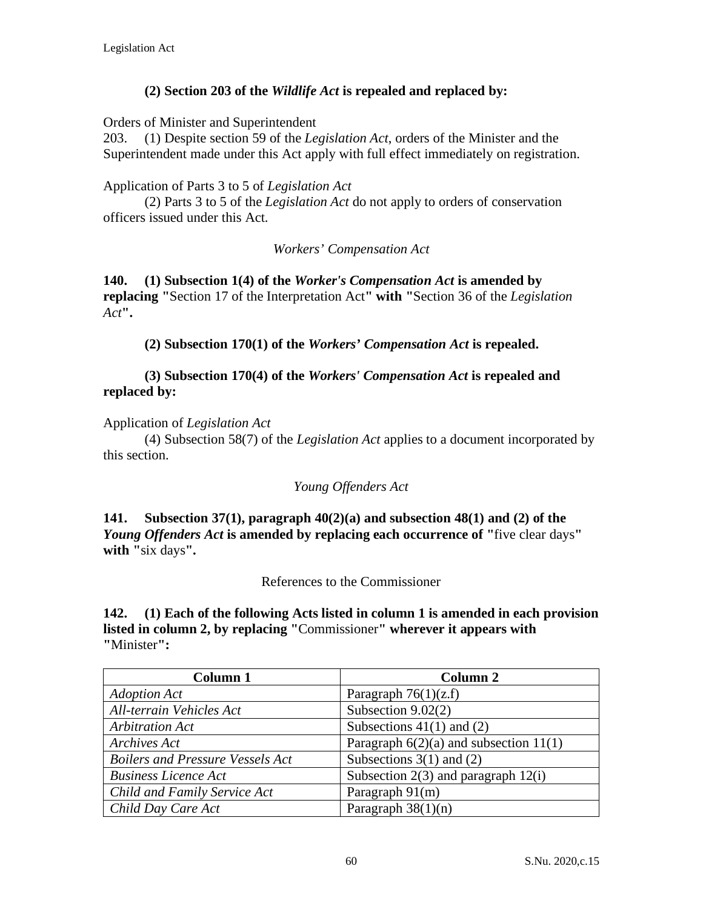**(2) Section 203 of the *Wildlife Act* is repealed and replaced by:**

Orders of Minister and Superintendent

203. (1) Despite section 59 of the *Legislation Act*, orders of the Minister and the Superintendent made under this Act apply with full effect immediately on registration.

Application of Parts 3 to 5 of *Legislation Act*

(2) Parts 3 to 5 of the *Legislation Act* do not apply to orders of conservation officers issued under this Act.

*Workers' Compensation Act*

**140. (1) Subsection 1(4) of the *Worker's Compensation Act* is amended by replacing "**Section 17 of the Interpretation Act**" with "**Section 36 of the *Legislation Act***".**

**(2) Subsection 170(1) of the *Workers' Compensation Act* is repealed.**

**(3) Subsection 170(4) of the *Workers' Compensation Act* is repealed and replaced by:**

Application of *Legislation Act*

(4) Subsection 58(7) of the *Legislation Act* applies to a document incorporated by this section.

*Young Offenders Act*

**141. Subsection 37(1), paragraph 40(2)(a) and subsection 48(1) and (2) of the *Young Offenders Act* is amended by replacing each occurrence of "**five clear days**" with "**six days**".**

References to the Commissioner

**142. (1) Each of the following Acts listed in column 1 is amended in each provision listed in column 2, by replacing "**Commissioner**" wherever it appears with "**Minister**":**

| Column 1 | Column 2 |
|---|---|
| *Adoption Act* | Paragraph 76(1)(z.f) |
| *All-terrain Vehicles Act* | Subsection 9.02(2) |
| *Arbitration Act* | Subsections 41(1) and (2) |
| *Archives Act* | Paragraph 6(2)(a) and subsection 11(1) |
| *Boilers and Pressure Vessels Act* | Subsections 3(1) and (2) |
| *Business Licence Act* | Subsection 2(3) and paragraph 12(i) |
| *Child and Family Service Act* | Paragraph 91(m) |
| *Child Day Care Act* | Paragraph 38(1)(n) |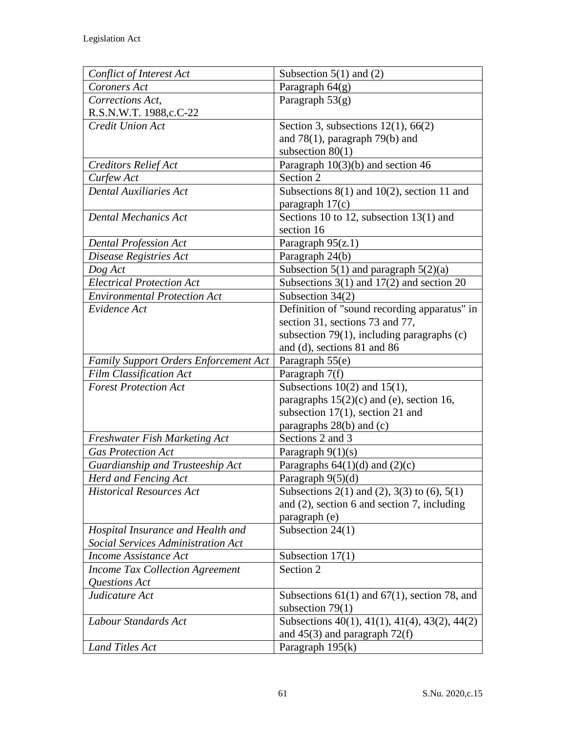| *Conflict of Interest Act* | Subsection 5(1) and (2) |
|---|---|
| *Coroners Act* | Paragraph 64(g) |
| *Corrections Act*, R.S.N.W.T. 1988,c.C-22 | Paragraph 53(g) |
| *Credit Union Act* | Section 3, subsections 12(1), 66(2) and 78(1), paragraph 79(b) and subsection 80(1) |
| *Creditors Relief Act* | Paragraph 10(3)(b) and section 46 |
| *Curfew Act* | Section 2 |
| *Dental Auxiliaries Act* | Subsections 8(1) and 10(2), section 11 and paragraph 17(c) |
| *Dental Mechanics Act* | Sections 10 to 12, subsection 13(1) and section 16 |
| *Dental Profession Act* | Paragraph 95(z.1) |
| *Disease Registries Act* | Paragraph 24(b) |
| *Dog Act* | Subsection 5(1) and paragraph 5(2)(a) |
| *Electrical Protection Act* | Subsections 3(1) and 17(2) and section 20 |
| *Environmental Protection Act* | Subsection 34(2) |
| *Evidence Act* | Definition of "sound recording apparatus" in section 31, sections 73 and 77, subsection 79(1), including paragraphs (c) and (d), sections 81 and 86 |
| *Family Support Orders Enforcement Act* | Paragraph 55(e) |
| *Film Classification Act* | Paragraph 7(f) |
| *Forest Protection Act* | Subsections 10(2) and 15(1), paragraphs 15(2)(c) and (e), section 16, subsection 17(1), section 21 and paragraphs 28(b) and (c) |
| *Freshwater Fish Marketing Act* | Sections 2 and 3 |
| *Gas Protection Act* | Paragraph 9(1)(s) |
| *Guardianship and Trusteeship Act* | Paragraphs 64(1)(d) and (2)(c) |
| *Herd and Fencing Act* | Paragraph 9(5)(d) |
| *Historical Resources Act* | Subsections 2(1) and (2), 3(3) to (6), 5(1) and (2), section 6 and section 7, including paragraph (e) |
| *Hospital Insurance and Health and Social Services Administration Act* | Subsection 24(1) |
| *Income Assistance Act* | Subsection 17(1) |
| *Income Tax Collection Agreement Questions Act* | Section 2 |
| *Judicature Act* | Subsections 61(1) and 67(1), section 78, and subsection 79(1) |
| *Labour Standards Act* | Subsections 40(1), 41(1), 41(4), 43(2), 44(2) and 45(3) and paragraph 72(f) |
| *Land Titles Act* | Paragraph 195(k) |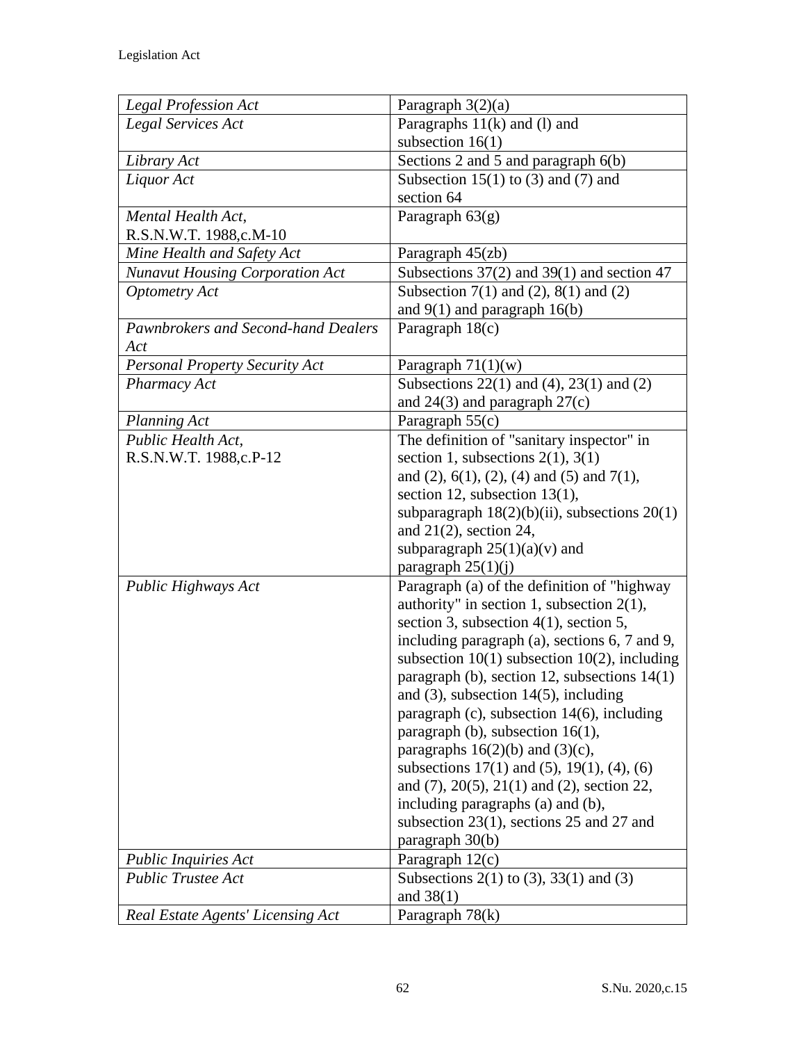| | |
|---|---|
| *Legal Profession Act* | Paragraph 3(2)(a) |
| *Legal Services Act* | Paragraphs 11(k) and (l) and subsection 16(1) |
| *Library Act* | Sections 2 and 5 and paragraph 6(b) |
| *Liquor Act* | Subsection 15(1) to (3) and (7) and section 64 |
| *Mental Health Act*, R.S.N.W.T. 1988,c.M-10 | Paragraph 63(g) |
| *Mine Health and Safety Act* | Paragraph 45(zb) |
| *Nunavut Housing Corporation Act* | Subsections 37(2) and 39(1) and section 47 |
| *Optometry Act* | Subsection 7(1) and (2), 8(1) and (2) and 9(1) and paragraph 16(b) |
| *Pawnbrokers and Second-hand Dealers Act* | Paragraph 18(c) |
| *Personal Property Security Act* | Paragraph 71(1)(w) |
| *Pharmacy Act* | Subsections 22(1) and (4), 23(1) and (2) and 24(3) and paragraph 27(c) |
| *Planning Act* | Paragraph 55(c) |
| *Public Health Act*, R.S.N.W.T. 1988,c.P-12 | The definition of "sanitary inspector" in section 1, subsections 2(1), 3(1) and (2), 6(1), (2), (4) and (5) and 7(1), section 12, subsection 13(1), subparagraph 18(2)(b)(ii), subsections 20(1) and 21(2), section 24, subparagraph 25(1)(a)(v) and paragraph 25(1)(j) |
| *Public Highways Act* | Paragraph (a) of the definition of "highway authority" in section 1, subsection 2(1), section 3, subsection 4(1), section 5, including paragraph (a), sections 6, 7 and 9, subsection 10(1) subsection 10(2), including paragraph (b), section 12, subsections 14(1) and (3), subsection 14(5), including paragraph (c), subsection 14(6), including paragraph (b), subsection 16(1), paragraphs 16(2)(b) and (3)(c), subsections 17(1) and (5), 19(1), (4), (6) and (7), 20(5), 21(1) and (2), section 22, including paragraphs (a) and (b), subsection 23(1), sections 25 and 27 and paragraph 30(b) |
| *Public Inquiries Act* | Paragraph 12(c) |
| *Public Trustee Act* | Subsections 2(1) to (3), 33(1) and (3) and 38(1) |
| *Real Estate Agents' Licensing Act* | Paragraph 78(k) |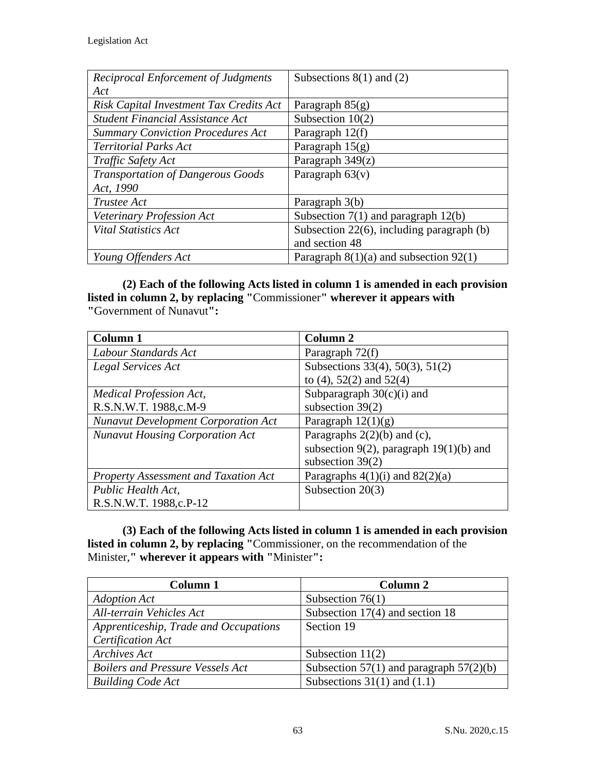| | |
|---|---|
| *Reciprocal Enforcement of Judgments Act* | Subsections 8(1) and (2) |
| *Risk Capital Investment Tax Credits Act* | Paragraph 85(g) |
| *Student Financial Assistance Act* | Subsection 10(2) |
| *Summary Conviction Procedures Act* | Paragraph 12(f) |
| *Territorial Parks Act* | Paragraph 15(g) |
| *Traffic Safety Act* | Paragraph 349(z) |
| *Transportation of Dangerous Goods Act, 1990* | Paragraph 63(v) |
| *Trustee Act* | Paragraph 3(b) |
| *Veterinary Profession Act* | Subsection 7(1) and paragraph 12(b) |
| *Vital Statistics Act* | Subsection 22(6), including paragraph (b) and section 48 |
| *Young Offenders Act* | Paragraph 8(1)(a) and subsection 92(1) |

**(2) Each of the following Acts listed in column 1 is amended in each provision listed in column 2, by replacing "**Commissioner**" wherever it appears with "**Government of Nunavut**":**

| Column 1 | Column 2 |
|---|---|
| *Labour Standards Act* | Paragraph 72(f) |
| *Legal Services Act* | Subsections 33(4), 50(3), 51(2) to (4), 52(2) and 52(4) |
| *Medical Profession Act*, R.S.N.W.T. 1988,c.M-9 | Subparagraph 30(c)(i) and subsection 39(2) |
| *Nunavut Development Corporation Act* | Paragraph 12(1)(g) |
| *Nunavut Housing Corporation Act* | Paragraphs 2(2)(b) and (c), subsection 9(2), paragraph 19(1)(b) and subsection 39(2) |
| *Property Assessment and Taxation Act* | Paragraphs 4(1)(i) and 82(2)(a) |
| *Public Health Act*, R.S.N.W.T. 1988,c.P-12 | Subsection 20(3) |

**(3) Each of the following Acts listed in column 1 is amended in each provision listed in column 2, by replacing "**Commissioner, on the recommendation of the Minister,**" wherever it appears with "**Minister**":**

| Column 1 | Column 2 |
|---|---|
| *Adoption Act* | Subsection 76(1) |
| *All-terrain Vehicles Act* | Subsection 17(4) and section 18 |
| *Apprenticeship, Trade and Occupations Certification Act* | Section 19 |
| *Archives Act* | Subsection 11(2) |
| *Boilers and Pressure Vessels Act* | Subsection 57(1) and paragraph 57(2)(b) |
| *Building Code Act* | Subsections 31(1) and (1.1) |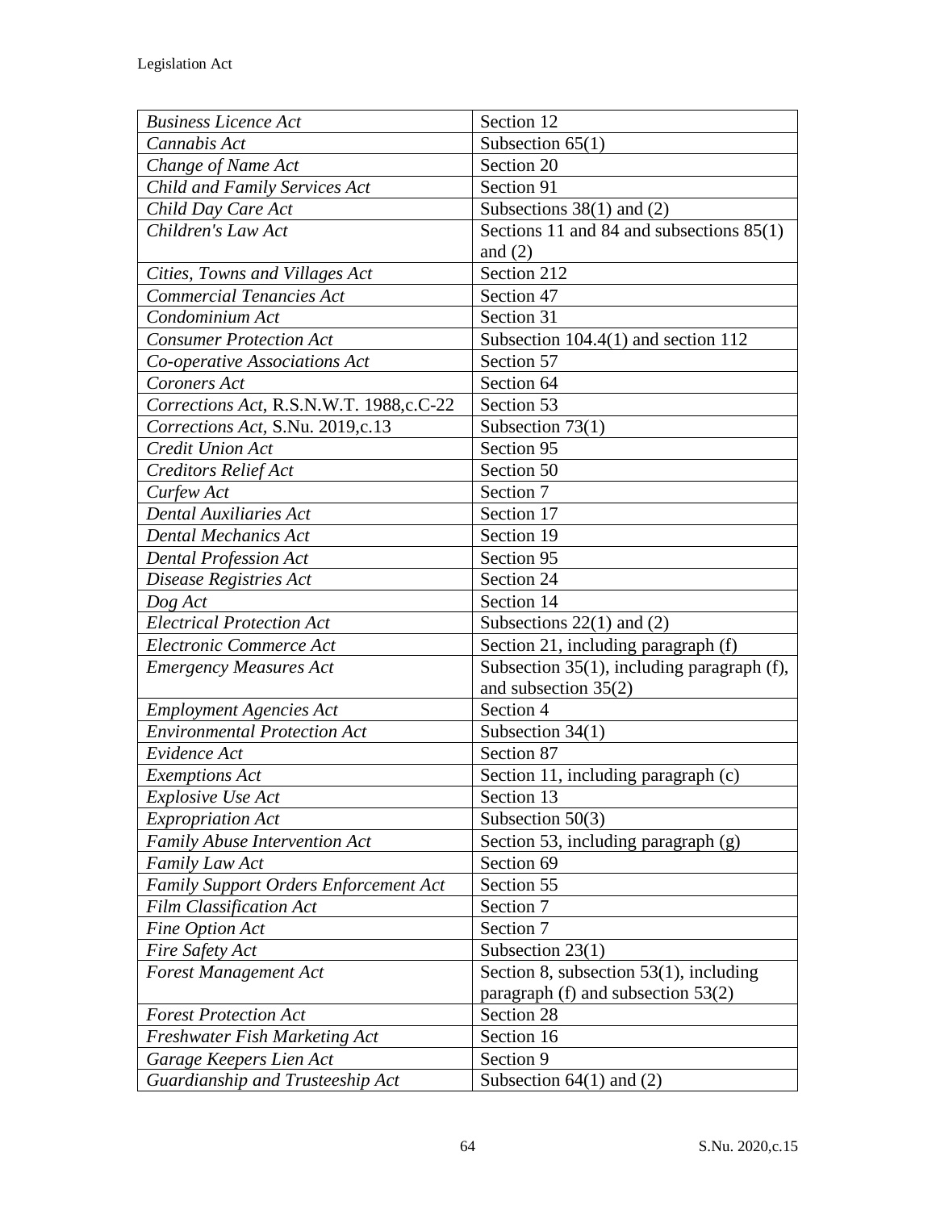| *Business Licence Act* | Section 12 |
|---|---|
| *Cannabis Act* | Subsection 65(1) |
| *Change of Name Act* | Section 20 |
| *Child and Family Services Act* | Section 91 |
| *Child Day Care Act* | Subsections 38(1) and (2) |
| *Children's Law Act* | Sections 11 and 84 and subsections 85(1) and (2) |
| *Cities, Towns and Villages Act* | Section 212 |
| *Commercial Tenancies Act* | Section 47 |
| *Condominium Act* | Section 31 |
| *Consumer Protection Act* | Subsection 104.4(1) and section 112 |
| *Co-operative Associations Act* | Section 57 |
| *Coroners Act* | Section 64 |
| *Corrections Act*, R.S.N.W.T. 1988,c.C-22 | Section 53 |
| *Corrections Act*, S.Nu. 2019,c.13 | Subsection 73(1) |
| *Credit Union Act* | Section 95 |
| *Creditors Relief Act* | Section 50 |
| *Curfew Act* | Section 7 |
| *Dental Auxiliaries Act* | Section 17 |
| *Dental Mechanics Act* | Section 19 |
| *Dental Profession Act* | Section 95 |
| *Disease Registries Act* | Section 24 |
| *Dog Act* | Section 14 |
| *Electrical Protection Act* | Subsections 22(1) and (2) |
| *Electronic Commerce Act* | Section 21, including paragraph (f) |
| *Emergency Measures Act* | Subsection 35(1), including paragraph (f), and subsection 35(2) |
| *Employment Agencies Act* | Section 4 |
| *Environmental Protection Act* | Subsection 34(1) |
| *Evidence Act* | Section 87 |
| *Exemptions Act* | Section 11, including paragraph (c) |
| *Explosive Use Act* | Section 13 |
| *Expropriation Act* | Subsection 50(3) |
| *Family Abuse Intervention Act* | Section 53, including paragraph (g) |
| *Family Law Act* | Section 69 |
| *Family Support Orders Enforcement Act* | Section 55 |
| *Film Classification Act* | Section 7 |
| *Fine Option Act* | Section 7 |
| *Fire Safety Act* | Subsection 23(1) |
| *Forest Management Act* | Section 8, subsection 53(1), including paragraph (f) and subsection 53(2) |
| *Forest Protection Act* | Section 28 |
| *Freshwater Fish Marketing Act* | Section 16 |
| *Garage Keepers Lien Act* | Section 9 |
| *Guardianship and Trusteeship Act* | Subsection 64(1) and (2) |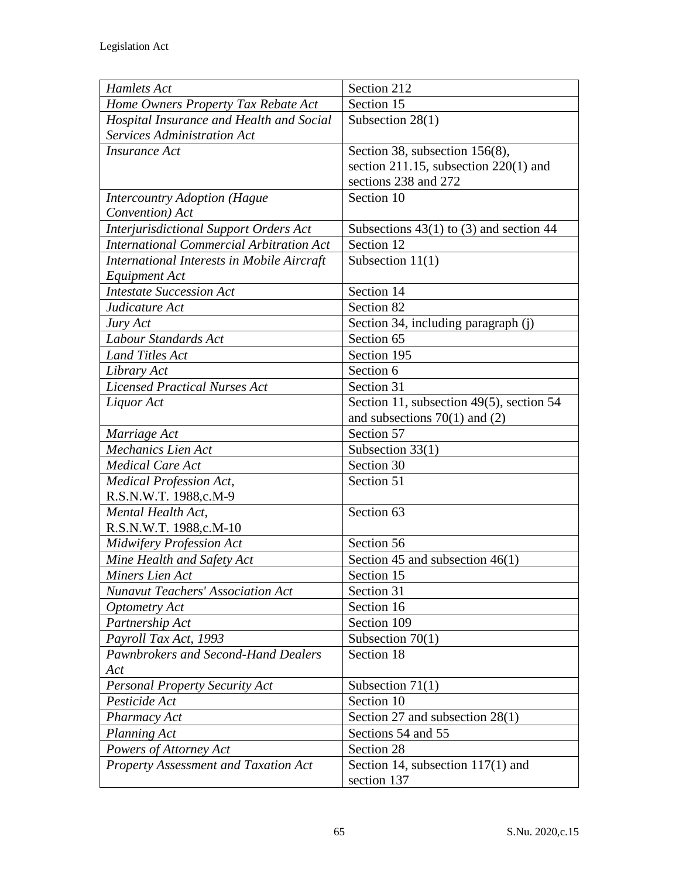| | |
|---|---|
| *Hamlets Act* | Section 212 |
| *Home Owners Property Tax Rebate Act* | Section 15 |
| *Hospital Insurance and Health and Social Services Administration Act* | Subsection 28(1) |
| *Insurance Act* | Section 38, subsection 156(8), section 211.15, subsection 220(1) and sections 238 and 272 |
| *Intercountry Adoption (Hague Convention) Act* | Section 10 |
| *Interjurisdictional Support Orders Act* | Subsections 43(1) to (3) and section 44 |
| *International Commercial Arbitration Act* | Section 12 |
| *International Interests in Mobile Aircraft Equipment Act* | Subsection 11(1) |
| *Intestate Succession Act* | Section 14 |
| *Judicature Act* | Section 82 |
| *Jury Act* | Section 34, including paragraph (j) |
| *Labour Standards Act* | Section 65 |
| *Land Titles Act* | Section 195 |
| *Library Act* | Section 6 |
| *Licensed Practical Nurses Act* | Section 31 |
| *Liquor Act* | Section 11, subsection 49(5), section 54 and subsections 70(1) and (2) |
| *Marriage Act* | Section 57 |
| *Mechanics Lien Act* | Subsection 33(1) |
| *Medical Care Act* | Section 30 |
| *Medical Profession Act*, R.S.N.W.T. 1988,c.M-9 | Section 51 |
| *Mental Health Act*, R.S.N.W.T. 1988,c.M-10 | Section 63 |
| *Midwifery Profession Act* | Section 56 |
| *Mine Health and Safety Act* | Section 45 and subsection 46(1) |
| *Miners Lien Act* | Section 15 |
| *Nunavut Teachers' Association Act* | Section 31 |
| *Optometry Act* | Section 16 |
| *Partnership Act* | Section 109 |
| *Payroll Tax Act, 1993* | Subsection 70(1) |
| *Pawnbrokers and Second-Hand Dealers Act* | Section 18 |
| *Personal Property Security Act* | Subsection 71(1) |
| *Pesticide Act* | Section 10 |
| *Pharmacy Act* | Section 27 and subsection 28(1) |
| *Planning Act* | Sections 54 and 55 |
| *Powers of Attorney Act* | Section 28 |
| *Property Assessment and Taxation Act* | Section 14, subsection 117(1) and section 137 |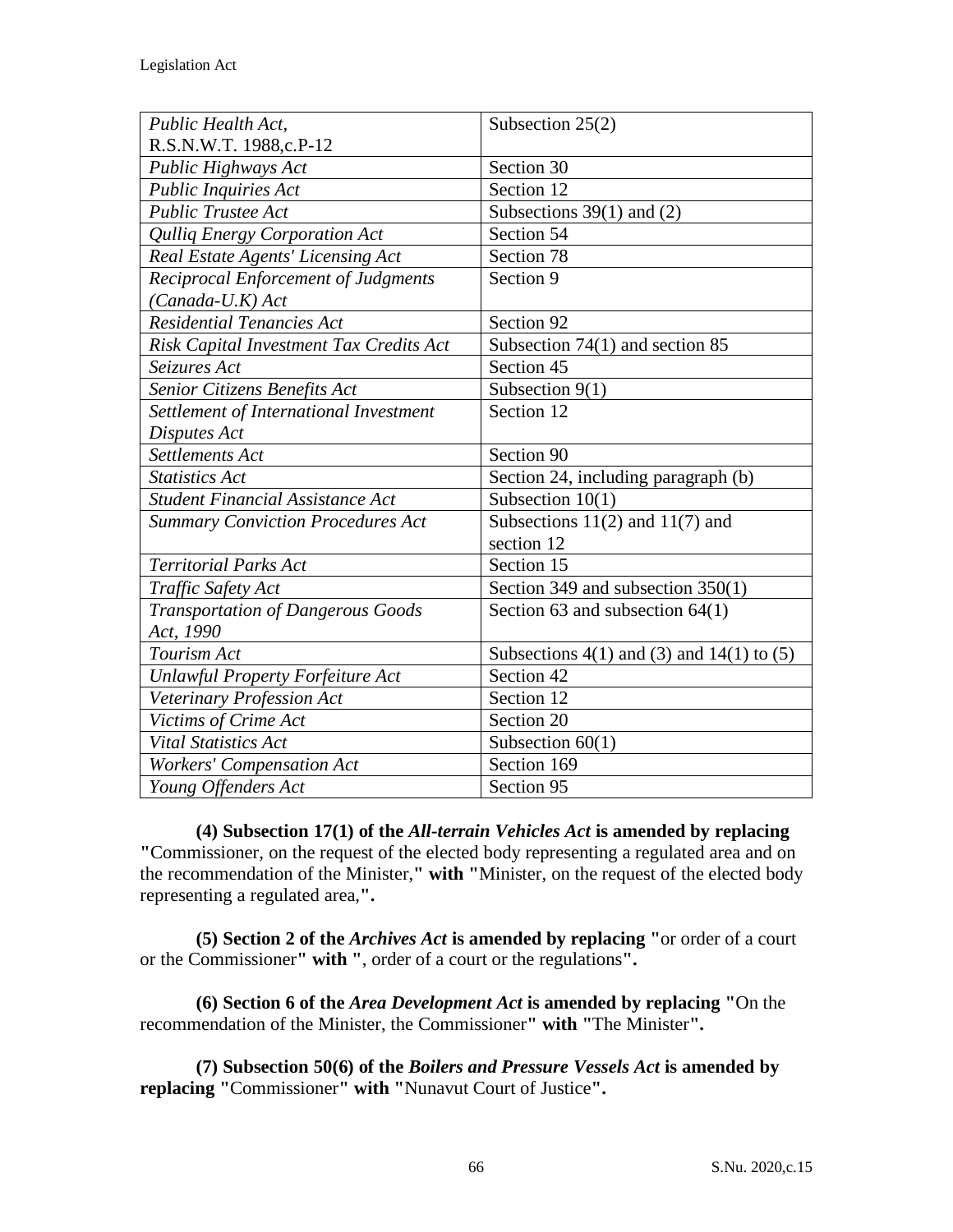| | |
|---|---|
| *Public Health Act*, R.S.N.W.T. 1988,c.P-12 | Subsection 25(2) |
| *Public Highways Act* | Section 30 |
| *Public Inquiries Act* | Section 12 |
| *Public Trustee Act* | Subsections 39(1) and (2) |
| *Qulliq Energy Corporation Act* | Section 54 |
| *Real Estate Agents' Licensing Act* | Section 78 |
| *Reciprocal Enforcement of Judgments (Canada-U.K) Act* | Section 9 |
| *Residential Tenancies Act* | Section 92 |
| *Risk Capital Investment Tax Credits Act* | Subsection 74(1) and section 85 |
| *Seizures Act* | Section 45 |
| *Senior Citizens Benefits Act* | Subsection 9(1) |
| *Settlement of International Investment Disputes Act* | Section 12 |
| *Settlements Act* | Section 90 |
| *Statistics Act* | Section 24, including paragraph (b) |
| *Student Financial Assistance Act* | Subsection 10(1) |
| *Summary Conviction Procedures Act* | Subsections 11(2) and 11(7) and section 12 |
| *Territorial Parks Act* | Section 15 |
| *Traffic Safety Act* | Section 349 and subsection 350(1) |
| *Transportation of Dangerous Goods Act, 1990* | Section 63 and subsection 64(1) |
| *Tourism Act* | Subsections 4(1) and (3) and 14(1) to (5) |
| *Unlawful Property Forfeiture Act* | Section 42 |
| *Veterinary Profession Act* | Section 12 |
| *Victims of Crime Act* | Section 20 |
| *Vital Statistics Act* | Subsection 60(1) |
| *Workers' Compensation Act* | Section 169 |
| *Young Offenders Act* | Section 95 |

**(4) Subsection 17(1) of the *All-terrain Vehicles Act* is amended by replacing "**Commissioner, on the request of the elected body representing a regulated area and on the recommendation of the Minister,**" with "**Minister, on the request of the elected body representing a regulated area,**".**

**(5) Section 2 of the *Archives Act* is amended by replacing "**or order of a court or the Commissioner**" with "**, order of a court or the regulations**".**

**(6) Section 6 of the *Area Development Act* is amended by replacing "**On the recommendation of the Minister, the Commissioner**" with "**The Minister**".**

**(7) Subsection 50(6) of the *Boilers and Pressure Vessels Act* is amended by replacing "**Commissioner**" with "**Nunavut Court of Justice**".**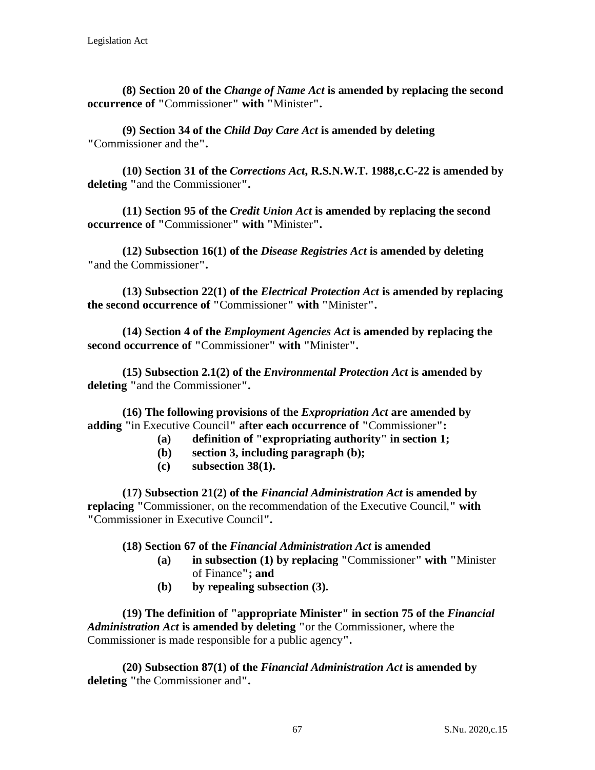**(8) Section 20 of the *Change of Name Act* is amended by replacing the second occurrence of "**Commissioner**" with "**Minister**".**

**(9) Section 34 of the *Child Day Care Act* is amended by deleting "**Commissioner and the**".**

**(10) Section 31 of the *Corrections Act*, R.S.N.W.T. 1988,c.C-22 is amended by deleting "**and the Commissioner**".**

**(11) Section 95 of the *Credit Union Act* is amended by replacing the second occurrence of "**Commissioner**" with "**Minister**".**

**(12) Subsection 16(1) of the *Disease Registries Act* is amended by deleting "**and the Commissioner**".**

**(13) Subsection 22(1) of the *Electrical Protection Act* is amended by replacing the second occurrence of "**Commissioner**" with "**Minister**".**

**(14) Section 4 of the *Employment Agencies Act* is amended by replacing the second occurrence of "**Commissioner**" with "**Minister**".**

**(15) Subsection 2.1(2) of the *Environmental Protection Act* is amended by deleting "**and the Commissioner**".**

**(16) The following provisions of the *Expropriation Act* are amended by adding "**in Executive Council**" after each occurrence of "**Commissioner**":**

- **(a) definition of "expropriating authority" in section 1;**
- **(b) section 3, including paragraph (b);**
- **(c) subsection 38(1).**

**(17) Subsection 21(2) of the *Financial Administration Act* is amended by replacing "**Commissioner, on the recommendation of the Executive Council,**" with "**Commissioner in Executive Council**".**

**(18) Section 67 of the *Financial Administration Act* is amended**

- **(a) in subsection (1) by replacing "**Commissioner**" with "**Minister of Finance**"; and**
- **(b) by repealing subsection (3).**

**(19) The definition of "appropriate Minister" in section 75 of the *Financial Administration Act* is amended by deleting "**or the Commissioner, where the Commissioner is made responsible for a public agency**".**

**(20) Subsection 87(1) of the *Financial Administration Act* is amended by deleting "**the Commissioner and**".**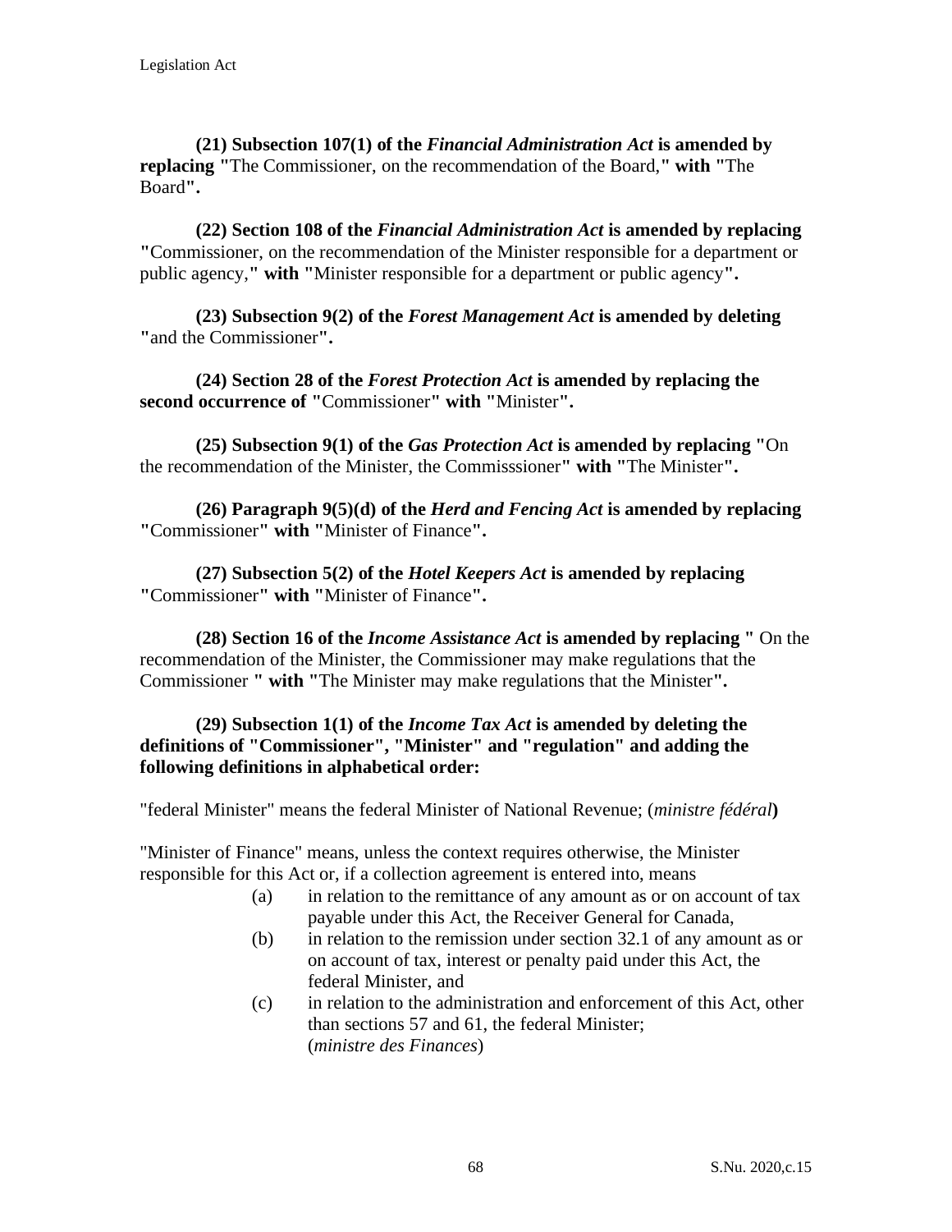**(21) Subsection 107(1) of the *Financial Administration Act* is amended by replacing "**The Commissioner, on the recommendation of the Board,**" with "**The Board**".**

**(22) Section 108 of the *Financial Administration Act* is amended by replacing "**Commissioner, on the recommendation of the Minister responsible for a department or public agency,**" with "**Minister responsible for a department or public agency**".**

**(23) Subsection 9(2) of the *Forest Management Act* is amended by deleting "**and the Commissioner**".**

**(24) Section 28 of the *Forest Protection Act* is amended by replacing the second occurrence of "**Commissioner**" with "**Minister**".**

**(25) Subsection 9(1) of the *Gas Protection Act* is amended by replacing "**On the recommendation of the Minister, the Commisssioner**" with "**The Minister**".**

**(26) Paragraph 9(5)(d) of the *Herd and Fencing Act* is amended by replacing "**Commissioner**" with "**Minister of Finance**".**

**(27) Subsection 5(2) of the *Hotel Keepers Act* is amended by replacing "**Commissioner**" with "**Minister of Finance**".**

**(28) Section 16 of the *Income Assistance Act* is amended by replacing "** On the recommendation of the Minister, the Commissioner may make regulations that the Commissioner **" with "**The Minister may make regulations that the Minister**".**

**(29) Subsection 1(1) of the *Income Tax Act* is amended by deleting the definitions of "Commissioner", "Minister" and "regulation" and adding the following definitions in alphabetical order:**

"federal Minister" means the federal Minister of National Revenue; (*ministre fédéral*)

"Minister of Finance" means, unless the context requires otherwise, the Minister responsible for this Act or, if a collection agreement is entered into, means

- (a) in relation to the remittance of any amount as or on account of tax payable under this Act, the Receiver General for Canada,
- (b) in relation to the remission under section 32.1 of any amount as or on account of tax, interest or penalty paid under this Act, the federal Minister, and
- (c) in relation to the administration and enforcement of this Act, other than sections 57 and 61, the federal Minister; (*ministre des Finances*)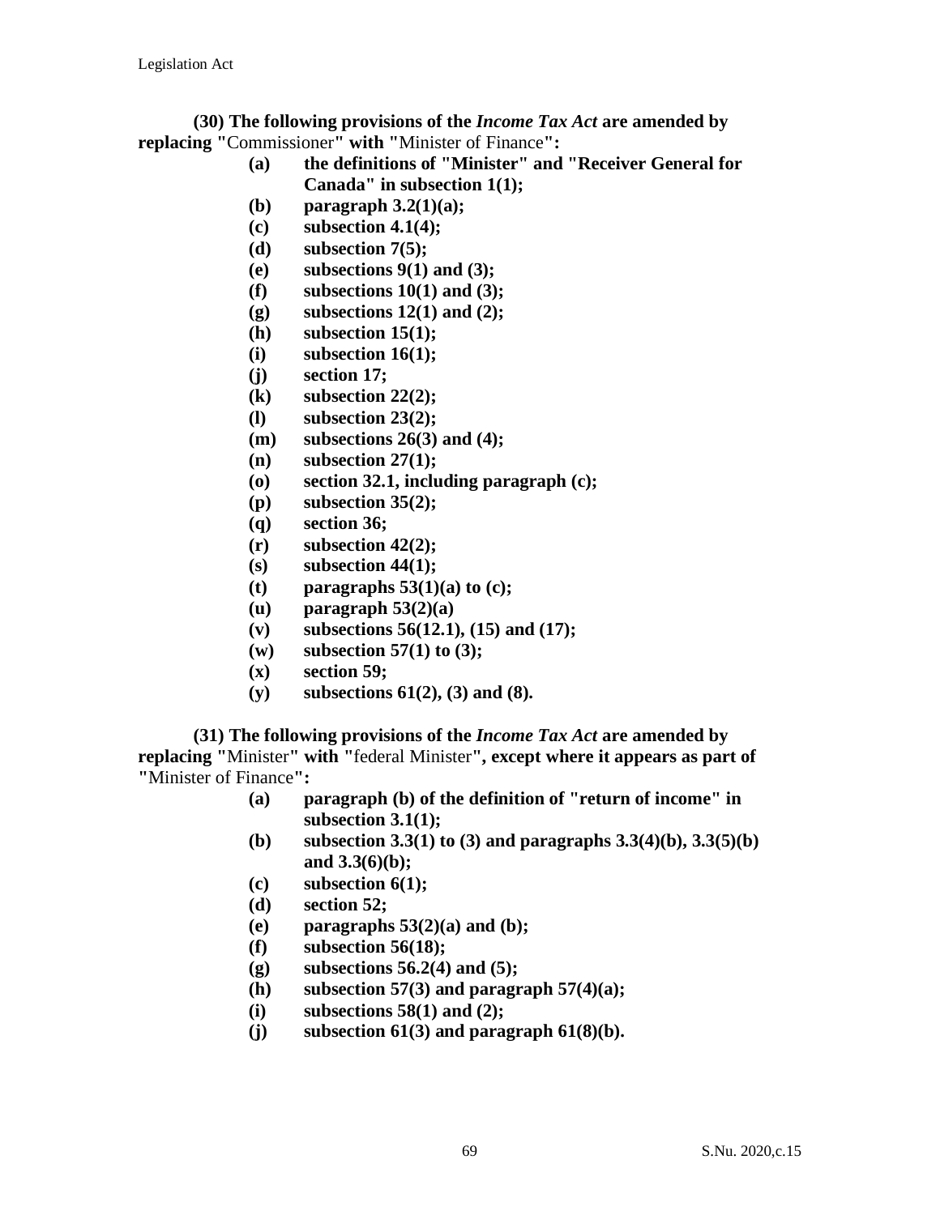**(30) The following provisions of the *Income Tax Act* are amended by replacing "**Commissioner**" with "**Minister of Finance**":**

- **(a) the definitions of "Minister" and "Receiver General for Canada" in subsection 1(1);**
- **(b) paragraph 3.2(1)(a);**
- **(c) subsection 4.1(4);**
- **(d) subsection 7(5);**
- **(e) subsections 9(1) and (3);**
- **(f) subsections 10(1) and (3);**
- **(g) subsections 12(1) and (2);**
- **(h) subsection 15(1);**
- **(i) subsection 16(1);**
- **(j) section 17;**
- **(k) subsection 22(2);**
- **(l) subsection 23(2);**
- **(m) subsections 26(3) and (4);**
- **(n) subsection 27(1);**
- **(o) section 32.1, including paragraph (c);**
- **(p) subsection 35(2);**
- **(q) section 36;**
- **(r) subsection 42(2);**
- **(s) subsection 44(1);**
- **(t) paragraphs 53(1)(a) to (c);**
- **(u) paragraph 53(2)(a)**
- **(v) subsections 56(12.1), (15) and (17);**
- **(w) subsection 57(1) to (3);**
- **(x) section 59;**
- **(y) subsections 61(2), (3) and (8).**

**(31) The following provisions of the *Income Tax Act* are amended by replacing "**Minister**" with "**federal Minister**", except where it appears as part of "**Minister of Finance**":**

- **(a) paragraph (b) of the definition of "return of income" in subsection 3.1(1);**
- **(b) subsection 3.3(1) to (3) and paragraphs 3.3(4)(b), 3.3(5)(b) and 3.3(6)(b);**
- **(c) subsection 6(1);**
- **(d) section 52;**
- **(e) paragraphs 53(2)(a) and (b);**
- **(f) subsection 56(18);**
- **(g) subsections 56.2(4) and (5);**
- **(h) subsection 57(3) and paragraph 57(4)(a);**
- **(i) subsections 58(1) and (2);**
- **(j) subsection 61(3) and paragraph 61(8)(b).**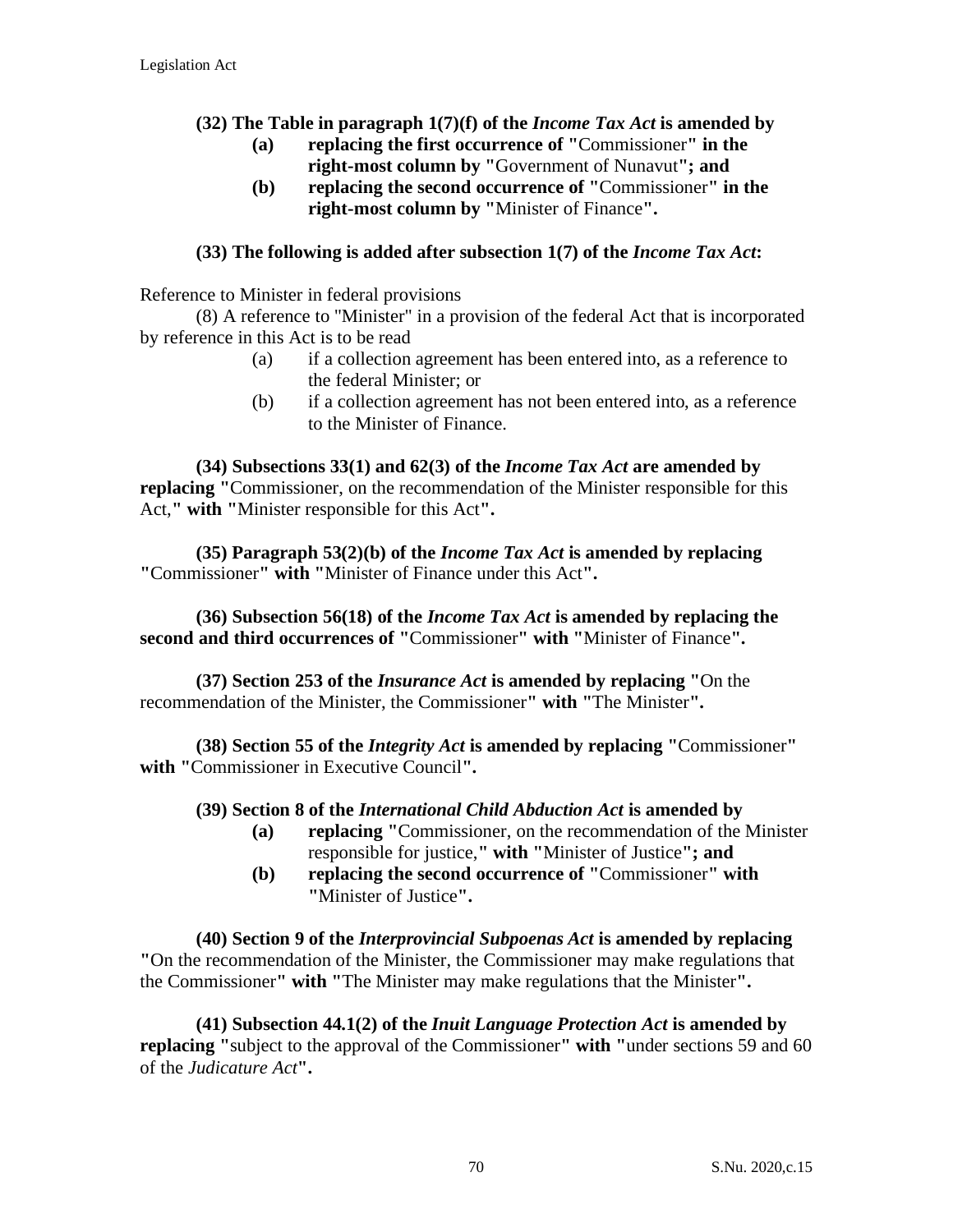**(32) The Table in paragraph 1(7)(f) of the *Income Tax Act* is amended by**

- **(a) replacing the first occurrence of** "Commissioner" **in the right-most column by** "Government of Nunavut"**; and**
- **(b) replacing the second occurrence of** "Commissioner" **in the right-most column by** "Minister of Finance"**.**

**(33) The following is added after subsection 1(7) of the *Income Tax Act*:**

Reference to Minister in federal provisions

(8) A reference to "Minister" in a provision of the federal Act that is incorporated by reference in this Act is to be read

- (a) if a collection agreement has been entered into, as a reference to the federal Minister; or
- (b) if a collection agreement has not been entered into, as a reference to the Minister of Finance.

**(34) Subsections 33(1) and 62(3) of the *Income Tax Act* are amended by replacing** "Commissioner, on the recommendation of the Minister responsible for this Act," **with** "Minister responsible for this Act"**.**

**(35) Paragraph 53(2)(b) of the *Income Tax Act* is amended by replacing** "Commissioner" **with** "Minister of Finance under this Act"**.**

**(36) Subsection 56(18) of the *Income Tax Act* is amended by replacing the second and third occurrences of** "Commissioner" **with** "Minister of Finance"**.**

**(37) Section 253 of the *Insurance Act* is amended by replacing** "On the recommendation of the Minister, the Commissioner" **with** "The Minister"**.**

**(38) Section 55 of the *Integrity Act* is amended by replacing** "Commissioner" **with** "Commissioner in Executive Council"**.**

**(39) Section 8 of the *International Child Abduction Act* is amended by**

- **(a) replacing** "Commissioner, on the recommendation of the Minister responsible for justice," **with** "Minister of Justice"**; and**
- **(b) replacing the second occurrence of** "Commissioner" **with** "Minister of Justice"**.**

**(40) Section 9 of the *Interprovincial Subpoenas Act* is amended by replacing** "On the recommendation of the Minister, the Commissioner may make regulations that the Commissioner" **with** "The Minister may make regulations that the Minister"**.**

**(41) Subsection 44.1(2) of the *Inuit Language Protection Act* is amended by replacing** "subject to the approval of the Commissioner" **with** "under sections 59 and 60 of the *Judicature Act*"**.**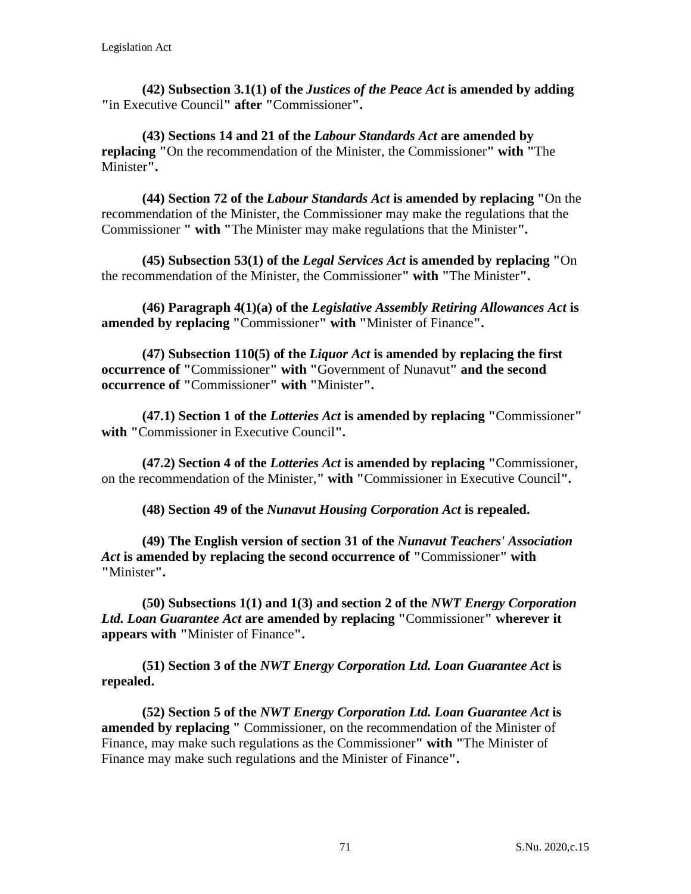**(42) Subsection 3.1(1) of the** ***Justices of the Peace Act*** **is amended by adding "**in Executive Council**" after "**Commissioner**".**

**(43) Sections 14 and 21 of the** ***Labour Standards Act*** **are amended by replacing "**On the recommendation of the Minister, the Commissioner**" with "**The Minister**".**

**(44) Section 72 of the** ***Labour Standards Act*** **is amended by replacing "**On the recommendation of the Minister, the Commissioner may make the regulations that the Commissioner **" with "**The Minister may make regulations that the Minister**".**

**(45) Subsection 53(1) of the** ***Legal Services Act*** **is amended by replacing "**On the recommendation of the Minister, the Commissioner**" with "**The Minister**".**

**(46) Paragraph 4(1)(a) of the** ***Legislative Assembly Retiring Allowances Act*** **is amended by replacing "**Commissioner**" with "**Minister of Finance**".**

**(47) Subsection 110(5) of the** ***Liquor Act*** **is amended by replacing the first occurrence of "**Commissioner**" with "**Government of Nunavut**" and the second occurrence of "**Commissioner**" with "**Minister**".**

**(47.1) Section 1 of the** ***Lotteries Act*** **is amended by replacing "**Commissioner**" with "**Commissioner in Executive Council**".**

**(47.2) Section 4 of the** ***Lotteries Act*** **is amended by replacing "**Commissioner, on the recommendation of the Minister,**" with "**Commissioner in Executive Council**".**

**(48) Section 49 of the** ***Nunavut Housing Corporation Act*** **is repealed.**

**(49) The English version of section 31 of the** ***Nunavut Teachers' Association Act*** **is amended by replacing the second occurrence of "**Commissioner**" with "**Minister**".**

**(50) Subsections 1(1) and 1(3) and section 2 of the** ***NWT Energy Corporation Ltd. Loan Guarantee Act*** **are amended by replacing "**Commissioner**" wherever it appears with "**Minister of Finance**".**

**(51) Section 3 of the** ***NWT Energy Corporation Ltd. Loan Guarantee Act*** **is repealed.**

**(52) Section 5 of the** ***NWT Energy Corporation Ltd. Loan Guarantee Act*** **is amended by replacing "** Commissioner, on the recommendation of the Minister of Finance, may make such regulations as the Commissioner**" with "**The Minister of Finance may make such regulations and the Minister of Finance**".**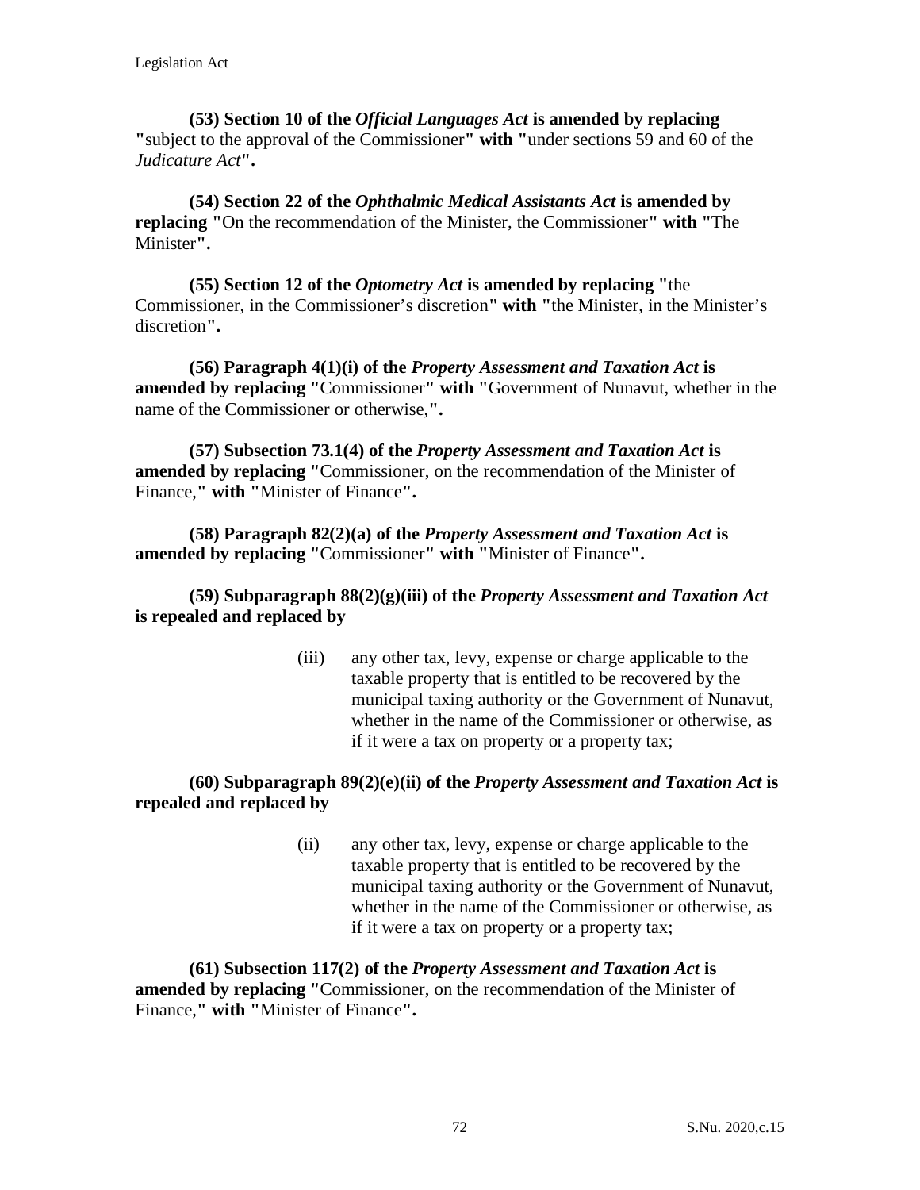**(53) Section 10 of the *Official Languages Act* is amended by replacing "**subject to the approval of the Commissioner**" with "**under sections 59 and 60 of the *Judicature Act***".**

**(54) Section 22 of the *Ophthalmic Medical Assistants Act* is amended by replacing "**On the recommendation of the Minister, the Commissioner**" with "**The Minister**".**

**(55) Section 12 of the *Optometry Act* is amended by replacing "**the Commissioner, in the Commissioner's discretion**" with "**the Minister, in the Minister's discretion**".**

**(56) Paragraph 4(1)(i) of the *Property Assessment and Taxation Act* is amended by replacing "**Commissioner**" with "**Government of Nunavut, whether in the name of the Commissioner or otherwise,**".**

**(57) Subsection 73.1(4) of the *Property Assessment and Taxation Act* is amended by replacing "**Commissioner, on the recommendation of the Minister of Finance,**" with "**Minister of Finance**".**

**(58) Paragraph 82(2)(a) of the *Property Assessment and Taxation Act* is amended by replacing "**Commissioner**" with "**Minister of Finance**".**

**(59) Subparagraph 88(2)(g)(iii) of the *Property Assessment and Taxation Act* is repealed and replaced by**

> (iii) any other tax, levy, expense or charge applicable to the taxable property that is entitled to be recovered by the municipal taxing authority or the Government of Nunavut, whether in the name of the Commissioner or otherwise, as if it were a tax on property or a property tax;

**(60) Subparagraph 89(2)(e)(ii) of the *Property Assessment and Taxation Act* is repealed and replaced by**

> (ii) any other tax, levy, expense or charge applicable to the taxable property that is entitled to be recovered by the municipal taxing authority or the Government of Nunavut, whether in the name of the Commissioner or otherwise, as if it were a tax on property or a property tax;

**(61) Subsection 117(2) of the *Property Assessment and Taxation Act* is amended by replacing "**Commissioner, on the recommendation of the Minister of Finance,**" with "**Minister of Finance**".**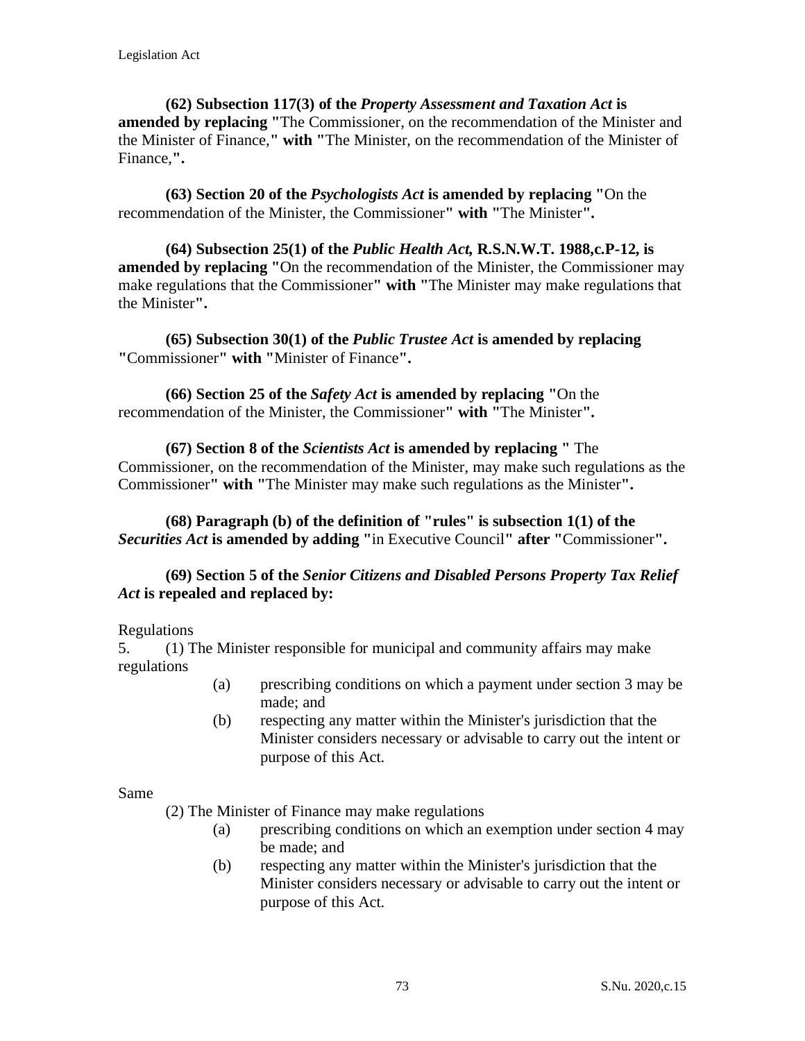**(62) Subsection 117(3) of the *Property Assessment and Taxation Act* is amended by replacing "**The Commissioner, on the recommendation of the Minister and the Minister of Finance,**" with "**The Minister, on the recommendation of the Minister of Finance,**".**

**(63) Section 20 of the *Psychologists Act* is amended by replacing "**On the recommendation of the Minister, the Commissioner**" with "**The Minister**".**

**(64) Subsection 25(1) of the *Public Health Act,* R.S.N.W.T. 1988,c.P-12, is amended by replacing "**On the recommendation of the Minister, the Commissioner may make regulations that the Commissioner**" with "**The Minister may make regulations that the Minister**".**

**(65) Subsection 30(1) of the *Public Trustee Act* is amended by replacing "**Commissioner**" with "**Minister of Finance**".**

**(66) Section 25 of the *Safety Act* is amended by replacing "**On the recommendation of the Minister, the Commissioner**" with "**The Minister**".**

**(67) Section 8 of the *Scientists Act* is amended by replacing "** The Commissioner, on the recommendation of the Minister, may make such regulations as the Commissioner**" with "**The Minister may make such regulations as the Minister**".**

**(68) Paragraph (b) of the definition of "rules" is subsection 1(1) of the *Securities Act* is amended by adding "**in Executive Council**" after "**Commissioner**".**

**(69) Section 5 of the *Senior Citizens and Disabled Persons Property Tax Relief Act* is repealed and replaced by:**

Regulations

5. (1) The Minister responsible for municipal and community affairs may make regulations

- (a) prescribing conditions on which a payment under section 3 may be made; and
- (b) respecting any matter within the Minister's jurisdiction that the Minister considers necessary or advisable to carry out the intent or purpose of this Act.

Same

(2) The Minister of Finance may make regulations

- (a) prescribing conditions on which an exemption under section 4 may be made; and
- (b) respecting any matter within the Minister's jurisdiction that the Minister considers necessary or advisable to carry out the intent or purpose of this Act.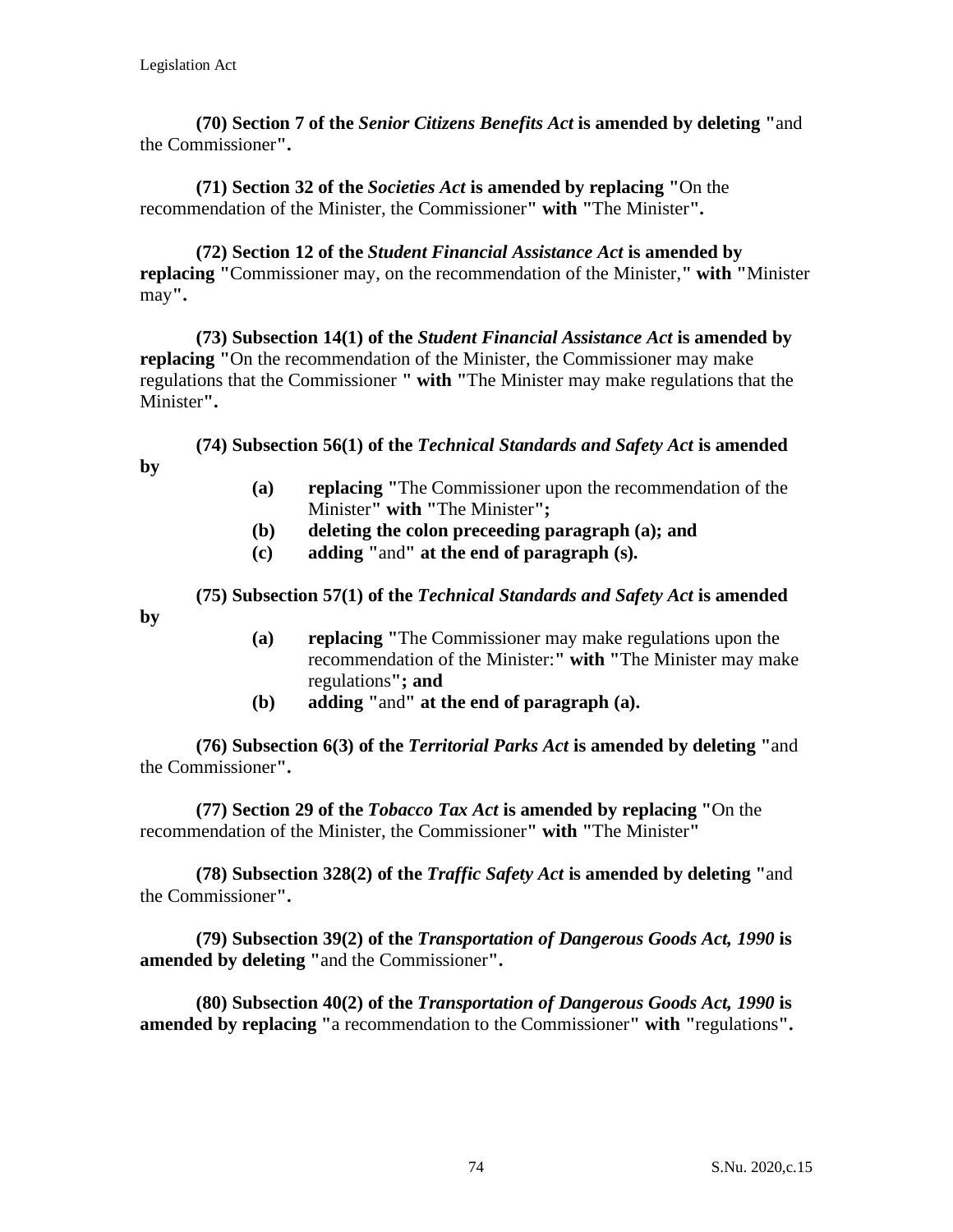**(70) Section 7 of the *Senior Citizens Benefits Act* is amended by deleting "**and the Commissioner**".**

**(71) Section 32 of the *Societies Act* is amended by replacing "**On the recommendation of the Minister, the Commissioner**" with "**The Minister**".**

**(72) Section 12 of the *Student Financial Assistance Act* is amended by replacing "**Commissioner may, on the recommendation of the Minister,**" with "**Minister may**".**

**(73) Subsection 14(1) of the *Student Financial Assistance Act* is amended by replacing "**On the recommendation of the Minister, the Commissioner may make regulations that the Commissioner **" with "**The Minister may make regulations that the Minister**".**

**(74) Subsection 56(1) of the *Technical Standards and Safety Act* is amended by**

> **(a) replacing "**The Commissioner upon the recommendation of the Minister**" with "**The Minister**";**
> **(b) deleting the colon preceeding paragraph (a); and**
> **(c) adding "**and**" at the end of paragraph (s).**

**(75) Subsection 57(1) of the *Technical Standards and Safety Act* is amended by**

> **(a) replacing "**The Commissioner may make regulations upon the recommendation of the Minister:**" with "**The Minister may make regulations**"; and**
> **(b) adding "**and**" at the end of paragraph (a).**

**(76) Subsection 6(3) of the *Territorial Parks Act* is amended by deleting "**and the Commissioner**".**

**(77) Section 29 of the *Tobacco Tax Act* is amended by replacing "**On the recommendation of the Minister, the Commissioner**" with "**The Minister**"**

**(78) Subsection 328(2) of the *Traffic Safety Act* is amended by deleting "**and the Commissioner**".**

**(79) Subsection 39(2) of the *Transportation of Dangerous Goods Act, 1990* is amended by deleting "**and the Commissioner**".**

**(80) Subsection 40(2) of the *Transportation of Dangerous Goods Act, 1990* is amended by replacing "**a recommendation to the Commissioner**" with "**regulations**".**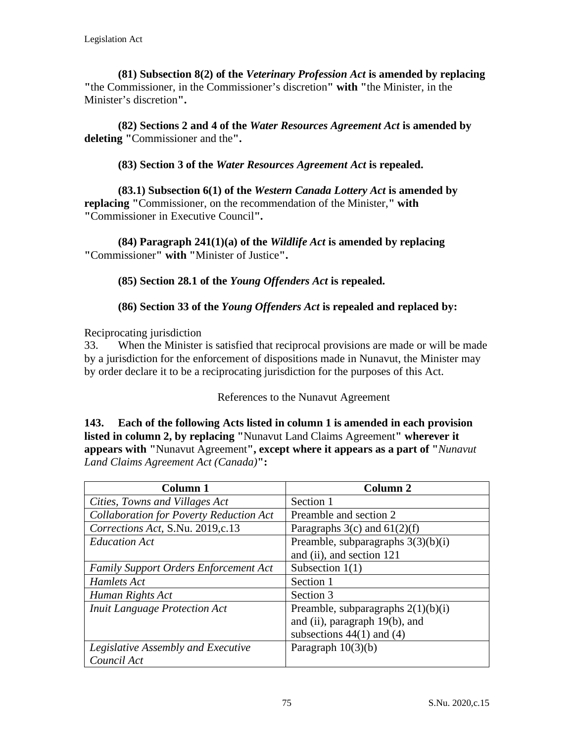**(81) Subsection 8(2) of the *Veterinary Profession Act* is amended by replacing "**the Commissioner, in the Commissioner's discretion**" with "**the Minister, in the Minister's discretion**".**

**(82) Sections 2 and 4 of the *Water Resources Agreement Act* is amended by deleting "**Commissioner and the**".**

**(83) Section 3 of the *Water Resources Agreement Act* is repealed.**

**(83.1) Subsection 6(1) of the *Western Canada Lottery Act* is amended by replacing "**Commissioner, on the recommendation of the Minister,**" with "**Commissioner in Executive Council**".**

**(84) Paragraph 241(1)(a) of the *Wildlife Act* is amended by replacing "**Commissioner**" with "**Minister of Justice**".**

**(85) Section 28.1 of the *Young Offenders Act* is repealed.**

**(86) Section 33 of the *Young Offenders Act* is repealed and replaced by:**

Reciprocating jurisdiction

33. When the Minister is satisfied that reciprocal provisions are made or will be made by a jurisdiction for the enforcement of dispositions made in Nunavut, the Minister may by order declare it to be a reciprocating jurisdiction for the purposes of this Act.

References to the Nunavut Agreement

**143. Each of the following Acts listed in column 1 is amended in each provision listed in column 2, by replacing "**Nunavut Land Claims Agreement**" wherever it appears with "**Nunavut Agreement**", except where it appears as a part of "***Nunavut Land Claims Agreement Act (Canada)***":**

| Column 1 | Column 2 |
|---|---|
| *Cities, Towns and Villages Act* | Section 1 |
| *Collaboration for Poverty Reduction Act* | Preamble and section 2 |
| *Corrections Act,* S.Nu. 2019,c.13 | Paragraphs 3(c) and 61(2)(f) |
| *Education Act* | Preamble, subparagraphs 3(3)(b)(i) and (ii), and section 121 |
| *Family Support Orders Enforcement Act* | Subsection 1(1) |
| *Hamlets Act* | Section 1 |
| *Human Rights Act* | Section 3 |
| *Inuit Language Protection Act* | Preamble, subparagraphs 2(1)(b)(i) and (ii), paragraph 19(b), and subsections 44(1) and (4) |
| *Legislative Assembly and Executive Council Act* | Paragraph 10(3)(b) |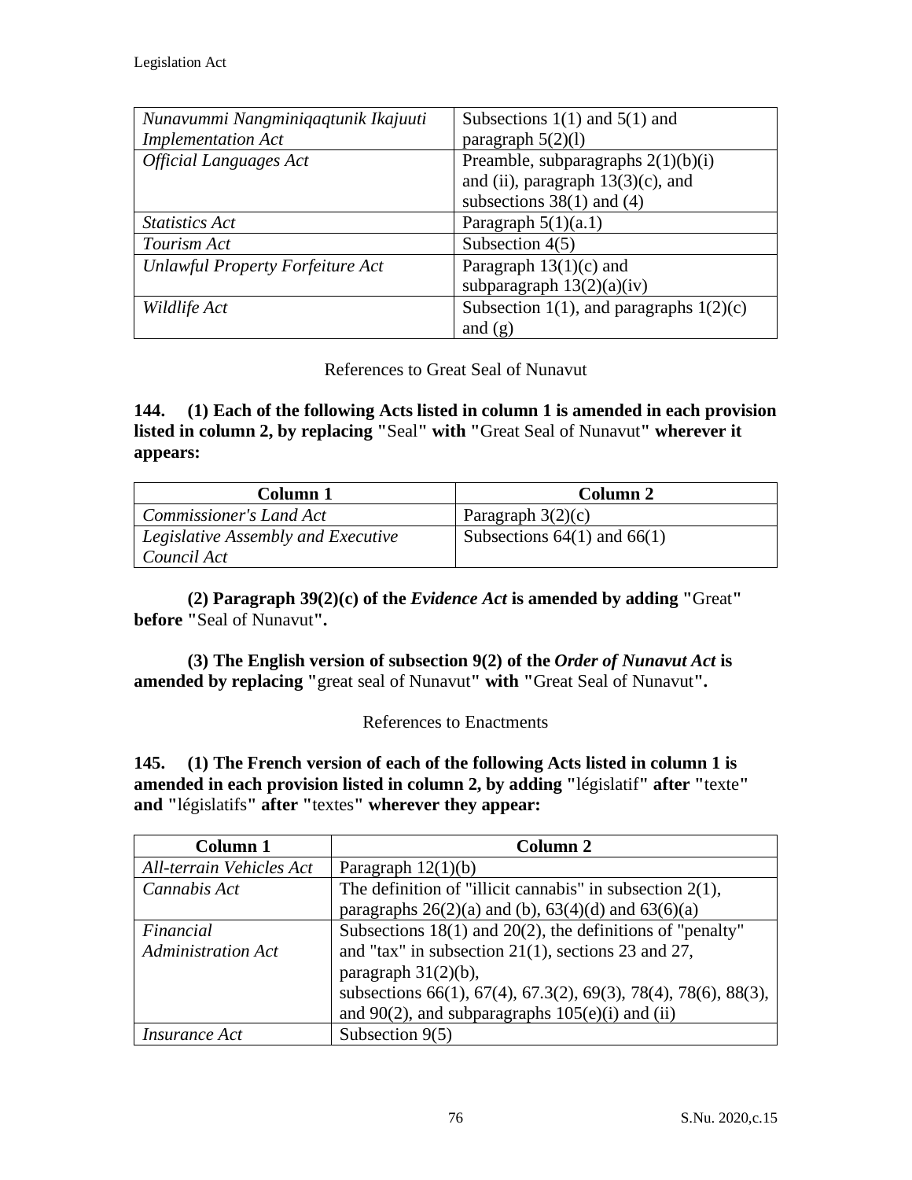| | |
|---|---|
| *Nunavummi Nangminiqaqtunik Ikajuuti Implementation Act* | Subsections 1(1) and 5(1) and paragraph 5(2)(l) |
| *Official Languages Act* | Preamble, subparagraphs 2(1)(b)(i) and (ii), paragraph 13(3)(c), and subsections 38(1) and (4) |
| *Statistics Act* | Paragraph 5(1)(a.1) |
| *Tourism Act* | Subsection 4(5) |
| *Unlawful Property Forfeiture Act* | Paragraph 13(1)(c) and subparagraph 13(2)(a)(iv) |
| *Wildlife Act* | Subsection 1(1), and paragraphs 1(2)(c) and (g) |

References to Great Seal of Nunavut

**144. (1) Each of the following Acts listed in column 1 is amended in each provision listed in column 2, by replacing "**Seal**" with "**Great Seal of Nunavut**" wherever it appears:**

| Column 1 | Column 2 |
|---|---|
| *Commissioner's Land Act* | Paragraph 3(2)(c) |
| *Legislative Assembly and Executive Council Act* | Subsections 64(1) and 66(1) |

**(2) Paragraph 39(2)(c) of the *Evidence Act* is amended by adding "**Great**" before "**Seal of Nunavut**".**

**(3) The English version of subsection 9(2) of the *Order of Nunavut Act* is amended by replacing "**great seal of Nunavut**" with "**Great Seal of Nunavut**".**

References to Enactments

**145. (1) The French version of each of the following Acts listed in column 1 is amended in each provision listed in column 2, by adding "**législatif**" after "**texte**" and "**législatifs**" after "**textes**" wherever they appear:**

| Column 1 | Column 2 |
|---|---|
| *All-terrain Vehicles Act* | Paragraph 12(1)(b) |
| *Cannabis Act* | The definition of "illicit cannabis" in subsection 2(1), paragraphs 26(2)(a) and (b), 63(4)(d) and 63(6)(a) |
| *Financial Administration Act* | Subsections 18(1) and 20(2), the definitions of "penalty" and "tax" in subsection 21(1), sections 23 and 27, paragraph 31(2)(b), subsections 66(1), 67(4), 67.3(2), 69(3), 78(4), 78(6), 88(3), and 90(2), and subparagraphs 105(e)(i) and (ii) |
| *Insurance Act* | Subsection 9(5) |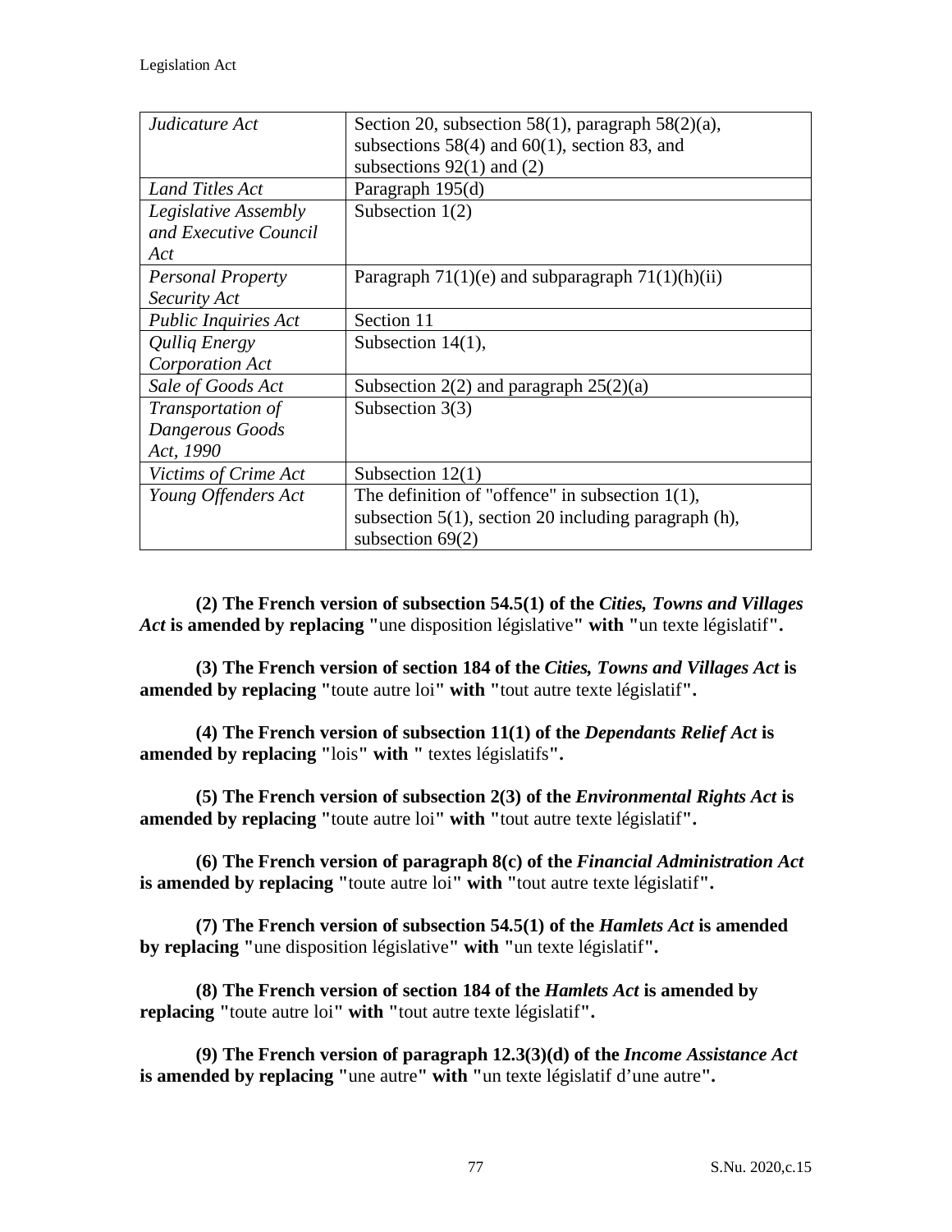| | |
|---|---|
| *Judicature Act* | Section 20, subsection 58(1), paragraph 58(2)(a), subsections 58(4) and 60(1), section 83, and subsections 92(1) and (2) |
| *Land Titles Act* | Paragraph 195(d) |
| *Legislative Assembly and Executive Council Act* | Subsection 1(2) |
| *Personal Property Security Act* | Paragraph 71(1)(e) and subparagraph 71(1)(h)(ii) |
| *Public Inquiries Act* | Section 11 |
| *Qulliq Energy Corporation Act* | Subsection 14(1), |
| *Sale of Goods Act* | Subsection 2(2) and paragraph 25(2)(a) |
| *Transportation of Dangerous Goods Act, 1990* | Subsection 3(3) |
| *Victims of Crime Act* | Subsection 12(1) |
| *Young Offenders Act* | The definition of "offence" in subsection 1(1), subsection 5(1), section 20 including paragraph (h), subsection 69(2) |

**(2) The French version of subsection 54.5(1) of the *Cities, Towns and Villages Act* is amended by replacing "**une disposition législative**" with "**un texte législatif**".**

**(3) The French version of section 184 of the *Cities, Towns and Villages Act* is amended by replacing "**toute autre loi**" with "**tout autre texte législatif**".**

**(4) The French version of subsection 11(1) of the *Dependants Relief Act* is amended by replacing "**lois**" with "** textes législatifs**".**

**(5) The French version of subsection 2(3) of the *Environmental Rights Act* is amended by replacing "**toute autre loi**" with "**tout autre texte législatif**".**

**(6) The French version of paragraph 8(c) of the *Financial Administration Act* is amended by replacing "**toute autre loi**" with "**tout autre texte législatif**".**

**(7) The French version of subsection 54.5(1) of the *Hamlets Act* is amended by replacing "**une disposition législative**" with "**un texte législatif**".**

**(8) The French version of section 184 of the *Hamlets Act* is amended by replacing "**toute autre loi**" with "**tout autre texte législatif**".**

**(9) The French version of paragraph 12.3(3)(d) of the *Income Assistance Act* is amended by replacing "**une autre**" with "**un texte législatif d'une autre**".**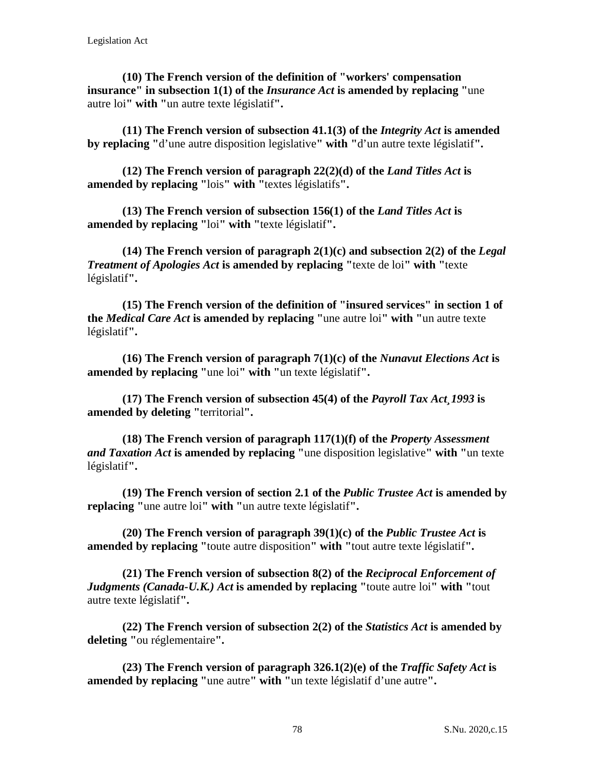**(10) The French version of the definition of "workers' compensation insurance" in subsection 1(1) of the *Insurance Act* is amended by replacing "**une autre loi**" with "**un autre texte législatif**".**

**(11) The French version of subsection 41.1(3) of the *Integrity Act* is amended by replacing "**d'une autre disposition legislative**" with "**d'un autre texte législatif**".**

**(12) The French version of paragraph 22(2)(d) of the *Land Titles Act* is amended by replacing "**lois**" with "**textes législatifs**".**

**(13) The French version of subsection 156(1) of the *Land Titles Act* is amended by replacing "**loi**" with "**texte législatif**".**

**(14) The French version of paragraph 2(1)(c) and subsection 2(2) of the *Legal Treatment of Apologies Act* is amended by replacing "**texte de loi**" with "**texte législatif**".**

**(15) The French version of the definition of "insured services" in section 1 of the *Medical Care Act* is amended by replacing "**une autre loi**" with "**un autre texte législatif**".**

**(16) The French version of paragraph 7(1)(c) of the *Nunavut Elections Act* is amended by replacing "**une loi**" with "**un texte législatif**".**

**(17) The French version of subsection 45(4) of the *Payroll Tax Act¸1993* is amended by deleting "**territorial**".**

**(18) The French version of paragraph 117(1)(f) of the *Property Assessment and Taxation Act* is amended by replacing "**une disposition legislative**" with "**un texte législatif**".**

**(19) The French version of section 2.1 of the *Public Trustee Act* is amended by replacing "**une autre loi**" with "**un autre texte législatif**".**

**(20) The French version of paragraph 39(1)(c) of the *Public Trustee Act* is amended by replacing "**toute autre disposition**" with "**tout autre texte législatif**".**

**(21) The French version of subsection 8(2) of the *Reciprocal Enforcement of Judgments (Canada-U.K.) Act* is amended by replacing "**toute autre loi**" with "**tout autre texte législatif**".**

**(22) The French version of subsection 2(2) of the *Statistics Act* is amended by deleting "**ou réglementaire**".**

**(23) The French version of paragraph 326.1(2)(e) of the *Traffic Safety Act* is amended by replacing "**une autre**" with "**un texte législatif d'une autre**".**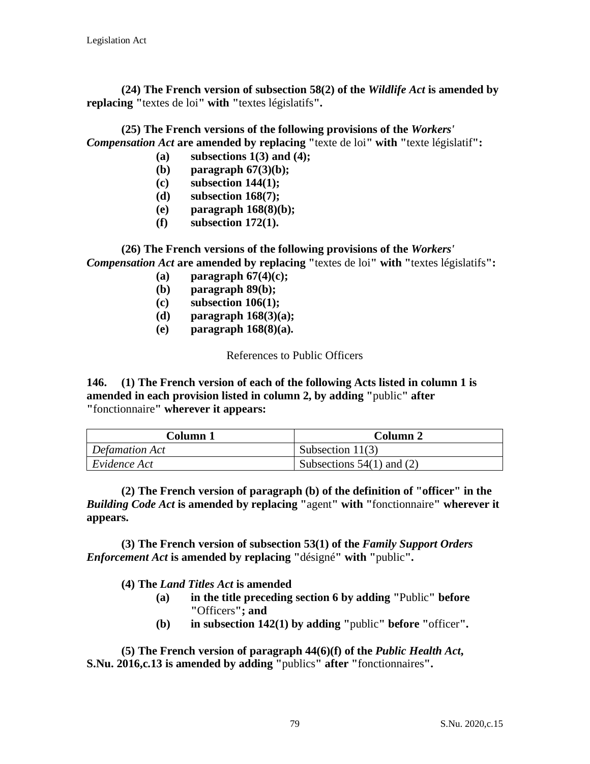**(24) The French version of subsection 58(2) of the *Wildlife Act* is amended by replacing "**textes de loi**" with "**textes législatifs**".**

**(25) The French versions of the following provisions of the *Workers' Compensation Act* are amended by replacing "**texte de loi**" with "**texte législatif**":**

- **(a) subsections 1(3) and (4);**
- **(b) paragraph 67(3)(b);**
- **(c) subsection 144(1);**
- **(d) subsection 168(7);**
- **(e) paragraph 168(8)(b);**
- **(f) subsection 172(1).**

**(26) The French versions of the following provisions of the *Workers' Compensation Act* are amended by replacing "**textes de loi**" with "**textes législatifs**":**

- **(a) paragraph 67(4)(c);**
- **(b) paragraph 89(b);**
- **(c) subsection 106(1);**
- **(d) paragraph 168(3)(a);**
- **(e) paragraph 168(8)(a).**

References to Public Officers

**146. (1) The French version of each of the following Acts listed in column 1 is amended in each provision listed in column 2, by adding "**public**" after "**fonctionnaire**" wherever it appears:**

| Column 1 | Column 2 |
|---|---|
| *Defamation Act* | Subsection 11(3) |
| *Evidence Act* | Subsections 54(1) and (2) |

**(2) The French version of paragraph (b) of the definition of "officer" in the *Building Code Act* is amended by replacing "**agent**" with "**fonctionnaire**" wherever it appears.**

**(3) The French version of subsection 53(1) of the *Family Support Orders Enforcement Act* is amended by replacing "**désigné**" with "**public**".**

**(4) The *Land Titles Act* is amended**

- **(a) in the title preceding section 6 by adding "**Public**" before "**Officers**"; and**
- **(b) in subsection 142(1) by adding "**public**" before "**officer**".**

**(5) The French version of paragraph 44(6)(f) of the *Public Health Act*, S.Nu. 2016,c.13 is amended by adding "**publics**" after "**fonctionnaires**".**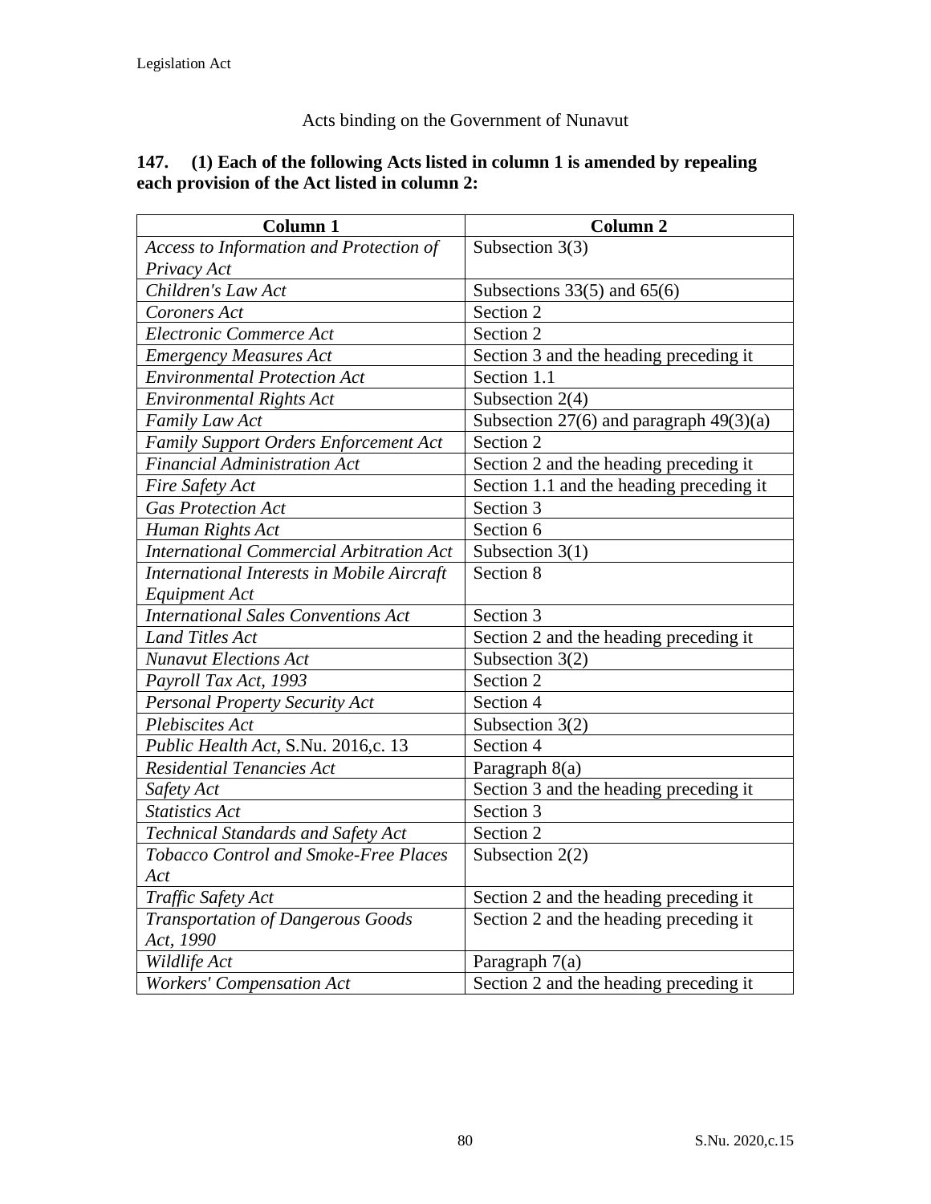Acts binding on the Government of Nunavut

**147. (1) Each of the following Acts listed in column 1 is amended by repealing each provision of the Act listed in column 2:**

| Column 1 | Column 2 |
|---|---|
| *Access to Information and Protection of Privacy Act* | Subsection 3(3) |
| *Children's Law Act* | Subsections 33(5) and 65(6) |
| *Coroners Act* | Section 2 |
| *Electronic Commerce Act* | Section 2 |
| *Emergency Measures Act* | Section 3 and the heading preceding it |
| *Environmental Protection Act* | Section 1.1 |
| *Environmental Rights Act* | Subsection 2(4) |
| *Family Law Act* | Subsection 27(6) and paragraph 49(3)(a) |
| *Family Support Orders Enforcement Act* | Section 2 |
| *Financial Administration Act* | Section 2 and the heading preceding it |
| *Fire Safety Act* | Section 1.1 and the heading preceding it |
| *Gas Protection Act* | Section 3 |
| *Human Rights Act* | Section 6 |
| *International Commercial Arbitration Act* | Subsection 3(1) |
| *International Interests in Mobile Aircraft Equipment Act* | Section 8 |
| *International Sales Conventions Act* | Section 3 |
| *Land Titles Act* | Section 2 and the heading preceding it |
| *Nunavut Elections Act* | Subsection 3(2) |
| *Payroll Tax Act, 1993* | Section 2 |
| *Personal Property Security Act* | Section 4 |
| *Plebiscites Act* | Subsection 3(2) |
| *Public Health Act*, S.Nu. 2016,c. 13 | Section 4 |
| *Residential Tenancies Act* | Paragraph 8(a) |
| *Safety Act* | Section 3 and the heading preceding it |
| *Statistics Act* | Section 3 |
| *Technical Standards and Safety Act* | Section 2 |
| *Tobacco Control and Smoke-Free Places Act* | Subsection 2(2) |
| *Traffic Safety Act* | Section 2 and the heading preceding it |
| *Transportation of Dangerous Goods Act, 1990* | Section 2 and the heading preceding it |
| *Wildlife Act* | Paragraph 7(a) |
| *Workers' Compensation Act* | Section 2 and the heading preceding it |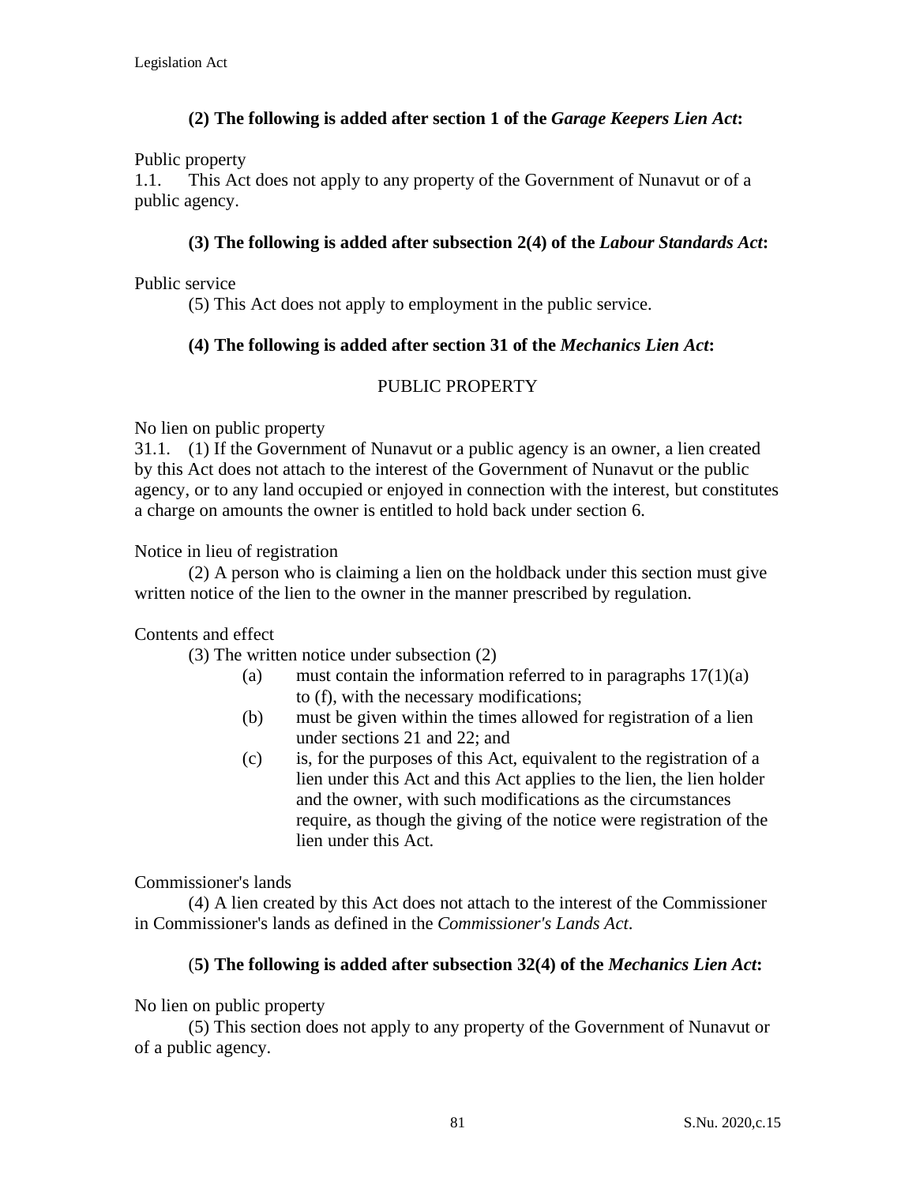**(2) The following is added after section 1 of the *Garage Keepers Lien Act*:**

Public property

1.1. This Act does not apply to any property of the Government of Nunavut or of a public agency.

**(3) The following is added after subsection 2(4) of the *Labour Standards Act*:**

Public service

(5) This Act does not apply to employment in the public service.

**(4) The following is added after section 31 of the *Mechanics Lien Act*:**

PUBLIC PROPERTY

No lien on public property

31.1. (1) If the Government of Nunavut or a public agency is an owner, a lien created by this Act does not attach to the interest of the Government of Nunavut or the public agency, or to any land occupied or enjoyed in connection with the interest, but constitutes a charge on amounts the owner is entitled to hold back under section 6.

Notice in lieu of registration

(2) A person who is claiming a lien on the holdback under this section must give written notice of the lien to the owner in the manner prescribed by regulation.

Contents and effect

(3) The written notice under subsection (2)

(a) must contain the information referred to in paragraphs 17(1)(a) to (f), with the necessary modifications;

(b) must be given within the times allowed for registration of a lien under sections 21 and 22; and

(c) is, for the purposes of this Act, equivalent to the registration of a lien under this Act and this Act applies to the lien, the lien holder and the owner, with such modifications as the circumstances require, as though the giving of the notice were registration of the lien under this Act.

Commissioner's lands

(4) A lien created by this Act does not attach to the interest of the Commissioner in Commissioner's lands as defined in the *Commissioner's Lands Act*.

**(5) The following is added after subsection 32(4) of the *Mechanics Lien Act*:**

No lien on public property

(5) This section does not apply to any property of the Government of Nunavut or of a public agency.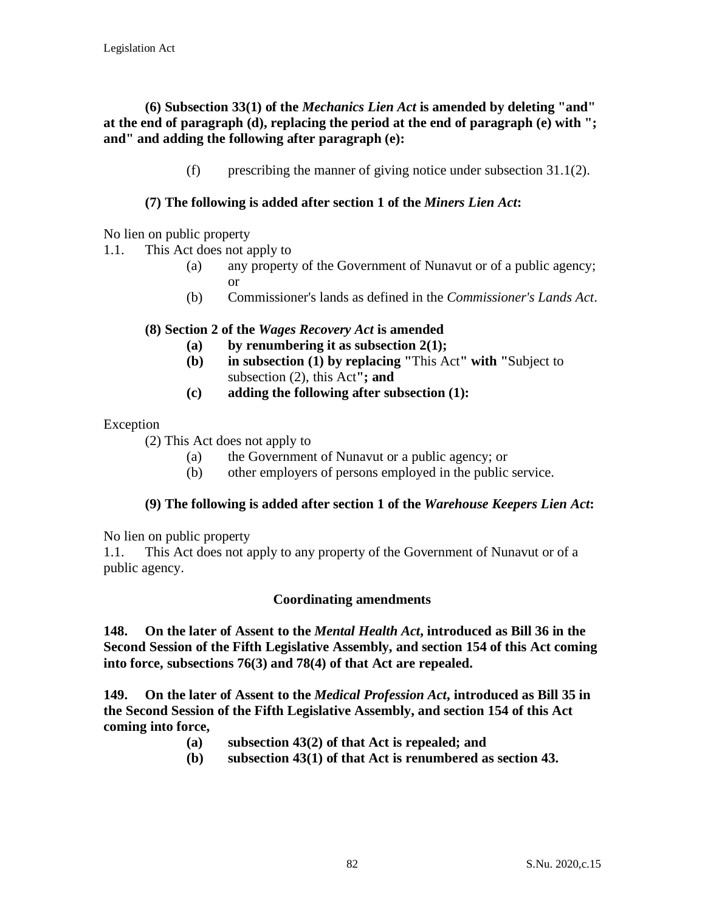**(6) Subsection 33(1) of the *Mechanics Lien Act* is amended by deleting "and" at the end of paragraph (d), replacing the period at the end of paragraph (e) with "; and" and adding the following after paragraph (e):**

(f) prescribing the manner of giving notice under subsection 31.1(2).

**(7) The following is added after section 1 of the *Miners Lien Act*:**

No lien on public property

1.1. This Act does not apply to

(a) any property of the Government of Nunavut or of a public agency; or

(b) Commissioner's lands as defined in the *Commissioner's Lands Act*.

**(8) Section 2 of the *Wages Recovery Act* is amended**

**(a) by renumbering it as subsection 2(1);**

**(b) in subsection (1) by replacing "**This Act**" with "**Subject to subsection (2), this Act**"; and**

**(c) adding the following after subsection (1):**

Exception

(2) This Act does not apply to

(a) the Government of Nunavut or a public agency; or

(b) other employers of persons employed in the public service.

**(9) The following is added after section 1 of the *Warehouse Keepers Lien Act*:**

No lien on public property

1.1. This Act does not apply to any property of the Government of Nunavut or of a public agency.

### Coordinating amendments

**148. On the later of Assent to the *Mental Health Act*, introduced as Bill 36 in the Second Session of the Fifth Legislative Assembly, and section 154 of this Act coming into force, subsections 76(3) and 78(4) of that Act are repealed.**

**149. On the later of Assent to the *Medical Profession Act*, introduced as Bill 35 in the Second Session of the Fifth Legislative Assembly, and section 154 of this Act coming into force,**

**(a) subsection 43(2) of that Act is repealed; and**

**(b) subsection 43(1) of that Act is renumbered as section 43.**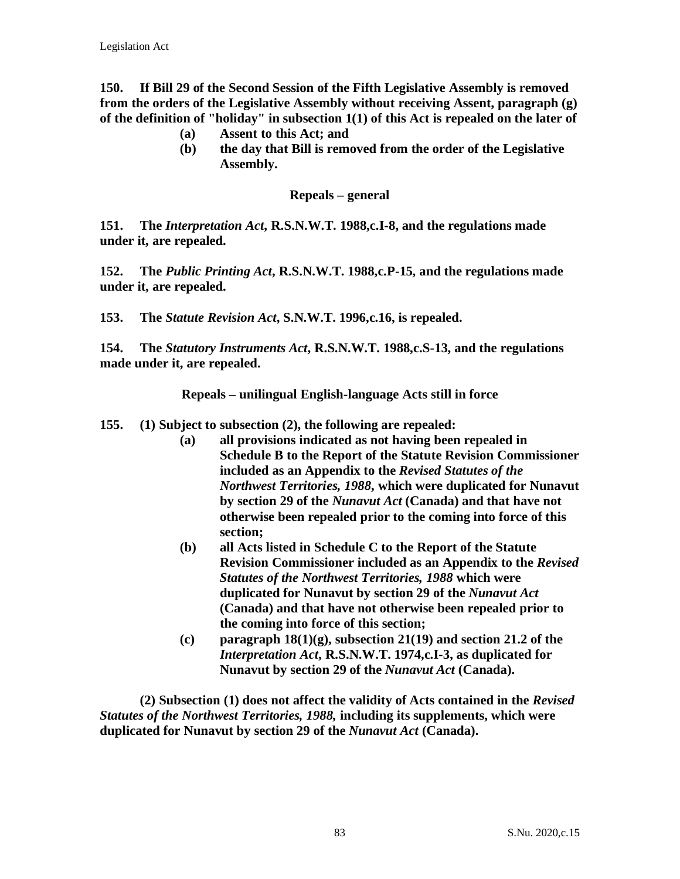**150. If Bill 29 of the Second Session of the Fifth Legislative Assembly is removed from the orders of the Legislative Assembly without receiving Assent, paragraph (g) of the definition of "holiday" in subsection 1(1) of this Act is repealed on the later of**

- **(a) Assent to this Act; and**
- **(b) the day that Bill is removed from the order of the Legislative Assembly.**

### Repeals – general

**151. The *Interpretation Act*, R.S.N.W.T. 1988,c.I-8, and the regulations made under it, are repealed.**

**152. The *Public Printing Act*, R.S.N.W.T. 1988,c.P-15, and the regulations made under it, are repealed.**

**153. The *Statute Revision Act*, S.N.W.T. 1996,c.16, is repealed.**

**154. The *Statutory Instruments Act*, R.S.N.W.T. 1988,c.S-13, and the regulations made under it, are repealed.**

### Repeals – unilingual English-language Acts still in force

**155. (1) Subject to subsection (2), the following are repealed:**

- **(a) all provisions indicated as not having been repealed in Schedule B to the Report of the Statute Revision Commissioner included as an Appendix to the *Revised Statutes of the Northwest Territories, 1988*, which were duplicated for Nunavut by section 29 of the *Nunavut Act* (Canada) and that have not otherwise been repealed prior to the coming into force of this section;**
- **(b) all Acts listed in Schedule C to the Report of the Statute Revision Commissioner included as an Appendix to the *Revised Statutes of the Northwest Territories, 1988* which were duplicated for Nunavut by section 29 of the *Nunavut Act* (Canada) and that have not otherwise been repealed prior to the coming into force of this section;**
- **(c) paragraph 18(1)(g), subsection 21(19) and section 21.2 of the *Interpretation Act*, R.S.N.W.T. 1974,c.I-3, as duplicated for Nunavut by section 29 of the *Nunavut Act* (Canada).**

**(2) Subsection (1) does not affect the validity of Acts contained in the *Revised Statutes of the Northwest Territories, 1988*, including its supplements, which were duplicated for Nunavut by section 29 of the *Nunavut Act* (Canada).**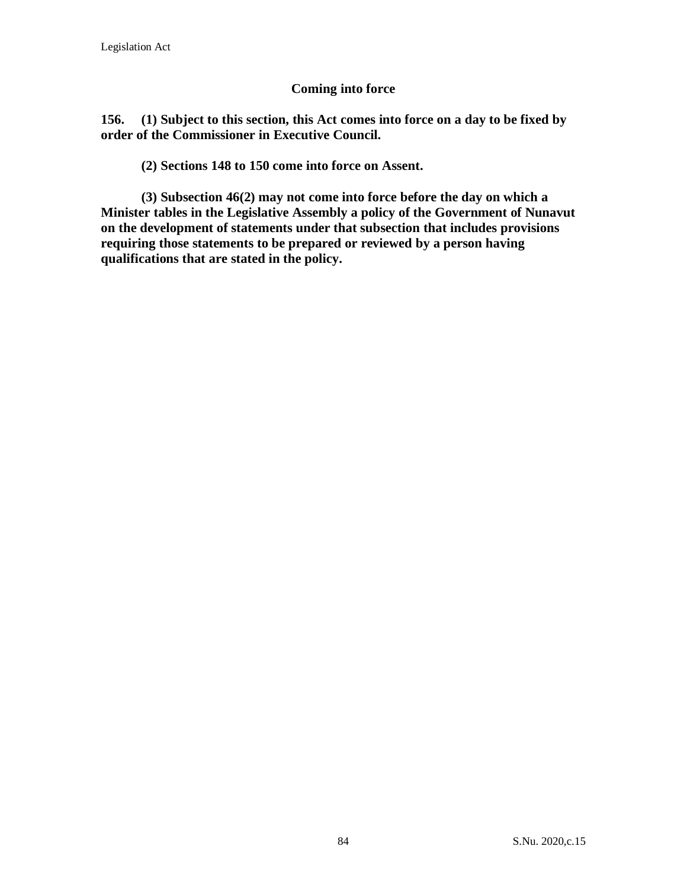### Coming into force

**156. (1) Subject to this section, this Act comes into force on a day to be fixed by order of the Commissioner in Executive Council.**

**(2) Sections 148 to 150 come into force on Assent.**

**(3) Subsection 46(2) may not come into force before the day on which a Minister tables in the Legislative Assembly a policy of the Government of Nunavut on the development of statements under that subsection that includes provisions requiring those statements to be prepared or reviewed by a person having qualifications that are stated in the policy.**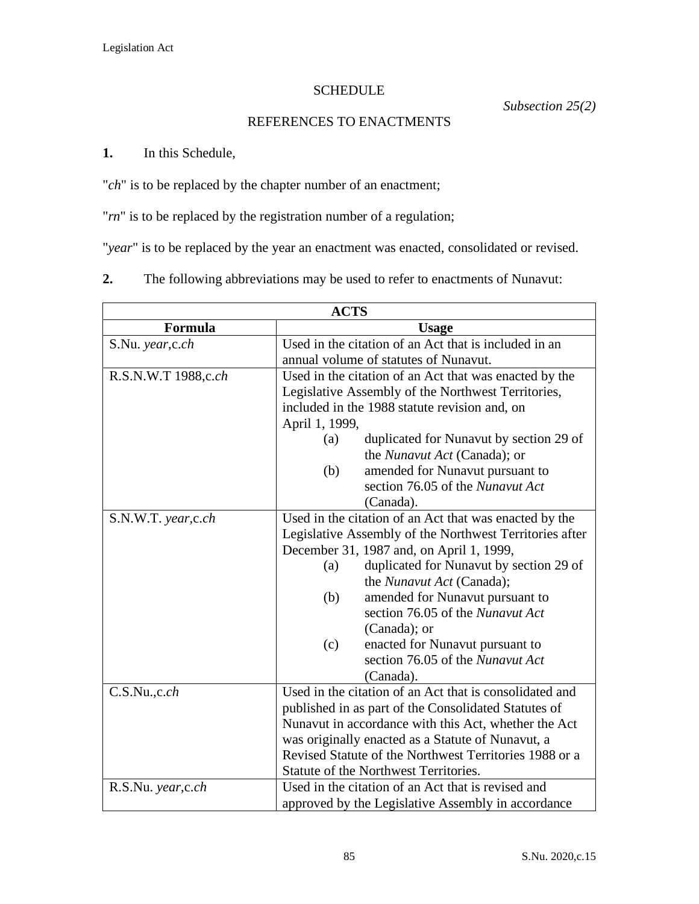# SCHEDULE

*Subsection 25(2)*

## REFERENCES TO ENACTMENTS

**1.** In this Schedule,

"*ch*" is to be replaced by the chapter number of an enactment;

"*rn*" is to be replaced by the registration number of a regulation;

"*year*" is to be replaced by the year an enactment was enacted, consolidated or revised.

**2.** The following abbreviations may be used to refer to enactments of Nunavut:

| **ACTS** | |
|---|---|
| **Formula** | **Usage** |
| S.Nu. *year*,c.*ch* | Used in the citation of an Act that is included in an annual volume of statutes of Nunavut. |
| R.S.N.W.T 1988,c.*ch* | Used in the citation of an Act that was enacted by the Legislative Assembly of the Northwest Territories, included in the 1988 statute revision and, on April 1, 1999, (a) duplicated for Nunavut by section 29 of the *Nunavut Act* (Canada); or (b) amended for Nunavut pursuant to section 76.05 of the *Nunavut Act* (Canada). |
| S.N.W.T. *year*,c.*ch* | Used in the citation of an Act that was enacted by the Legislative Assembly of the Northwest Territories after December 31, 1987 and, on April 1, 1999, (a) duplicated for Nunavut by section 29 of the *Nunavut Act* (Canada); (b) amended for Nunavut pursuant to section 76.05 of the *Nunavut Act* (Canada); or (c) enacted for Nunavut pursuant to section 76.05 of the *Nunavut Act* (Canada). |
| C.S.Nu.,c.*ch* | Used in the citation of an Act that is consolidated and published in as part of the Consolidated Statutes of Nunavut in accordance with this Act, whether the Act was originally enacted as a Statute of Nunavut, a Revised Statute of the Northwest Territories 1988 or a Statute of the Northwest Territories. |
| R.S.Nu. *year*,c.*ch* | Used in the citation of an Act that is revised and approved by the Legislative Assembly in accordance |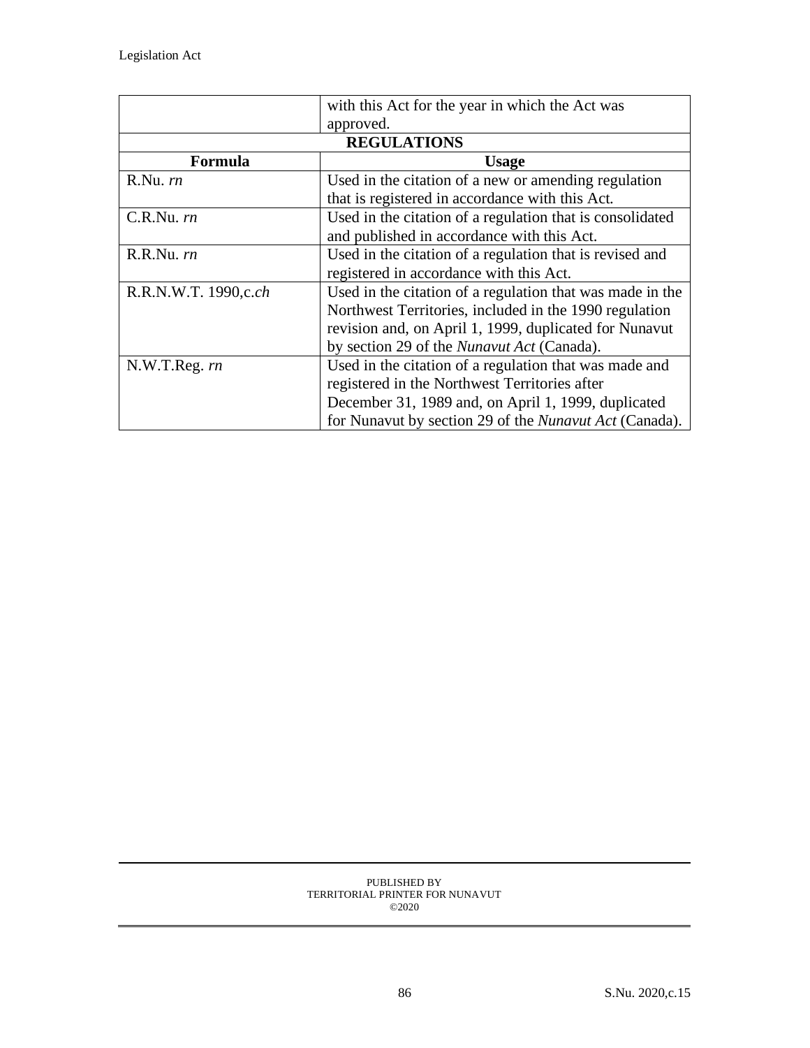| | |
|---|---|
| | with this Act for the year in which the Act was approved. |
| **REGULATIONS** | |
| **Formula** | **Usage** |
| R.Nu. *rn* | Used in the citation of a new or amending regulation that is registered in accordance with this Act. |
| C.R.Nu. *rn* | Used in the citation of a regulation that is consolidated and published in accordance with this Act. |
| R.R.Nu. *rn* | Used in the citation of a regulation that is revised and registered in accordance with this Act. |
| R.R.N.W.T. 1990,c.*ch* | Used in the citation of a regulation that was made in the Northwest Territories, included in the 1990 regulation revision and, on April 1, 1999, duplicated for Nunavut by section 29 of the *Nunavut Act* (Canada). |
| N.W.T.Reg. *rn* | Used in the citation of a regulation that was made and registered in the Northwest Territories after December 31, 1989 and, on April 1, 1999, duplicated for Nunavut by section 29 of the *Nunavut Act* (Canada). |

PUBLISHED BY
TERRITORIAL PRINTER FOR NUNAVUT
©2020